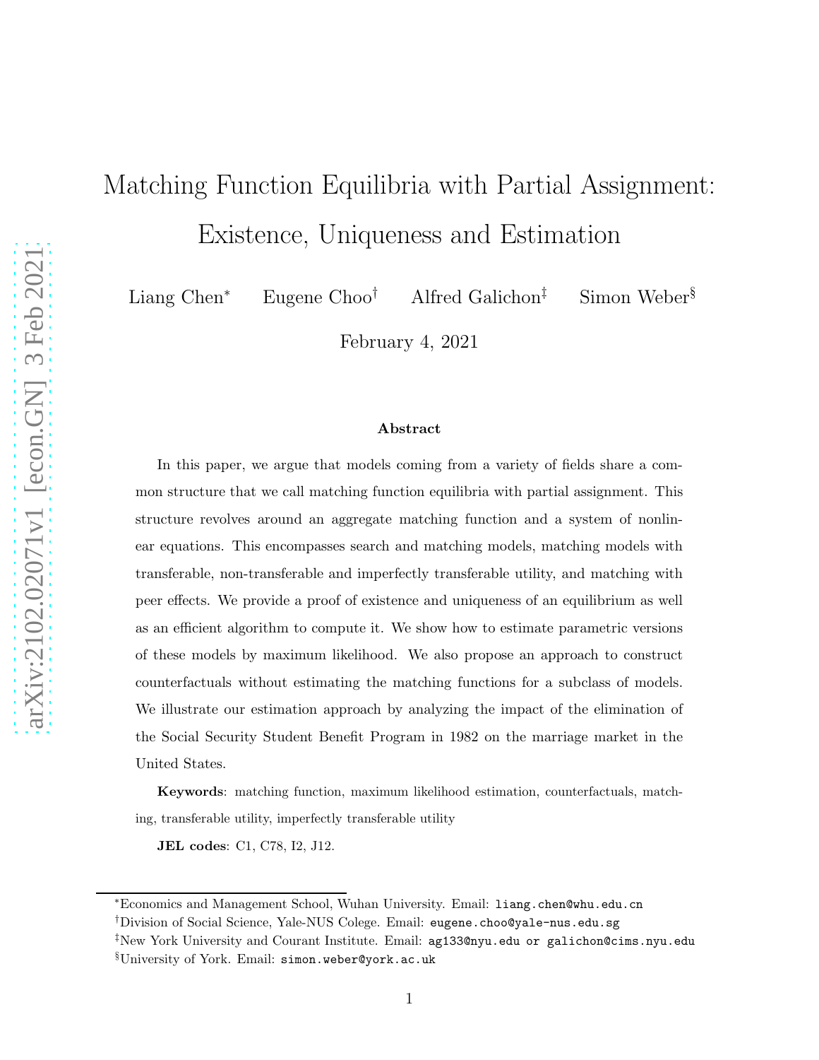# Matching Function Equilibria with Partial Assignment: Existence, Uniqueness and Estimation

Liang Chen[*] Eugene Choo[†] Alfred Galichon[‡] Simon Weber[§]

February 4, 2021

### Abstract

In this paper, we argue that models coming from a variety of fields share a common structure that we call matching function equilibria with partial assignment. This structure revolves around an aggregate matching function and a system of nonlinear equations. This encompasses search and matching models, matching models with transferable, non-transferable and imperfectly transferable utility, and matching with peer effects. We provide a proof of existence and uniqueness of an equilibrium as well as an efficient algorithm to compute it. We show how to estimate parametric versions of these models by maximum likelihood. We also propose an approach to construct counterfactuals without estimating the matching functions for a subclass of models. We illustrate our estimation approach by analyzing the impact of the elimination of the Social Security Student Benefit Program in 1982 on the marriage market in the United States.

**Keywords**: matching function, maximum likelihood estimation, counterfactuals, matching, transferable utility, imperfectly transferable utility

**JEL codes**: C1, C78, I2, J12.

---

[*] Economics and Management School, Wuhan University. Email: liang.chen@whu.edu.cn

[†] Division of Social Science, Yale-NUS Colege. Email: eugene.choo@yale-nus.edu.sg

[‡] New York University and Courant Institute. Email: ag133@nyu.edu or galichon@cims.nyu.edu

[§] University of York. Email: simon.weber@york.ac.uk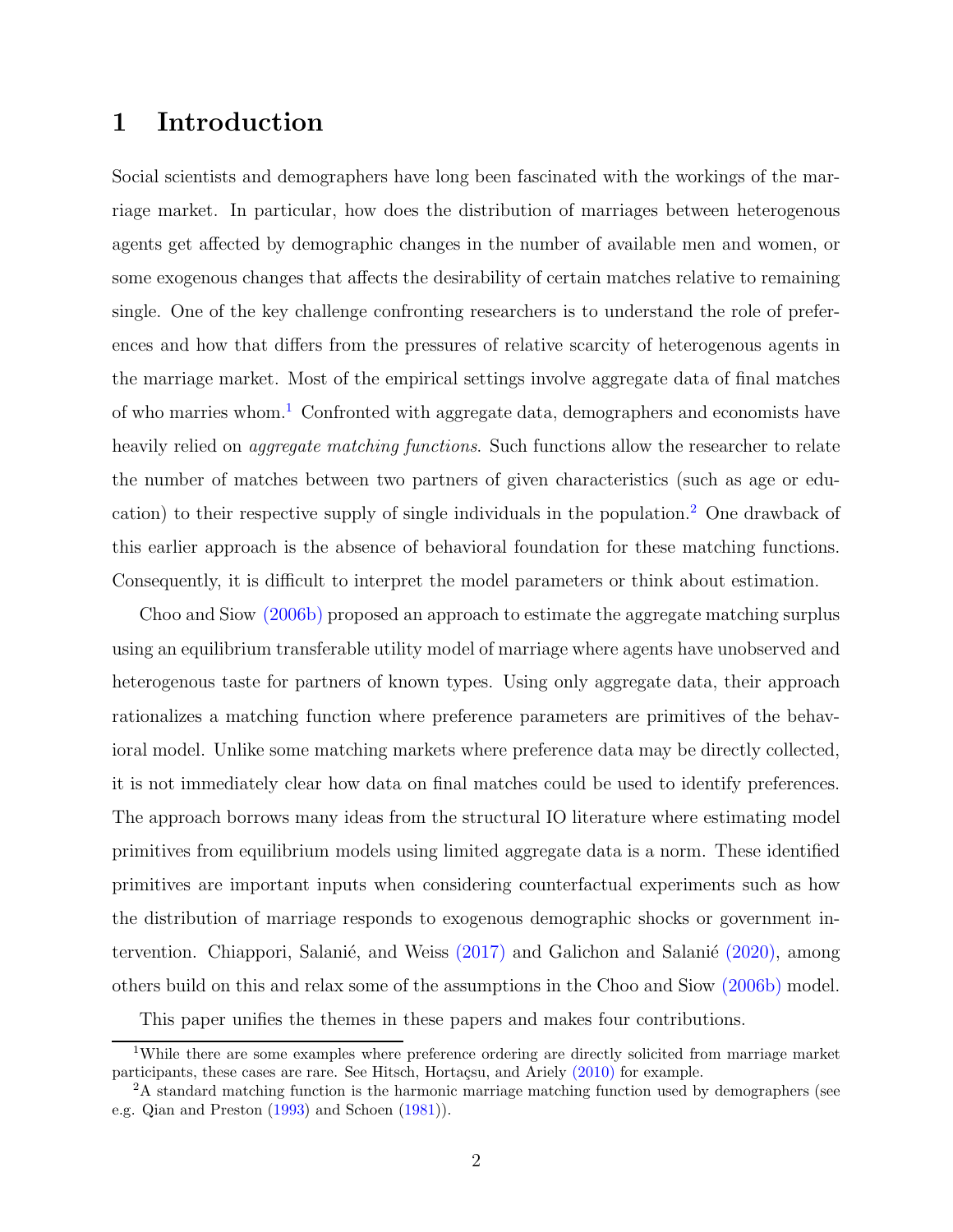# 1 Introduction

Social scientists and demographers have long been fascinated with the workings of the marriage market. In particular, how does the distribution of marriages between heterogenous agents get affected by demographic changes in the number of available men and women, or some exogenous changes that affects the desirability of certain matches relative to remaining single. One of the key challenge confronting researchers is to understand the role of preferences and how that differs from the pressures of relative scarcity of heterogenous agents in the marriage market. Most of the empirical settings involve aggregate data of final matches of who marries whom.[1] Confronted with aggregate data, demographers and economists have heavily relied on *aggregate matching functions*. Such functions allow the researcher to relate the number of matches between two partners of given characteristics (such as age or education) to their respective supply of single individuals in the population.[2] One drawback of this earlier approach is the absence of behavioral foundation for these matching functions. Consequently, it is difficult to interpret the model parameters or think about estimation.

Choo and Siow (2006b) proposed an approach to estimate the aggregate matching surplus using an equilibrium transferable utility model of marriage where agents have unobserved and heterogenous taste for partners of known types. Using only aggregate data, their approach rationalizes a matching function where preference parameters are primitives of the behavioral model. Unlike some matching markets where preference data may be directly collected, it is not immediately clear how data on final matches could be used to identify preferences. The approach borrows many ideas from the structural IO literature where estimating model primitives from equilibrium models using limited aggregate data is a norm. These identified primitives are important inputs when considering counterfactual experiments such as how the distribution of marriage responds to exogenous demographic shocks or government intervention. Chiappori, Salanié, and Weiss (2017) and Galichon and Salanié (2020), among others build on this and relax some of the assumptions in the Choo and Siow (2006b) model.

This paper unifies the themes in these papers and makes four contributions.

[1] While there are some examples where preference ordering are directly solicited from marriage market participants, these cases are rare. See Hitsch, Hortaçsu, and Ariely (2010) for example.

[2] A standard matching function is the harmonic marriage matching function used by demographers (see e.g. Qian and Preston (1993) and Schoen (1981)).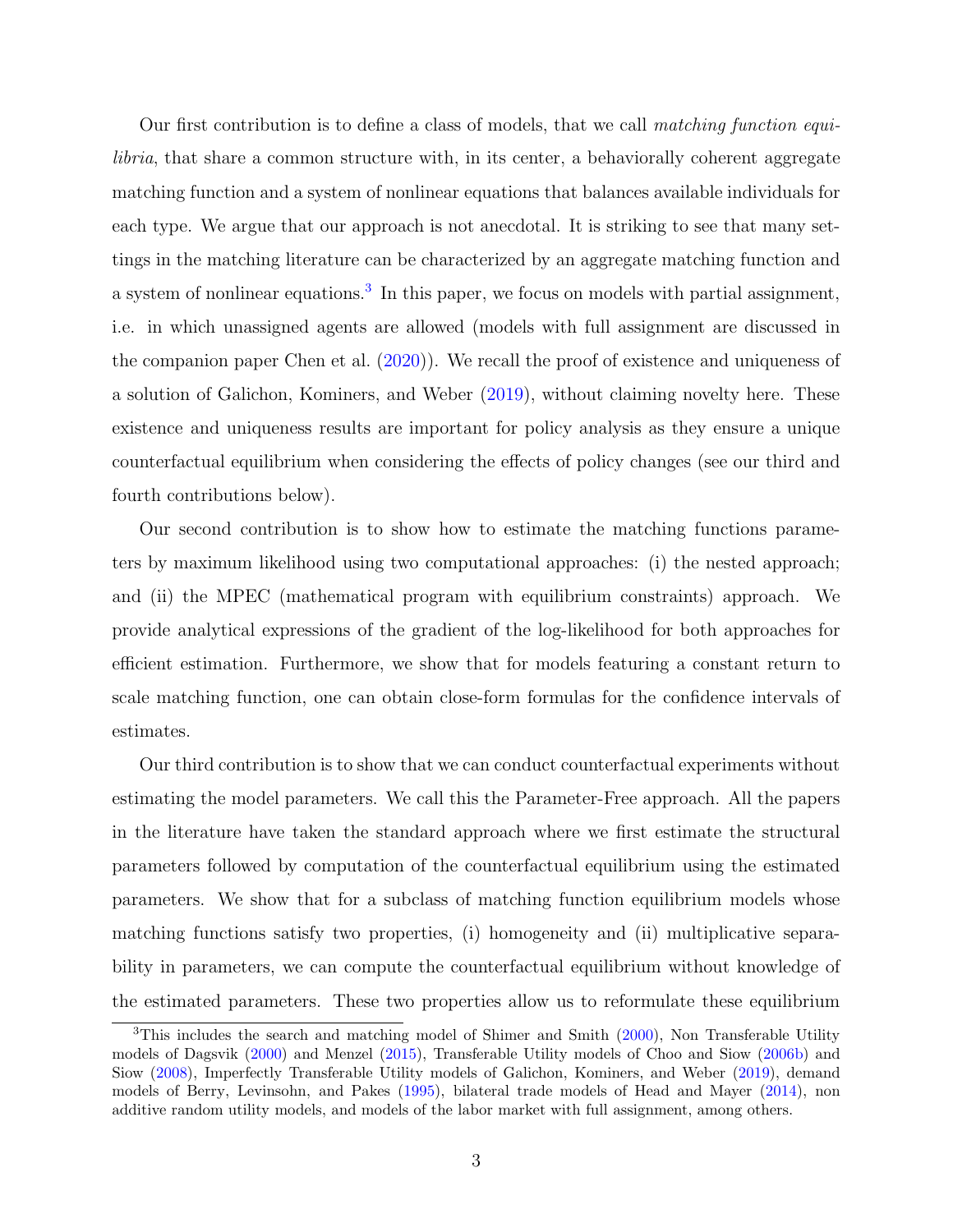Our first contribution is to define a class of models, that we call *matching function equilibria*, that share a common structure with, in its center, a behaviorally coherent aggregate matching function and a system of nonlinear equations that balances available individuals for each type. We argue that our approach is not anecdotal. It is striking to see that many settings in the matching literature can be characterized by an aggregate matching function and a system of nonlinear equations.[3] In this paper, we focus on models with partial assignment, i.e. in which unassigned agents are allowed (models with full assignment are discussed in the companion paper Chen et al. (2020)). We recall the proof of existence and uniqueness of a solution of Galichon, Kominers, and Weber (2019), without claiming novelty here. These existence and uniqueness results are important for policy analysis as they ensure a unique counterfactual equilibrium when considering the effects of policy changes (see our third and fourth contributions below).

Our second contribution is to show how to estimate the matching functions parameters by maximum likelihood using two computational approaches: (i) the nested approach; and (ii) the MPEC (mathematical program with equilibrium constraints) approach. We provide analytical expressions of the gradient of the log-likelihood for both approaches for efficient estimation. Furthermore, we show that for models featuring a constant return to scale matching function, one can obtain close-form formulas for the confidence intervals of estimates.

Our third contribution is to show that we can conduct counterfactual experiments without estimating the model parameters. We call this the Parameter-Free approach. All the papers in the literature have taken the standard approach where we first estimate the structural parameters followed by computation of the counterfactual equilibrium using the estimated parameters. We show that for a subclass of matching function equilibrium models whose matching functions satisfy two properties, (i) homogeneity and (ii) multiplicative separability in parameters, we can compute the counterfactual equilibrium without knowledge of the estimated parameters. These two properties allow us to reformulate these equilibrium

[3]This includes the search and matching model of Shimer and Smith (2000), Non Transferable Utility models of Dagsvik (2000) and Menzel (2015), Transferable Utility models of Choo and Siow (2006b) and Siow (2008), Imperfectly Transferable Utility models of Galichon, Kominers, and Weber (2019), demand models of Berry, Levinsohn, and Pakes (1995), bilateral trade models of Head and Mayer (2014), non additive random utility models, and models of the labor market with full assignment, among others.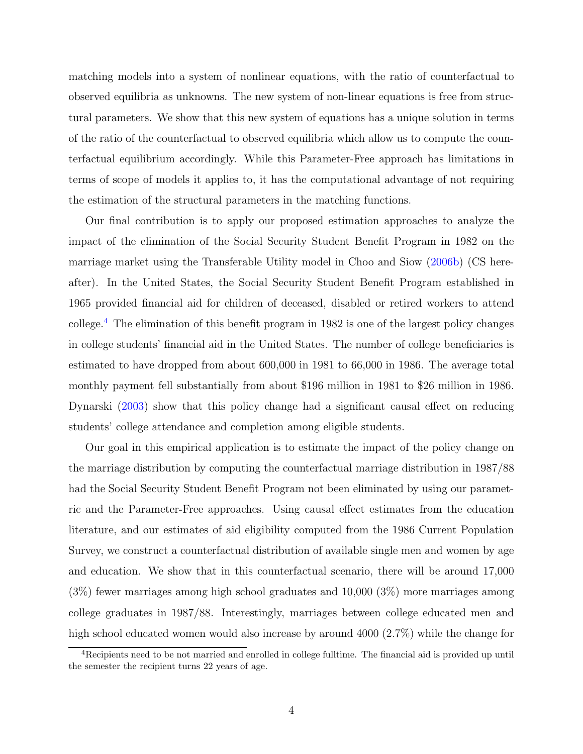matching models into a system of nonlinear equations, with the ratio of counterfactual to observed equilibria as unknowns. The new system of non-linear equations is free from structural parameters. We show that this new system of equations has a unique solution in terms of the ratio of the counterfactual to observed equilibria which allow us to compute the counterfactual equilibrium accordingly. While this Parameter-Free approach has limitations in terms of scope of models it applies to, it has the computational advantage of not requiring the estimation of the structural parameters in the matching functions.

Our final contribution is to apply our proposed estimation approaches to analyze the impact of the elimination of the Social Security Student Benefit Program in 1982 on the marriage market using the Transferable Utility model in Choo and Siow (2006b) (CS hereafter). In the United States, the Social Security Student Benefit Program established in 1965 provided financial aid for children of deceased, disabled or retired workers to attend college.[4] The elimination of this benefit program in 1982 is one of the largest policy changes in college students' financial aid in the United States. The number of college beneficiaries is estimated to have dropped from about 600,000 in 1981 to 66,000 in 1986. The average total monthly payment fell substantially from about $196 million in 1981 to $26 million in 1986. Dynarski (2003) show that this policy change had a significant causal effect on reducing students' college attendance and completion among eligible students.

Our goal in this empirical application is to estimate the impact of the policy change on the marriage distribution by computing the counterfactual marriage distribution in 1987/88 had the Social Security Student Benefit Program not been eliminated by using our parametric and the Parameter-Free approaches. Using causal effect estimates from the education literature, and our estimates of aid eligibility computed from the 1986 Current Population Survey, we construct a counterfactual distribution of available single men and women by age and education. We show that in this counterfactual scenario, there will be around 17,000 (3%) fewer marriages among high school graduates and 10,000 (3%) more marriages among college graduates in 1987/88. Interestingly, marriages between college educated men and high school educated women would also increase by around 4000 (2.7%) while the change for

[4] Recipients need to be not married and enrolled in college fulltime. The financial aid is provided up until the semester the recipient turns 22 years of age.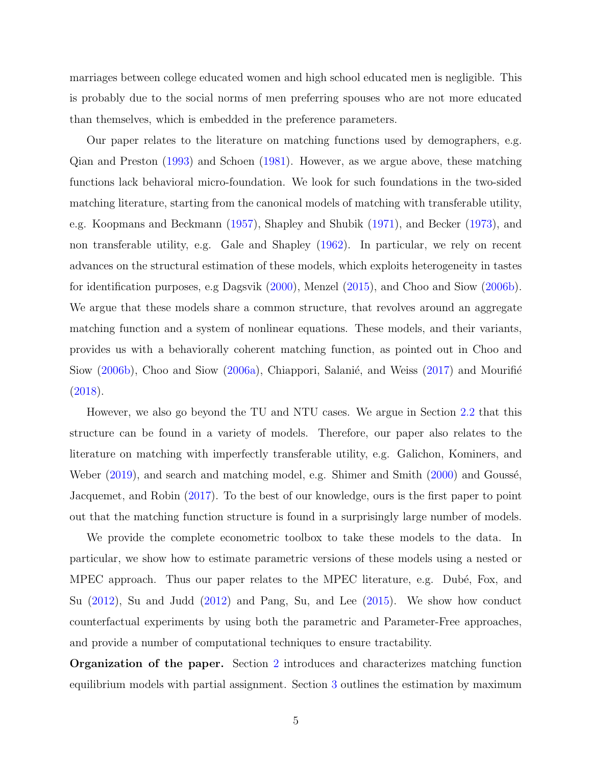marriages between college educated women and high school educated men is negligible. This is probably due to the social norms of men preferring spouses who are not more educated than themselves, which is embedded in the preference parameters.

Our paper relates to the literature on matching functions used by demographers, e.g. Qian and Preston (1993) and Schoen (1981). However, as we argue above, these matching functions lack behavioral micro-foundation. We look for such foundations in the two-sided matching literature, starting from the canonical models of matching with transferable utility, e.g. Koopmans and Beckmann (1957), Shapley and Shubik (1971), and Becker (1973), and non transferable utility, e.g. Gale and Shapley (1962). In particular, we rely on recent advances on the structural estimation of these models, which exploits heterogeneity in tastes for identification purposes, e.g Dagsvik (2000), Menzel (2015), and Choo and Siow (2006b). We argue that these models share a common structure, that revolves around an aggregate matching function and a system of nonlinear equations. These models, and their variants, provides us with a behaviorally coherent matching function, as pointed out in Choo and Siow (2006b), Choo and Siow (2006a), Chiappori, Salanié, and Weiss (2017) and Mourifié (2018).

However, we also go beyond the TU and NTU cases. We argue in Section 2.2 that this structure can be found in a variety of models. Therefore, our paper also relates to the literature on matching with imperfectly transferable utility, e.g. Galichon, Kominers, and Weber (2019), and search and matching model, e.g. Shimer and Smith (2000) and Goussé, Jacquemet, and Robin (2017). To the best of our knowledge, ours is the first paper to point out that the matching function structure is found in a surprisingly large number of models.

We provide the complete econometric toolbox to take these models to the data. In particular, we show how to estimate parametric versions of these models using a nested or MPEC approach. Thus our paper relates to the MPEC literature, e.g. Dubé, Fox, and Su (2012), Su and Judd (2012) and Pang, Su, and Lee (2015). We show how conduct counterfactual experiments by using both the parametric and Parameter-Free approaches, and provide a number of computational techniques to ensure tractability.

**Organization of the paper.** Section 2 introduces and characterizes matching function equilibrium models with partial assignment. Section 3 outlines the estimation by maximum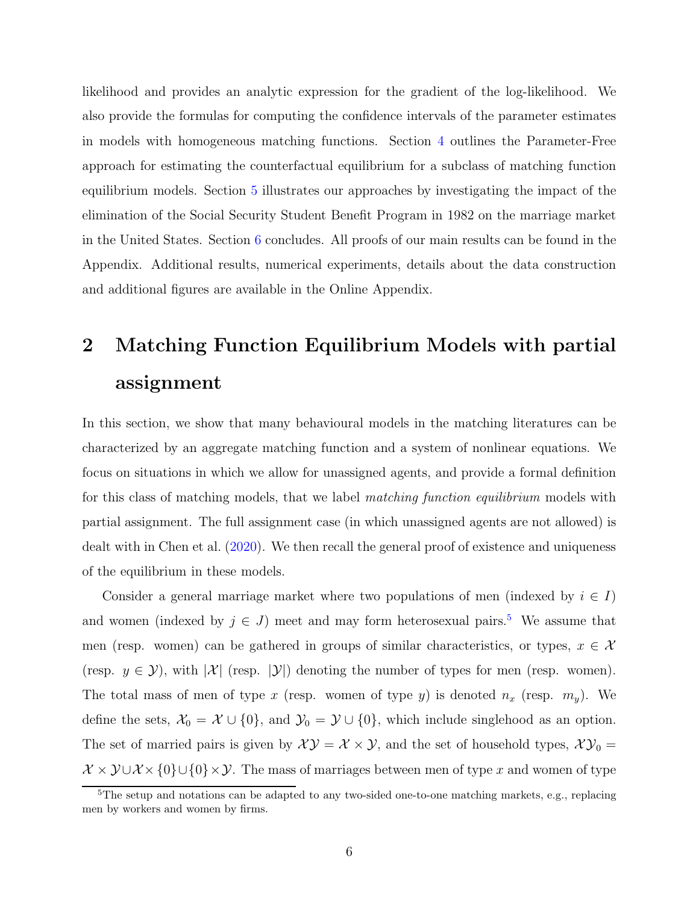likelihood and provides an analytic expression for the gradient of the log-likelihood. We also provide the formulas for computing the confidence intervals of the parameter estimates in models with homogeneous matching functions. Section 4 outlines the Parameter-Free approach for estimating the counterfactual equilibrium for a subclass of matching function equilibrium models. Section 5 illustrates our approaches by investigating the impact of the elimination of the Social Security Student Benefit Program in 1982 on the marriage market in the United States. Section 6 concludes. All proofs of our main results can be found in the Appendix. Additional results, numerical experiments, details about the data construction and additional figures are available in the Online Appendix.

# 2 Matching Function Equilibrium Models with partial assignment

In this section, we show that many behavioural models in the matching literatures can be characterized by an aggregate matching function and a system of nonlinear equations. We focus on situations in which we allow for unassigned agents, and provide a formal definition for this class of matching models, that we label *matching function equilibrium* models with partial assignment. The full assignment case (in which unassigned agents are not allowed) is dealt with in Chen et al. (2020). We then recall the general proof of existence and uniqueness of the equilibrium in these models.

Consider a general marriage market where two populations of men (indexed by $i \in I$) and women (indexed by $j \in J$) meet and may form heterosexual pairs.[5] We assume that men (resp. women) can be gathered in groups of similar characteristics, or types, $x \in \mathcal{X}$ (resp. $y \in \mathcal{Y}$), with $|\mathcal{X}|$ (resp. $|\mathcal{Y}|$) denoting the number of types for men (resp. women). The total mass of men of type $x$ (resp. women of type $y$) is denoted $n_x$ (resp. $m_y$). We define the sets, $\mathcal{X}_0 = \mathcal{X} \cup \{0\}$, and $\mathcal{Y}_0 = \mathcal{Y} \cup \{0\}$, which include singlehood as an option. The set of married pairs is given by $\mathcal{XY} = \mathcal{X} \times \mathcal{Y}$, and the set of household types, $\mathcal{XY}_0 = \mathcal{X} \times \mathcal{Y} \cup \mathcal{X} \times \{0\} \cup \{0\} \times \mathcal{Y}$. The mass of marriages between men of type $x$ and women of type

[5] The setup and notations can be adapted to any two-sided one-to-one matching markets, e.g., replacing men by workers and women by firms.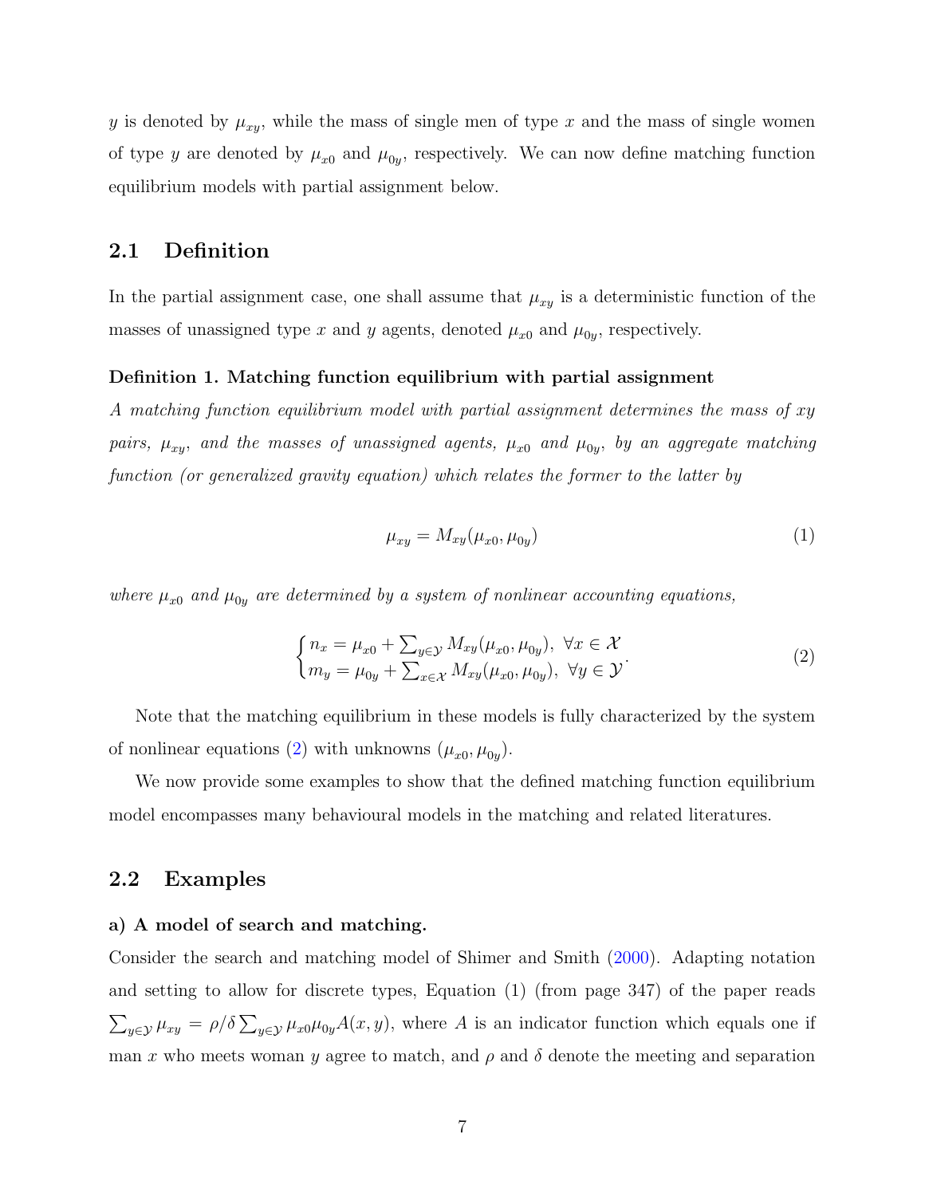$y$ is denoted by $\mu_{xy}$, while the mass of single men of type $x$ and the mass of single women of type $y$ are denoted by $\mu_{x0}$ and $\mu_{0y}$, respectively. We can now define matching function equilibrium models with partial assignment below.

## 2.1 Definition

In the partial assignment case, one shall assume that $\mu_{xy}$ is a deterministic function of the masses of unassigned type $x$ and $y$ agents, denoted $\mu_{x0}$ and $\mu_{0y}$, respectively.

**Definition 1. Matching function equilibrium with partial assignment**

*A matching function equilibrium model with partial assignment determines the mass of $xy$ pairs, $\mu_{xy}$, and the masses of unassigned agents, $\mu_{x0}$ and $\mu_{0y}$, by an aggregate matching function (or generalized gravity equation) which relates the former to the latter by*

$$\mu_{xy} = M_{xy}(\mu_{x0}, \mu_{0y}) \tag{1}$$

*where $\mu_{x0}$ and $\mu_{0y}$ are determined by a system of nonlinear accounting equations,*

$$\begin{cases} n_x = \mu_{x0} + \sum_{y \in \mathcal{Y}} M_{xy}(\mu_{x0}, \mu_{0y}), \ \forall x \in \mathcal{X} \\ m_y = \mu_{0y} + \sum_{x \in \mathcal{X}} M_{xy}(\mu_{x0}, \mu_{0y}), \ \forall y \in \mathcal{Y} \end{cases}. \tag{2}$$

Note that the matching equilibrium in these models is fully characterized by the system of nonlinear equations (2) with unknowns $(\mu_{x0}, \mu_{0y})$.

We now provide some examples to show that the defined matching function equilibrium model encompasses many behavioural models in the matching and related literatures.

## 2.2 Examples

**a) A model of search and matching.**

Consider the search and matching model of Shimer and Smith (2000). Adapting notation and setting to allow for discrete types, Equation (1) (from page 347) of the paper reads $\sum_{y \in \mathcal{Y}} \mu_{xy} = \rho/\delta \sum_{y \in \mathcal{Y}} \mu_{x0}\mu_{0y} A(x, y)$, where $A$ is an indicator function which equals one if man $x$ who meets woman $y$ agree to match, and $\rho$ and $\delta$ denote the meeting and separation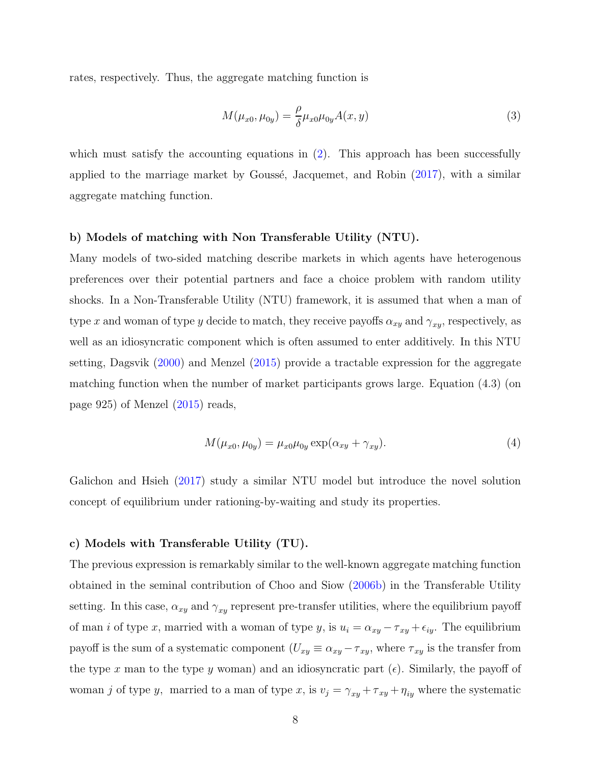rates, respectively. Thus, the aggregate matching function is

$$M(\mu_{x0}, \mu_{0y}) = \frac{\rho}{\delta} \mu_{x0} \mu_{0y} A(x, y) \tag{3}$$

which must satisfy the accounting equations in (2). This approach has been successfully applied to the marriage market by Goussé, Jacquemet, and Robin (2017), with a similar aggregate matching function.

**b) Models of matching with Non Transferable Utility (NTU).**

Many models of two-sided matching describe markets in which agents have heterogenous preferences over their potential partners and face a choice problem with random utility shocks. In a Non-Transferable Utility (NTU) framework, it is assumed that when a man of type $x$ and woman of type $y$ decide to match, they receive payoffs $\alpha_{xy}$ and $\gamma_{xy}$, respectively, as well as an idiosyncratic component which is often assumed to enter additively. In this NTU setting, Dagsvik (2000) and Menzel (2015) provide a tractable expression for the aggregate matching function when the number of market participants grows large. Equation (4.3) (on page 925) of Menzel (2015) reads,

$$M(\mu_{x0}, \mu_{0y}) = \mu_{x0} \mu_{0y} \exp(\alpha_{xy} + \gamma_{xy}). \tag{4}$$

Galichon and Hsieh (2017) study a similar NTU model but introduce the novel solution concept of equilibrium under rationing-by-waiting and study its properties.

**c) Models with Transferable Utility (TU).**

The previous expression is remarkably similar to the well-known aggregate matching function obtained in the seminal contribution of Choo and Siow (2006b) in the Transferable Utility setting. In this case, $\alpha_{xy}$ and $\gamma_{xy}$ represent pre-transfer utilities, where the equilibrium payoff of man $i$ of type $x$, married with a woman of type $y$, is $u_i = \alpha_{xy} - \tau_{xy} + \epsilon_{iy}$. The equilibrium payoff is the sum of a systematic component ($U_{xy} \equiv \alpha_{xy} - \tau_{xy}$, where $\tau_{xy}$ is the transfer from the type $x$ man to the type $y$ woman) and an idiosyncratic part ($\epsilon$). Similarly, the payoff of woman $j$ of type $y$, married to a man of type $x$, is $v_j = \gamma_{xy} + \tau_{xy} + \eta_{iy}$ where the systematic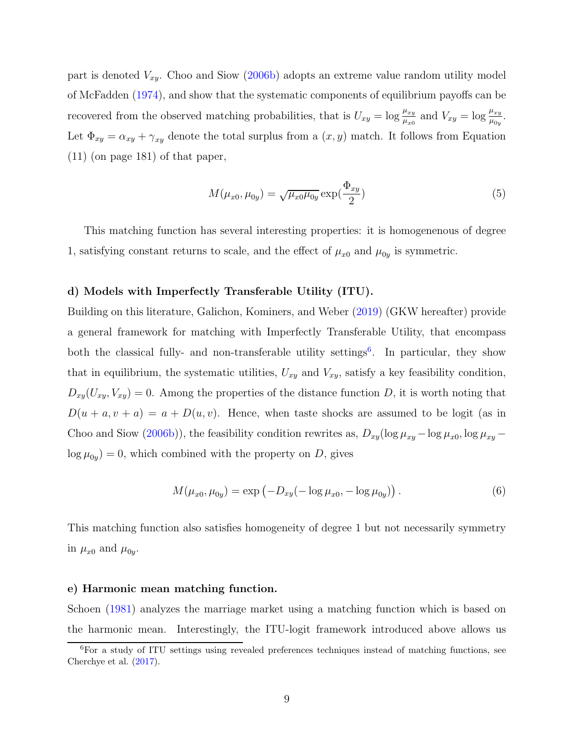part is denoted $V_{xy}$. Choo and Siow (2006b) adopts an extreme value random utility model of McFadden (1974), and show that the systematic components of equilibrium payoffs can be recovered from the observed matching probabilities, that is $U_{xy} = \log \frac{\mu_{xy}}{\mu_{x0}}$ and $V_{xy} = \log \frac{\mu_{xy}}{\mu_{0y}}$. Let $\Phi_{xy} = \alpha_{xy} + \gamma_{xy}$ denote the total surplus from a $(x, y)$ match. It follows from Equation (11) (on page 181) of that paper,

$$M(\mu_{x0}, \mu_{0y}) = \sqrt{\mu_{x0}\mu_{0y}} \exp(\frac{\Phi_{xy}}{2}) \tag{5}$$

This matching function has several interesting properties: it is homogenenous of degree 1, satisfying constant returns to scale, and the effect of $\mu_{x0}$ and $\mu_{0y}$ is symmetric.

**d) Models with Imperfectly Transferable Utility (ITU).**

Building on this literature, Galichon, Kominers, and Weber (2019) (GKW hereafter) provide a general framework for matching with Imperfectly Transferable Utility, that encompass both the classical fully- and non-transferable utility settings[6]. In particular, they show that in equilibrium, the systematic utilities, $U_{xy}$ and $V_{xy}$, satisfy a key feasibility condition, $D_{xy}(U_{xy}, V_{xy}) = 0$. Among the properties of the distance function $D$, it is worth noting that $D(u + a, v + a) = a + D(u, v)$. Hence, when taste shocks are assumed to be logit (as in Choo and Siow (2006b)), the feasibility condition rewrites as, $D_{xy}(\log \mu_{xy} - \log \mu_{x0}, \log \mu_{xy} - \log \mu_{0y}) = 0$, which combined with the property on $D$, gives

$$M(\mu_{x0}, \mu_{0y}) = \exp\left(-D_{xy}(-\log \mu_{x0}, -\log \mu_{0y})\right). \tag{6}$$

This matching function also satisfies homogeneity of degree 1 but not necessarily symmetry in $\mu_{x0}$ and $\mu_{0y}$.

**e) Harmonic mean matching function.**

Schoen (1981) analyzes the marriage market using a matching function which is based on the harmonic mean. Interestingly, the ITU-logit framework introduced above allows us

[6] For a study of ITU settings using revealed preferences techniques instead of matching functions, see Cherchye et al. (2017).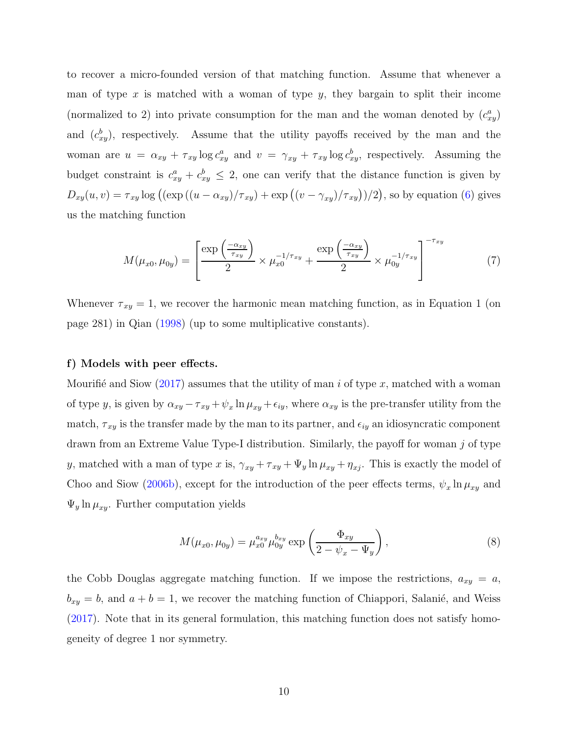to recover a micro-founded version of that matching function. Assume that whenever a man of type $x$ is matched with a woman of type $y$, they bargain to split their income (normalized to 2) into private consumption for the man and the woman denoted by $(c^a_{xy})$ and $(c^b_{xy})$, respectively. Assume that the utility payoffs received by the man and the woman are $u = \alpha_{xy} + \tau_{xy} \log c^a_{xy}$ and $v = \gamma_{xy} + \tau_{xy} \log c^b_{xy}$, respectively. Assuming the budget constraint is $c^a_{xy} + c^b_{xy} \leq 2$, one can verify that the distance function is given by $D_{xy}(u, v) = \tau_{xy} \log \left( (\exp\left((u - \alpha_{xy})/\tau_{xy}\right) + \exp\left((v - \gamma_{xy})/\tau_{xy}\right))/2 \right)$, so by equation (6) gives us the matching function

$$M(\mu_{x0}, \mu_{0y}) = \left[ \frac{\exp\left(\frac{-\alpha_{xy}}{\tau_{xy}}\right)}{2} \times \mu_{x0}^{-1/\tau_{xy}} + \frac{\exp\left(\frac{-\alpha_{xy}}{\tau_{xy}}\right)}{2} \times \mu_{0y}^{-1/\tau_{xy}} \right]^{-\tau_{xy}} \tag{7}$$

Whenever $\tau_{xy} = 1$, we recover the harmonic mean matching function, as in Equation 1 (on page 281) in Qian (1998) (up to some multiplicative constants).

**f) Models with peer effects.**

Mourifié and Siow (2017) assumes that the utility of man $i$ of type $x$, matched with a woman of type $y$, is given by $\alpha_{xy} - \tau_{xy} + \psi_x \ln \mu_{xy} + \epsilon_{iy}$, where $\alpha_{xy}$ is the pre-transfer utility from the match, $\tau_{xy}$ is the transfer made by the man to its partner, and $\epsilon_{iy}$ an idiosyncratic component drawn from an Extreme Value Type-I distribution. Similarly, the payoff for woman $j$ of type $y$, matched with a man of type $x$ is, $\gamma_{xy} + \tau_{xy} + \Psi_y \ln \mu_{xy} + \eta_{xj}$. This is exactly the model of Choo and Siow (2006b), except for the introduction of the peer effects terms, $\psi_x \ln \mu_{xy}$ and $\Psi_y \ln \mu_{xy}$. Further computation yields

$$M(\mu_{x0}, \mu_{0y}) = \mu_{x0}^{a_{xy}} \mu_{0y}^{b_{xy}} \exp\left( \frac{\Phi_{xy}}{2 - \psi_x - \Psi_y} \right), \tag{8}$$

the Cobb Douglas aggregate matching function. If we impose the restrictions, $a_{xy} = a$, $b_{xy} = b$, and $a + b = 1$, we recover the matching function of Chiappori, Salanié, and Weiss (2017). Note that in its general formulation, this matching function does not satisfy homogeneity of degree 1 nor symmetry.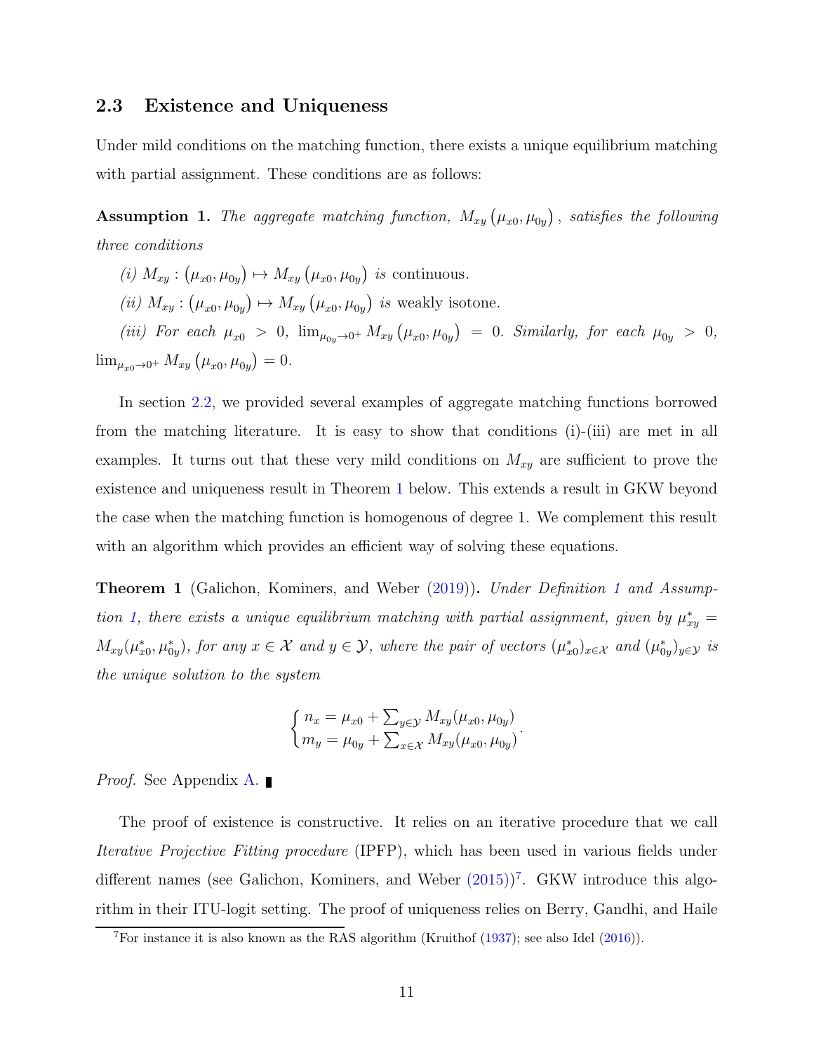### 2.3 Existence and Uniqueness

Under mild conditions on the matching function, there exists a unique equilibrium matching with partial assignment. These conditions are as follows:

**Assumption 1.** *The aggregate matching function, $M_{xy}\left(\mu_{x0}, \mu_{0y}\right)$, satisfies the following three conditions*

*(i) $M_{xy} : \left(\mu_{x0}, \mu_{0y}\right) \mapsto M_{xy}\left(\mu_{x0}, \mu_{0y}\right)$ is* continuous.

*(ii) $M_{xy} : \left(\mu_{x0}, \mu_{0y}\right) \mapsto M_{xy}\left(\mu_{x0}, \mu_{0y}\right)$ is* weakly isotone.

*(iii) For each $\mu_{x0} > 0$, $\lim_{\mu_{0y} \to 0^+} M_{xy}\left(\mu_{x0}, \mu_{0y}\right) = 0$. Similarly, for each $\mu_{0y} > 0$, $\lim_{\mu_{x0} \to 0^+} M_{xy}\left(\mu_{x0}, \mu_{0y}\right) = 0$.*

In section 2.2, we provided several examples of aggregate matching functions borrowed from the matching literature. It is easy to show that conditions (i)-(iii) are met in all examples. It turns out that these very mild conditions on $M_{xy}$ are sufficient to prove the existence and uniqueness result in Theorem 1 below. This extends a result in GKW beyond the case when the matching function is homogenous of degree 1. We complement this result with an algorithm which provides an efficient way of solving these equations.

**Theorem 1** (Galichon, Kominers, and Weber (2019))**.** *Under Definition 1 and Assumption 1, there exists a unique equilibrium matching with partial assignment, given by $\mu^*_{xy} = M_{xy}(\mu^*_{x0}, \mu^*_{0y})$, for any $x \in \mathcal{X}$ and $y \in \mathcal{Y}$, where the pair of vectors $(\mu^*_{x0})_{x \in \mathcal{X}}$ and $(\mu^*_{0y})_{y \in \mathcal{Y}}$ is the unique solution to the system*

$$\begin{cases} n_x = \mu_{x0} + \sum_{y \in \mathcal{Y}} M_{xy}(\mu_{x0}, \mu_{0y}) \\ m_y = \mu_{0y} + \sum_{x \in \mathcal{X}} M_{xy}(\mu_{x0}, \mu_{0y}) \end{cases}.$$

*Proof.* See Appendix A. ∎

The proof of existence is constructive. It relies on an iterative procedure that we call *Iterative Projective Fitting procedure* (IPFP), which has been used in various fields under different names (see Galichon, Kominers, and Weber (2015))[7]. GKW introduce this algorithm in their ITU-logit setting. The proof of uniqueness relies on Berry, Gandhi, and Haile

[7] For instance it is also known as the RAS algorithm (Kruithof (1937); see also Idel (2016)).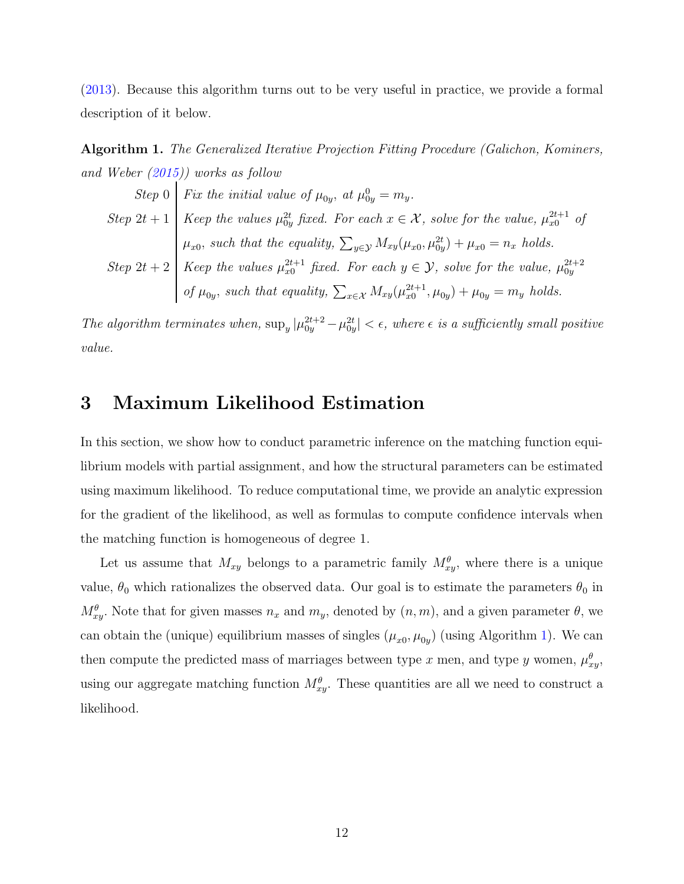(2013). Because this algorithm turns out to be very useful in practice, we provide a formal description of it below.

**Algorithm 1.** *The Generalized Iterative Projection Fitting Procedure (Galichon, Kominers, and Weber (2015)) works as follow*

*Step 0* | *Fix the initial value of $\mu_{0y}$, at $\mu_{0y}^0 = m_y$.*

*Step $2t+1$* | *Keep the values $\mu_{0y}^{2t}$ fixed. For each $x \in \mathcal{X}$, solve for the value, $\mu_{x0}^{2t+1}$ of $\mu_{x0}$, such that the equality, $\sum_{y \in \mathcal{Y}} M_{xy}(\mu_{x0}, \mu_{0y}^{2t}) + \mu_{x0} = n_x$ holds.*

*Step $2t+2$* | *Keep the values $\mu_{x0}^{2t+1}$ fixed. For each $y \in \mathcal{Y}$, solve for the value, $\mu_{0y}^{2t+2}$ of $\mu_{0y}$, such that equality, $\sum_{x \in \mathcal{X}} M_{xy}(\mu_{x0}^{2t+1}, \mu_{0y}) + \mu_{0y} = m_y$ holds.*

*The algorithm terminates when, $\sup_y |\mu_{0y}^{2t+2} - \mu_{0y}^{2t}| < \epsilon$, where $\epsilon$ is a sufficiently small positive value.*

# 3 Maximum Likelihood Estimation

In this section, we show how to conduct parametric inference on the matching function equilibrium models with partial assignment, and how the structural parameters can be estimated using maximum likelihood. To reduce computational time, we provide an analytic expression for the gradient of the likelihood, as well as formulas to compute confidence intervals when the matching function is homogeneous of degree 1.

Let us assume that $M_{xy}$ belongs to a parametric family $M_{xy}^{\theta}$, where there is a unique value, $\theta_0$ which rationalizes the observed data. Our goal is to estimate the parameters $\theta_0$ in $M_{xy}^{\theta}$. Note that for given masses $n_x$ and $m_y$, denoted by $(n, m)$, and a given parameter $\theta$, we can obtain the (unique) equilibrium masses of singles $(\mu_{x0}, \mu_{0y})$ (using Algorithm 1). We can then compute the predicted mass of marriages between type $x$ men, and type $y$ women, $\mu_{xy}^{\theta}$, using our aggregate matching function $M_{xy}^{\theta}$. These quantities are all we need to construct a likelihood.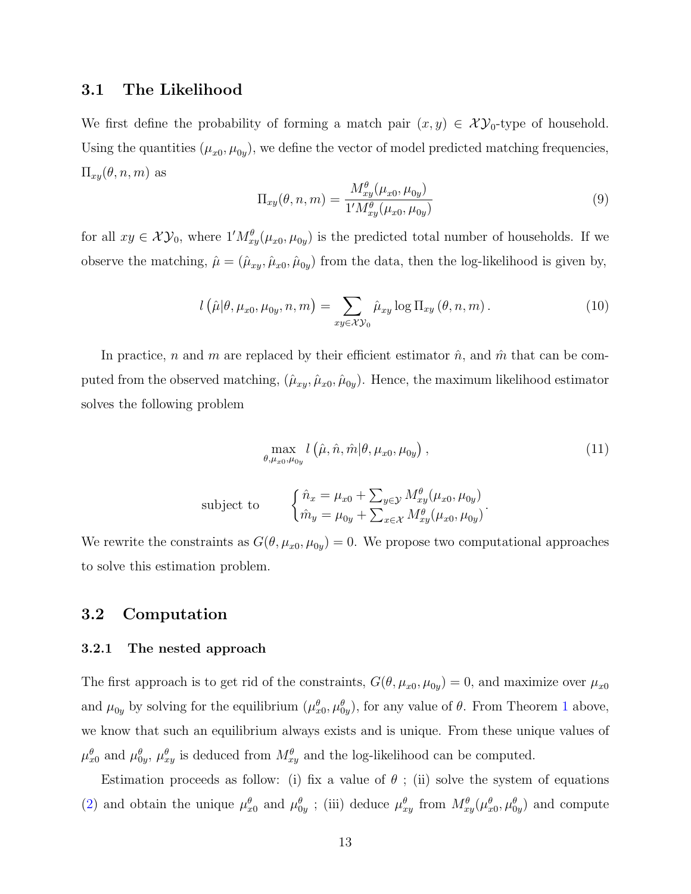## 3.1 The Likelihood

We first define the probability of forming a match pair $(x, y) \in \mathcal{XY}_0$-type of household. Using the quantities $(\mu_{x0}, \mu_{0y})$, we define the vector of model predicted matching frequencies, $\Pi_{xy}(\theta, n, m)$ as

$$\Pi_{xy}(\theta, n, m) = \frac{M_{xy}^{\theta}(\mu_{x0}, \mu_{0y})}{1' M_{xy}^{\theta}(\mu_{x0}, \mu_{0y})} \tag{9}$$

for all $xy \in \mathcal{XY}_0$, where $1' M_{xy}^{\theta}(\mu_{x0}, \mu_{0y})$ is the predicted total number of households. If we observe the matching, $\hat{\mu} = (\hat{\mu}_{xy}, \hat{\mu}_{x0}, \hat{\mu}_{0y})$ from the data, then the log-likelihood is given by,

$$l\left(\hat{\mu}|\theta, \mu_{x0}, \mu_{0y}, n, m\right) = \sum_{xy \in \mathcal{XY}_0} \hat{\mu}_{xy} \log \Pi_{xy}\left(\theta, n, m\right). \tag{10}$$

In practice, $n$ and $m$ are replaced by their efficient estimator $\hat{n}$, and $\hat{m}$ that can be computed from the observed matching, $(\hat{\mu}_{xy}, \hat{\mu}_{x0}, \hat{\mu}_{0y})$. Hence, the maximum likelihood estimator solves the following problem

$$\max_{\theta, \mu_{x0}, \mu_{0y}} \; l\left(\hat{\mu}, \hat{n}, \hat{m}|\theta, \mu_{x0}, \mu_{0y}\right), \tag{11}$$

$$\text{subject to} \qquad \begin{cases} \hat{n}_x = \mu_{x0} + \sum_{y \in \mathcal{Y}} M_{xy}^{\theta}(\mu_{x0}, \mu_{0y}) \\ \hat{m}_y = \mu_{0y} + \sum_{x \in \mathcal{X}} M_{xy}^{\theta}(\mu_{x0}, \mu_{0y}) \end{cases}.$$

We rewrite the constraints as $G(\theta, \mu_{x0}, \mu_{0y}) = 0$. We propose two computational approaches to solve this estimation problem.

## 3.2 Computation

### 3.2.1 The nested approach

The first approach is to get rid of the constraints, $G(\theta, \mu_{x0}, \mu_{0y}) = 0$, and maximize over $\mu_{x0}$ and $\mu_{0y}$ by solving for the equilibrium $(\mu_{x0}^{\theta}, \mu_{0y}^{\theta})$, for any value of $\theta$. From Theorem 1 above, we know that such an equilibrium always exists and is unique. From these unique values of $\mu_{x0}^{\theta}$ and $\mu_{0y}^{\theta}$, $\mu_{xy}^{\theta}$ is deduced from $M_{xy}^{\theta}$ and the log-likelihood can be computed.

Estimation proceeds as follow: (i) fix a value of $\theta$ ; (ii) solve the system of equations (2) and obtain the unique $\mu_{x0}^{\theta}$ and $\mu_{0y}^{\theta}$ ; (iii) deduce $\mu_{xy}^{\theta}$ from $M_{xy}^{\theta}(\mu_{x0}^{\theta}, \mu_{0y}^{\theta})$ and compute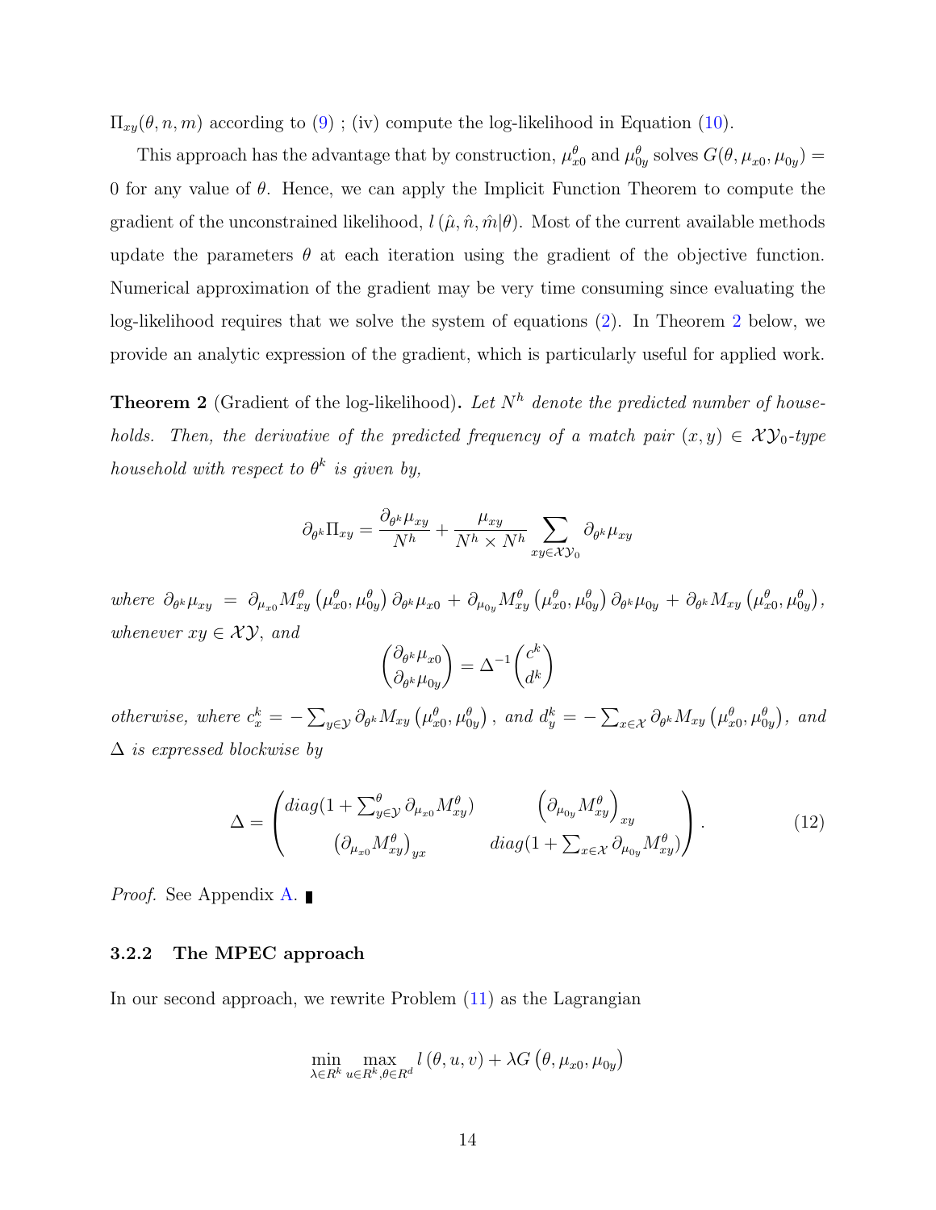$\Pi_{xy}(\theta, n, m)$ according to (9) ; (iv) compute the log-likelihood in Equation (10).

This approach has the advantage that by construction, $\mu^{\theta}_{x0}$ and $\mu^{\theta}_{0y}$ solves $G(\theta, \mu_{x0}, \mu_{0y}) = 0$ for any value of $\theta$. Hence, we can apply the Implicit Function Theorem to compute the gradient of the unconstrained likelihood, $l\left(\hat{\mu}, \hat{n}, \hat{m}|\theta\right)$. Most of the current available methods update the parameters $\theta$ at each iteration using the gradient of the objective function. Numerical approximation of the gradient may be very time consuming since evaluating the log-likelihood requires that we solve the system of equations (2). In Theorem 2 below, we provide an analytic expression of the gradient, which is particularly useful for applied work.

**Theorem 2** (Gradient of the log-likelihood)**.** *Let $N^h$ denote the predicted number of households. Then, the derivative of the predicted frequency of a match pair $(x, y) \in \mathcal{XY}_0$-type household with respect to $\theta^k$ is given by,*

$$\partial_{\theta^k} \Pi_{xy} = \frac{\partial_{\theta^k} \mu_{xy}}{N^h} + \frac{\mu_{xy}}{N^h \times N^h} \sum_{xy \in \mathcal{XY}_0} \partial_{\theta^k} \mu_{xy}$$

*where* $\partial_{\theta^k} \mu_{xy} = \partial_{\mu_{x0}} M^{\theta}_{xy}\left(\mu^{\theta}_{x0}, \mu^{\theta}_{0y}\right) \partial_{\theta^k} \mu_{x0} + \partial_{\mu_{0y}} M^{\theta}_{xy}\left(\mu^{\theta}_{x0}, \mu^{\theta}_{0y}\right) \partial_{\theta^k} \mu_{0y} + \partial_{\theta^k} M_{xy}\left(\mu^{\theta}_{x0}, \mu^{\theta}_{0y}\right)$, *whenever $xy \in \mathcal{XY}$, and*

$$\begin{pmatrix} \partial_{\theta^k} \mu_{x0} \\ \partial_{\theta^k} \mu_{0y} \end{pmatrix} = \Delta^{-1} \begin{pmatrix} c^k \\ d^k \end{pmatrix}$$

*otherwise, where* $c^k_x = -\sum_{y \in \mathcal{Y}} \partial_{\theta^k} M_{xy}\left(\mu^{\theta}_{x0}, \mu^{\theta}_{0y}\right)$, *and* $d^k_y = -\sum_{x \in \mathcal{X}} \partial_{\theta^k} M_{xy}\left(\mu^{\theta}_{x0}, \mu^{\theta}_{0y}\right)$, *and $\Delta$ is expressed blockwise by*

$$\Delta = \begin{pmatrix} diag(1 + \sum^{\theta}_{y \in \mathcal{Y}} \partial_{\mu_{x0}} M^{\theta}_{xy}) & \left(\partial_{\mu_{0y}} M^{\theta}_{xy}\right)_{xy} \\ \left(\partial_{\mu_{x0}} M^{\theta}_{xy}\right)_{yx} & diag(1 + \sum_{x \in \mathcal{X}} \partial_{\mu_{0y}} M^{\theta}_{xy}) \end{pmatrix}. \tag{12}$$

*Proof.* See Appendix A. ∎

### 3.2.2 The MPEC approach

In our second approach, we rewrite Problem (11) as the Lagrangian

$$\min_{\lambda \in R^k} \max_{u \in R^k, \theta \in R^d} l\left(\theta, u, v\right) + \lambda G\left(\theta, \mu_{x0}, \mu_{0y}\right)$$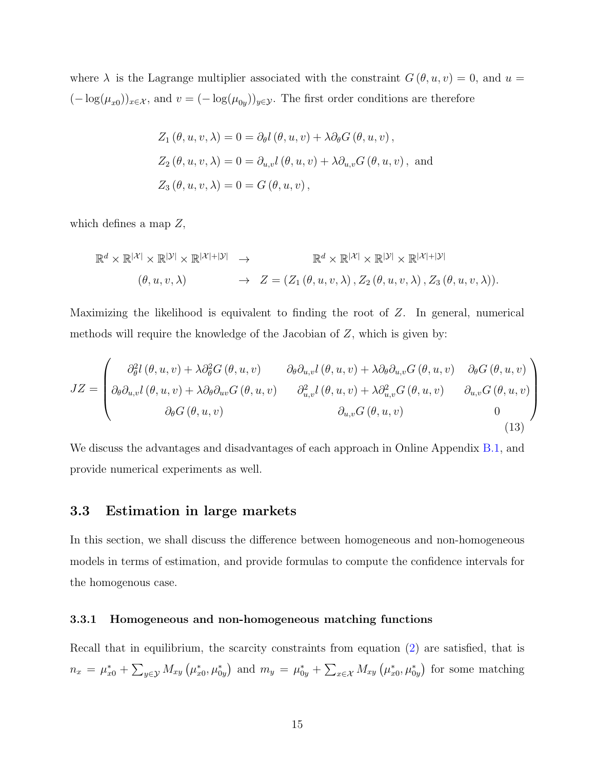where $\lambda$ is the Lagrange multiplier associated with the constraint $G(\theta, u, v) = 0$, and $u = (-\log(\mu_{x0}))_{x \in \mathcal{X}}$, and $v = (-\log(\mu_{0y}))_{y \in \mathcal{Y}}$. The first order conditions are therefore

$$
\begin{aligned}
Z_1(\theta, u, v, \lambda) &= 0 = \partial_\theta l(\theta, u, v) + \lambda \partial_\theta G(\theta, u, v), \\
Z_2(\theta, u, v, \lambda) &= 0 = \partial_{u,v} l(\theta, u, v) + \lambda \partial_{u,v} G(\theta, u, v), \text{ and} \\
Z_3(\theta, u, v, \lambda) &= 0 = G(\theta, u, v),
\end{aligned}
$$

which defines a map $Z$,

$$
\begin{array}{ccc}
\mathbb{R}^d \times \mathbb{R}^{|\mathcal{X}|} \times \mathbb{R}^{|\mathcal{Y}|} \times \mathbb{R}^{|\mathcal{X}|+|\mathcal{Y}|} & \to & \mathbb{R}^d \times \mathbb{R}^{|\mathcal{X}|} \times \mathbb{R}^{|\mathcal{Y}|} \times \mathbb{R}^{|\mathcal{X}|+|\mathcal{Y}|} \\
(\theta, u, v, \lambda) & \to & Z = (Z_1(\theta, u, v, \lambda), Z_2(\theta, u, v, \lambda), Z_3(\theta, u, v, \lambda)).
\end{array}
$$

Maximizing the likelihood is equivalent to finding the root of $Z$. In general, numerical methods will require the knowledge of the Jacobian of $Z$, which is given by:

$$
JZ = \begin{pmatrix}
\partial_\theta^2 l(\theta, u, v) + \lambda \partial_\theta^2 G(\theta, u, v) & \partial_\theta \partial_{u,v} l(\theta, u, v) + \lambda \partial_\theta \partial_{u,v} G(\theta, u, v) & \partial_\theta G(\theta, u, v) \\
\partial_\theta \partial_{u,v} l(\theta, u, v) + \lambda \partial_\theta \partial_{uv} G(\theta, u, v) & \partial_{u,v}^2 l(\theta, u, v) + \lambda \partial_{u,v}^2 G(\theta, u, v) & \partial_{u,v} G(\theta, u, v) \\
\partial_\theta G(\theta, u, v) & \partial_{u,v} G(\theta, u, v) & 0
\end{pmatrix} \tag{13}
$$

We discuss the advantages and disadvantages of each approach in Online Appendix B.1, and provide numerical experiments as well.

## 3.3 Estimation in large markets

In this section, we shall discuss the difference between homogeneous and non-homogeneous models in terms of estimation, and provide formulas to compute the confidence intervals for the homogenous case.

### 3.3.1 Homogeneous and non-homogeneous matching functions

Recall that in equilibrium, the scarcity constraints from equation (2) are satisfied, that is $n_x = \mu_{x0}^* + \sum_{y \in \mathcal{Y}} M_{xy}(\mu_{x0}^*, \mu_{0y}^*)$ and $m_y = \mu_{0y}^* + \sum_{x \in \mathcal{X}} M_{xy}(\mu_{x0}^*, \mu_{0y}^*)$ for some matching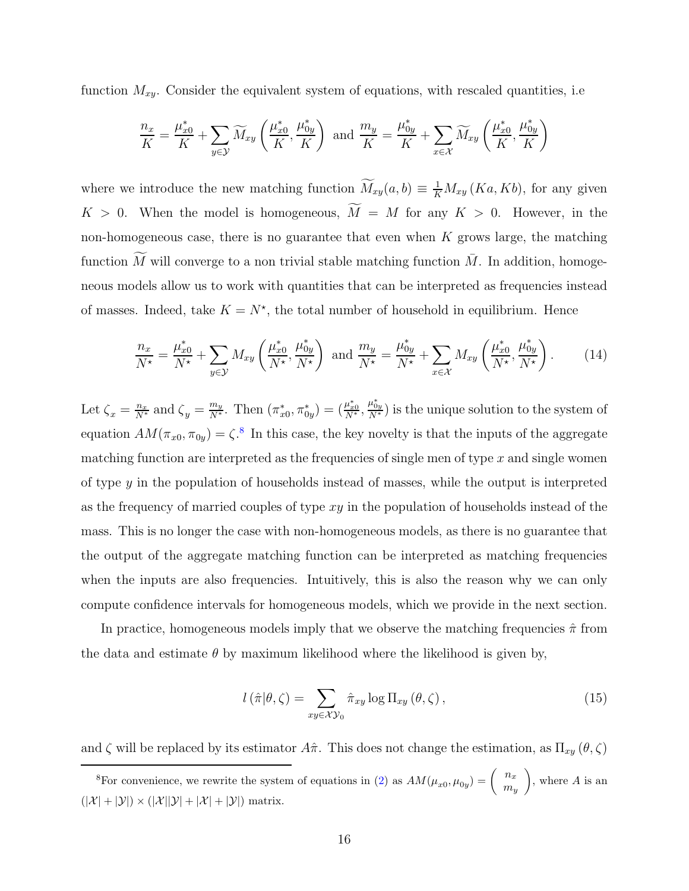function $M_{xy}$. Consider the equivalent system of equations, with rescaled quantities, i.e

$$\frac{n_x}{K} = \frac{\mu^*_{x0}}{K} + \sum_{y \in \mathcal{Y}} \widetilde{M}_{xy}\left(\frac{\mu^*_{x0}}{K}, \frac{\mu^*_{0y}}{K}\right) \text{ and } \frac{m_y}{K} = \frac{\mu^*_{0y}}{K} + \sum_{x \in \mathcal{X}} \widetilde{M}_{xy}\left(\frac{\mu^*_{x0}}{K}, \frac{\mu^*_{0y}}{K}\right)$$

where we introduce the new matching function $\widetilde{M}_{xy}(a, b) \equiv \frac{1}{K} M_{xy}(Ka, Kb)$, for any given $K > 0$. When the model is homogeneous, $\widetilde{M} = M$ for any $K > 0$. However, in the non-homogeneous case, there is no guarantee that even when $K$ grows large, the matching function $\widetilde{M}$ will converge to a non trivial stable matching function $\bar{M}$. In addition, homogeneous models allow us to work with quantities that can be interpreted as frequencies instead of masses. Indeed, take $K = N^\star$, the total number of household in equilibrium. Hence

$$\frac{n_x}{N^\star} = \frac{\mu^*_{x0}}{N^\star} + \sum_{y \in \mathcal{Y}} M_{xy}\left(\frac{\mu^*_{x0}}{N^\star}, \frac{\mu^*_{0y}}{N^\star}\right) \text{ and } \frac{m_y}{N^\star} = \frac{\mu^*_{0y}}{N^\star} + \sum_{x \in \mathcal{X}} M_{xy}\left(\frac{\mu^*_{x0}}{N^\star}, \frac{\mu^*_{0y}}{N^\star}\right). \tag{14}$$

Let $\zeta_x = \frac{n_x}{N^*}$ and $\zeta_y = \frac{m_y}{N^*}$. Then $(\pi^*_{x0}, \pi^*_{0y}) = (\frac{\mu^*_{x0}}{N^*}, \frac{\mu^*_{0y}}{N^*})$ is the unique solution to the system of equation $AM(\pi_{x0}, \pi_{0y}) = \zeta$.[8] In this case, the key novelty is that the inputs of the aggregate matching function are interpreted as the frequencies of single men of type $x$ and single women of type $y$ in the population of households instead of masses, while the output is interpreted as the frequency of married couples of type $xy$ in the population of households instead of the mass. This is no longer the case with non-homogeneous models, as there is no guarantee that the output of the aggregate matching function can be interpreted as matching frequencies when the inputs are also frequencies. Intuitively, this is also the reason why we can only compute confidence intervals for homogeneous models, which we provide in the next section.

In practice, homogeneous models imply that we observe the matching frequencies $\hat{\pi}$ from the data and estimate $\theta$ by maximum likelihood where the likelihood is given by,

$$l(\hat{\pi}|\theta, \zeta) = \sum_{xy \in \mathcal{XY}_0} \hat{\pi}_{xy} \log \Pi_{xy}(\theta, \zeta), \tag{15}$$

and $\zeta$ will be replaced by its estimator $A\hat{\pi}$. This does not change the estimation, as $\Pi_{xy}(\theta, \zeta)$

[8] For convenience, we rewrite the system of equations in (2) as $AM(\mu_{x0}, \mu_{0y}) = \begin{pmatrix} n_x \\ m_y \end{pmatrix}$, where $A$ is an $(|\mathcal{X}| + |\mathcal{Y}|) \times (|\mathcal{X}||\mathcal{Y}| + |\mathcal{X}| + |\mathcal{Y}|)$ matrix.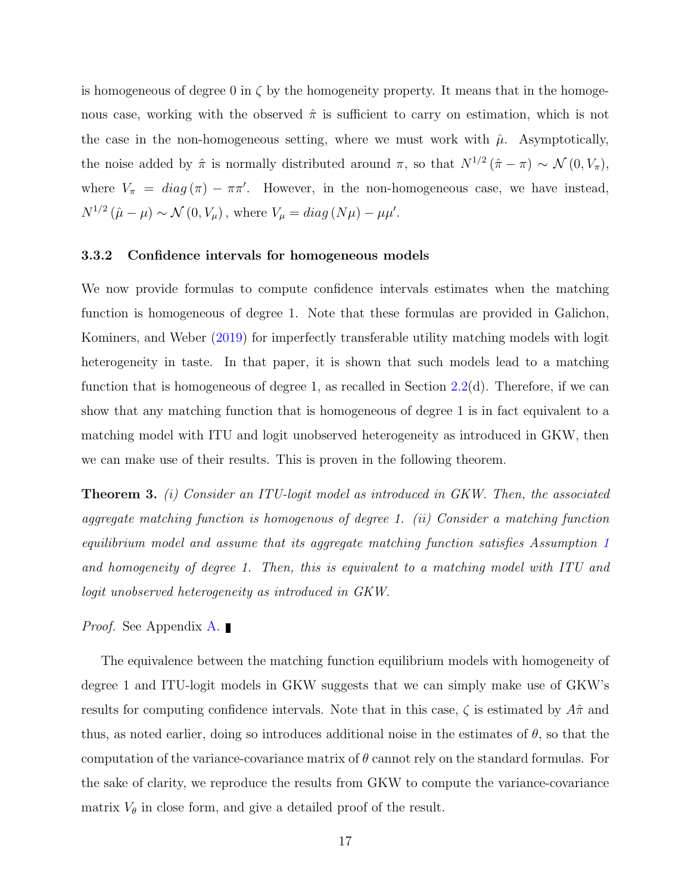is homogeneous of degree 0 in $\zeta$ by the homogeneity property. It means that in the homogenous case, working with the observed $\hat{\pi}$ is sufficient to carry on estimation, which is not the case in the non-homogeneous setting, where we must work with $\hat{\mu}$. Asymptotically, the noise added by $\hat{\pi}$ is normally distributed around $\pi$, so that $N^{1/2}(\hat{\pi} - \pi) \sim \mathcal{N}(0, V_\pi)$, where $V_\pi = diag(\pi) - \pi\pi'$. However, in the non-homogeneous case, we have instead, $N^{1/2}(\hat{\mu} - \mu) \sim \mathcal{N}(0, V_\mu)$, where $V_\mu = diag(N\mu) - \mu\mu'$.

### 3.3.2 Confidence intervals for homogeneous models

We now provide formulas to compute confidence intervals estimates when the matching function is homogeneous of degree 1. Note that these formulas are provided in Galichon, Kominers, and Weber (2019) for imperfectly transferable utility matching models with logit heterogeneity in taste. In that paper, it is shown that such models lead to a matching function that is homogeneous of degree 1, as recalled in Section 2.2(d). Therefore, if we can show that any matching function that is homogeneous of degree 1 is in fact equivalent to a matching model with ITU and logit unobserved heterogeneity as introduced in GKW, then we can make use of their results. This is proven in the following theorem.

**Theorem 3.** *(i) Consider an ITU-logit model as introduced in GKW. Then, the associated aggregate matching function is homogenous of degree 1. (ii) Consider a matching function equilibrium model and assume that its aggregate matching function satisfies Assumption 1 and homogeneity of degree 1. Then, this is equivalent to a matching model with ITU and logit unobserved heterogeneity as introduced in GKW.*

*Proof.* See Appendix A. ∎

The equivalence between the matching function equilibrium models with homogeneity of degree 1 and ITU-logit models in GKW suggests that we can simply make use of GKW's results for computing confidence intervals. Note that in this case, $\zeta$ is estimated by $A\hat{\pi}$ and thus, as noted earlier, doing so introduces additional noise in the estimates of $\theta$, so that the computation of the variance-covariance matrix of $\theta$ cannot rely on the standard formulas. For the sake of clarity, we reproduce the results from GKW to compute the variance-covariance matrix $V_\theta$ in close form, and give a detailed proof of the result.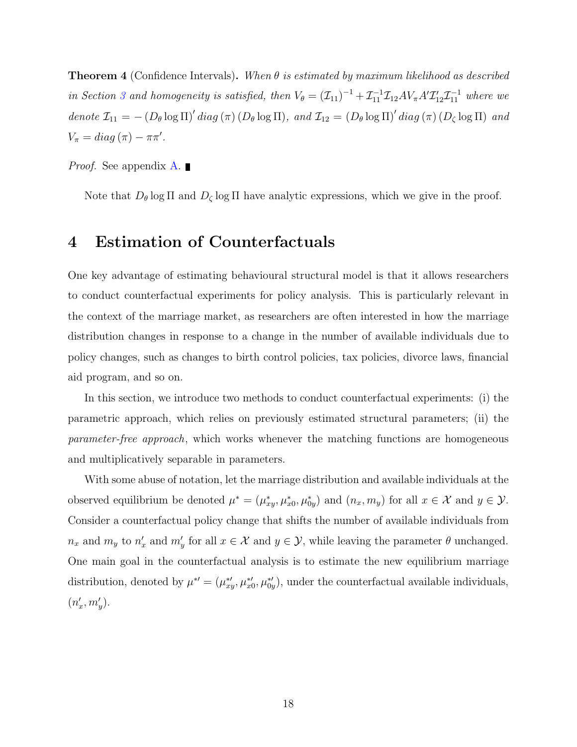**Theorem 4** (Confidence Intervals)**.** *When $\theta$ is estimated by maximum likelihood as described in Section 3 and homogeneity is satisfied, then $V_\theta = (\mathcal{I}_{11})^{-1} + \mathcal{I}_{11}^{-1}\mathcal{I}_{12}AV_\pi A'\mathcal{I}_{12}'\mathcal{I}_{11}^{-1}$ where we denote $\mathcal{I}_{11} = -(D_\theta \log \Pi)' \, diag(\pi) \, (D_\theta \log \Pi)$, and $\mathcal{I}_{12} = (D_\theta \log \Pi)' \, diag(\pi) \, (D_\zeta \log \Pi)$ and $V_\pi = diag(\pi) - \pi\pi'$.*

*Proof.* See appendix A. ∎

Note that $D_\theta \log \Pi$ and $D_\zeta \log \Pi$ have analytic expressions, which we give in the proof.

# 4 Estimation of Counterfactuals

One key advantage of estimating behavioural structural model is that it allows researchers to conduct counterfactual experiments for policy analysis. This is particularly relevant in the context of the marriage market, as researchers are often interested in how the marriage distribution changes in response to a change in the number of available individuals due to policy changes, such as changes to birth control policies, tax policies, divorce laws, financial aid program, and so on.

In this section, we introduce two methods to conduct counterfactual experiments: (i) the parametric approach, which relies on previously estimated structural parameters; (ii) the *parameter-free approach*, which works whenever the matching functions are homogeneous and multiplicatively separable in parameters.

With some abuse of notation, let the marriage distribution and available individuals at the observed equilibrium be denoted $\mu^* = (\mu^*_{xy}, \mu^*_{x0}, \mu^*_{0y})$ and $(n_x, m_y)$ for all $x \in \mathcal{X}$ and $y \in \mathcal{Y}$. Consider a counterfactual policy change that shifts the number of available individuals from $n_x$ and $m_y$ to $n'_x$ and $m'_y$ for all $x \in \mathcal{X}$ and $y \in \mathcal{Y}$, while leaving the parameter $\theta$ unchanged. One main goal in the counterfactual analysis is to estimate the new equilibrium marriage distribution, denoted by $\mu^{*\prime} = (\mu^{*\prime}_{xy}, \mu^{*\prime}_{x0}, \mu^{*\prime}_{0y})$, under the counterfactual available individuals, $(n'_x, m'_y)$.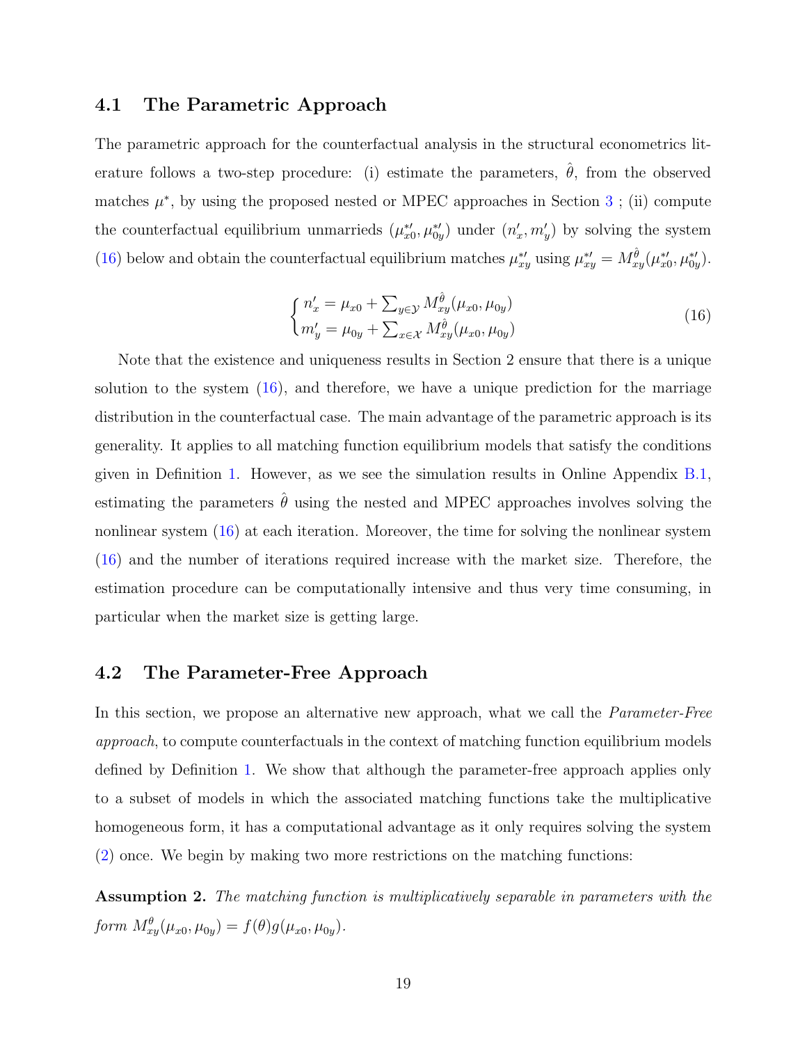### 4.1 The Parametric Approach

The parametric approach for the counterfactual analysis in the structural econometrics literature follows a two-step procedure: (i) estimate the parameters, $\hat{\theta}$, from the observed matches $\mu^*$, by using the proposed nested or MPEC approaches in Section 3 ; (ii) compute the counterfactual equilibrium unmarrieds $(\mu^{*\prime}_{x0}, \mu^{*\prime}_{0y})$ under $(n'_x, m'_y)$ by solving the system (16) below and obtain the counterfactual equilibrium matches $\mu^{*\prime}_{xy}$ using $\mu^{*\prime}_{xy} = M^{\hat{\theta}}_{xy}(\mu^{*\prime}_{x0}, \mu^{*\prime}_{0y})$.

$$
\begin{cases} n'_x = \mu_{x0} + \sum_{y \in \mathcal{Y}} M^{\hat{\theta}}_{xy}(\mu_{x0}, \mu_{0y}) \\ m'_y = \mu_{0y} + \sum_{x \in \mathcal{X}} M^{\hat{\theta}}_{xy}(\mu_{x0}, \mu_{0y}) \end{cases} \tag{16}
$$

Note that the existence and uniqueness results in Section 2 ensure that there is a unique solution to the system (16), and therefore, we have a unique prediction for the marriage distribution in the counterfactual case. The main advantage of the parametric approach is its generality. It applies to all matching function equilibrium models that satisfy the conditions given in Definition 1. However, as we see the simulation results in Online Appendix B.1, estimating the parameters $\hat{\theta}$ using the nested and MPEC approaches involves solving the nonlinear system (16) at each iteration. Moreover, the time for solving the nonlinear system (16) and the number of iterations required increase with the market size. Therefore, the estimation procedure can be computationally intensive and thus very time consuming, in particular when the market size is getting large.

### 4.2 The Parameter-Free Approach

In this section, we propose an alternative new approach, what we call the *Parameter-Free approach*, to compute counterfactuals in the context of matching function equilibrium models defined by Definition 1. We show that although the parameter-free approach applies only to a subset of models in which the associated matching functions take the multiplicative homogeneous form, it has a computational advantage as it only requires solving the system (2) once. We begin by making two more restrictions on the matching functions:

**Assumption 2.** *The matching function is multiplicatively separable in parameters with the form* $M^{\theta}_{xy}(\mu_{x0}, \mu_{0y}) = f(\theta)g(\mu_{x0}, \mu_{0y})$.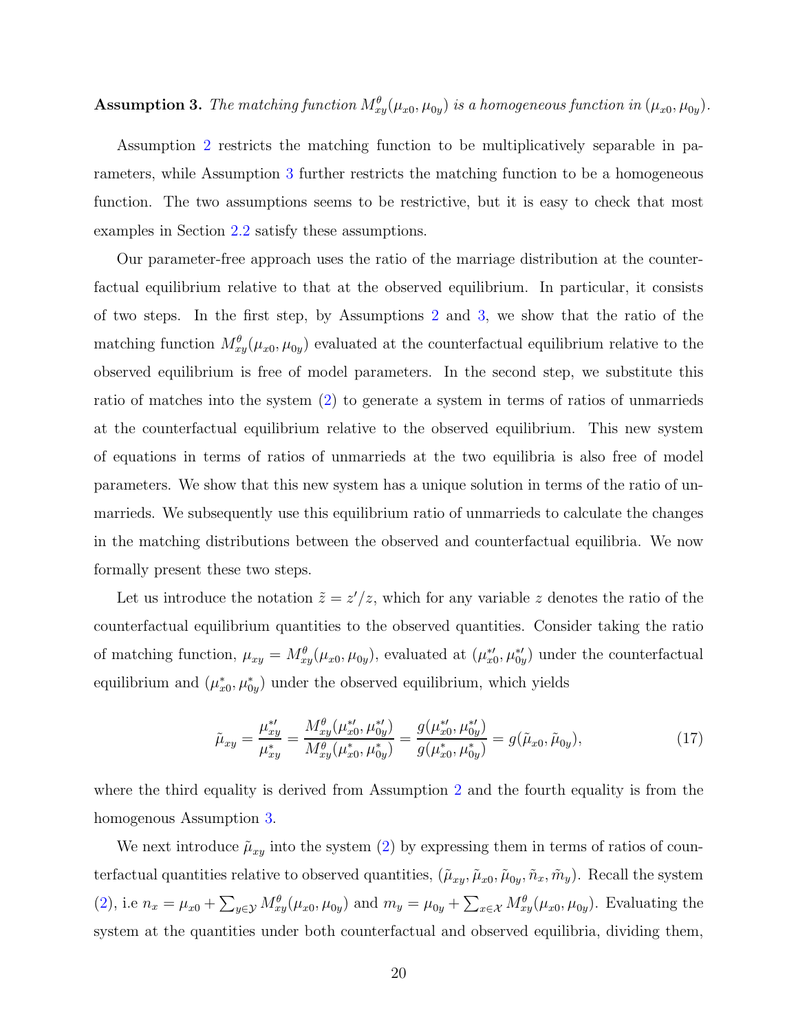**Assumption 3.** *The matching function $M^{\theta}_{xy}(\mu_{x0}, \mu_{0y})$ is a homogeneous function in $(\mu_{x0}, \mu_{0y})$.*

Assumption 2 restricts the matching function to be multiplicatively separable in parameters, while Assumption 3 further restricts the matching function to be a homogeneous function. The two assumptions seems to be restrictive, but it is easy to check that most examples in Section 2.2 satisfy these assumptions.

Our parameter-free approach uses the ratio of the marriage distribution at the counterfactual equilibrium relative to that at the observed equilibrium. In particular, it consists of two steps. In the first step, by Assumptions 2 and 3, we show that the ratio of the matching function $M^{\theta}_{xy}(\mu_{x0}, \mu_{0y})$ evaluated at the counterfactual equilibrium relative to the observed equilibrium is free of model parameters. In the second step, we substitute this ratio of matches into the system (2) to generate a system in terms of ratios of unmarrieds at the counterfactual equilibrium relative to the observed equilibrium. This new system of equations in terms of ratios of unmarrieds at the two equilibria is also free of model parameters. We show that this new system has a unique solution in terms of the ratio of unmarrieds. We subsequently use this equilibrium ratio of unmarrieds to calculate the changes in the matching distributions between the observed and counterfactual equilibria. We now formally present these two steps.

Let us introduce the notation $\tilde{z} = z'/z$, which for any variable $z$ denotes the ratio of the counterfactual equilibrium quantities to the observed quantities. Consider taking the ratio of matching function, $\mu_{xy} = M^{\theta}_{xy}(\mu_{x0}, \mu_{0y})$, evaluated at $(\mu^{*\prime}_{x0}, \mu^{*\prime}_{0y})$ under the counterfactual equilibrium and $(\mu^{*}_{x0}, \mu^{*}_{0y})$ under the observed equilibrium, which yields

$$\tilde{\mu}_{xy} = \frac{\mu^{*\prime}_{xy}}{\mu^{*}_{xy}} = \frac{M^{\theta}_{xy}(\mu^{*\prime}_{x0}, \mu^{*\prime}_{0y})}{M^{\theta}_{xy}(\mu^{*}_{x0}, \mu^{*}_{0y})} = \frac{g(\mu^{*\prime}_{x0}, \mu^{*\prime}_{0y})}{g(\mu^{*}_{x0}, \mu^{*}_{0y})} = g(\tilde{\mu}_{x0}, \tilde{\mu}_{0y}), \tag{17}$$

where the third equality is derived from Assumption 2 and the fourth equality is from the homogenous Assumption 3.

We next introduce $\tilde{\mu}_{xy}$ into the system (2) by expressing them in terms of ratios of counterfactual quantities relative to observed quantities, $(\tilde{\mu}_{xy}, \tilde{\mu}_{x0}, \tilde{\mu}_{0y}, \tilde{n}_x, \tilde{m}_y)$. Recall the system (2), i.e $n_x = \mu_{x0} + \sum_{y \in \mathcal{Y}} M^{\theta}_{xy}(\mu_{x0}, \mu_{0y})$ and $m_y = \mu_{0y} + \sum_{x \in \mathcal{X}} M^{\theta}_{xy}(\mu_{x0}, \mu_{0y})$. Evaluating the system at the quantities under both counterfactual and observed equilibria, dividing them,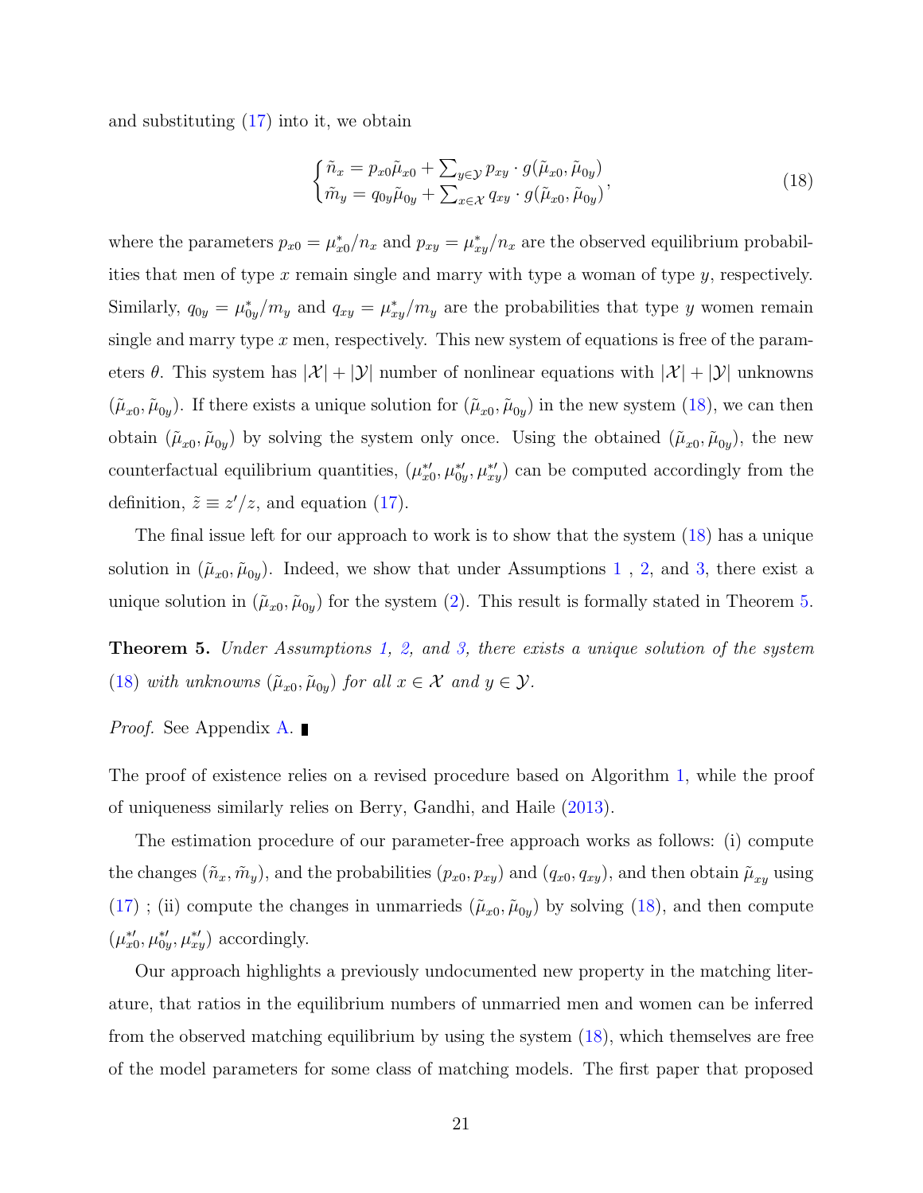and substituting (17) into it, we obtain

$$
\begin{cases} \tilde{n}_x = p_{x0}\tilde{\mu}_{x0} + \sum_{y\in\mathcal{Y}} p_{xy} \cdot g(\tilde{\mu}_{x0}, \tilde{\mu}_{0y}) \\ \tilde{m}_y = q_{0y}\tilde{\mu}_{0y} + \sum_{x\in\mathcal{X}} q_{xy} \cdot g(\tilde{\mu}_{x0}, \tilde{\mu}_{0y}) \end{cases}, \tag{18}
$$

where the parameters $p_{x0} = \mu^*_{x0}/n_x$ and $p_{xy} = \mu^*_{xy}/n_x$ are the observed equilibrium probabilities that men of type $x$ remain single and marry with type a woman of type $y$, respectively. Similarly, $q_{0y} = \mu^*_{0y}/m_y$ and $q_{xy} = \mu^*_{xy}/m_y$ are the probabilities that type $y$ women remain single and marry type $x$ men, respectively. This new system of equations is free of the parameters $\theta$. This system has $|\mathcal{X}| + |\mathcal{Y}|$ number of nonlinear equations with $|\mathcal{X}| + |\mathcal{Y}|$ unknowns $(\tilde{\mu}_{x0}, \tilde{\mu}_{0y})$. If there exists a unique solution for $(\tilde{\mu}_{x0}, \tilde{\mu}_{0y})$ in the new system (18), we can then obtain $(\tilde{\mu}_{x0}, \tilde{\mu}_{0y})$ by solving the system only once. Using the obtained $(\tilde{\mu}_{x0}, \tilde{\mu}_{0y})$, the new counterfactual equilibrium quantities, $(\mu^{*\prime}_{x0}, \mu^{*\prime}_{0y}, \mu^{*\prime}_{xy})$ can be computed accordingly from the definition, $\tilde{z} \equiv z'/z$, and equation (17).

The final issue left for our approach to work is to show that the system (18) has a unique solution in $(\tilde{\mu}_{x0}, \tilde{\mu}_{0y})$. Indeed, we show that under Assumptions 1 , 2, and 3, there exist a unique solution in $(\tilde{\mu}_{x0}, \tilde{\mu}_{0y})$ for the system (2). This result is formally stated in Theorem 5.

**Theorem 5.** *Under Assumptions 1, 2, and 3, there exists a unique solution of the system (18) with unknowns $(\tilde{\mu}_{x0}, \tilde{\mu}_{0y})$ for all $x \in \mathcal{X}$ and $y \in \mathcal{Y}$.*

*Proof.* See Appendix A. ∎

The proof of existence relies on a revised procedure based on Algorithm 1, while the proof of uniqueness similarly relies on Berry, Gandhi, and Haile (2013).

The estimation procedure of our parameter-free approach works as follows: (i) compute the changes $(\tilde{n}_x, \tilde{m}_y)$, and the probabilities $(p_{x0}, p_{xy})$ and $(q_{x0}, q_{xy})$, and then obtain $\tilde{\mu}_{xy}$ using (17) ; (ii) compute the changes in unmarrieds $(\tilde{\mu}_{x0}, \tilde{\mu}_{0y})$ by solving (18), and then compute $(\mu^{*\prime}_{x0}, \mu^{*\prime}_{0y}, \mu^{*\prime}_{xy})$ accordingly.

Our approach highlights a previously undocumented new property in the matching literature, that ratios in the equilibrium numbers of unmarried men and women can be inferred from the observed matching equilibrium by using the system (18), which themselves are free of the model parameters for some class of matching models. The first paper that proposed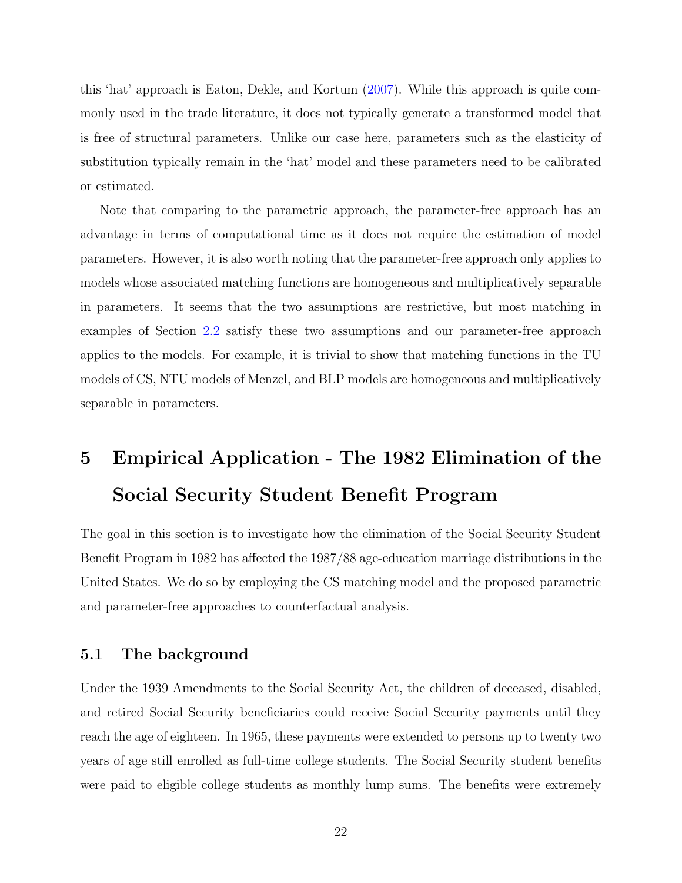this 'hat' approach is Eaton, Dekle, and Kortum (2007). While this approach is quite commonly used in the trade literature, it does not typically generate a transformed model that is free of structural parameters. Unlike our case here, parameters such as the elasticity of substitution typically remain in the 'hat' model and these parameters need to be calibrated or estimated.

Note that comparing to the parametric approach, the parameter-free approach has an advantage in terms of computational time as it does not require the estimation of model parameters. However, it is also worth noting that the parameter-free approach only applies to models whose associated matching functions are homogeneous and multiplicatively separable in parameters. It seems that the two assumptions are restrictive, but most matching in examples of Section 2.2 satisfy these two assumptions and our parameter-free approach applies to the models. For example, it is trivial to show that matching functions in the TU models of CS, NTU models of Menzel, and BLP models are homogeneous and multiplicatively separable in parameters.

# 5 Empirical Application - The 1982 Elimination of the Social Security Student Benefit Program

The goal in this section is to investigate how the elimination of the Social Security Student Benefit Program in 1982 has affected the 1987/88 age-education marriage distributions in the United States. We do so by employing the CS matching model and the proposed parametric and parameter-free approaches to counterfactual analysis.

## 5.1 The background

Under the 1939 Amendments to the Social Security Act, the children of deceased, disabled, and retired Social Security beneficiaries could receive Social Security payments until they reach the age of eighteen. In 1965, these payments were extended to persons up to twenty two years of age still enrolled as full-time college students. The Social Security student benefits were paid to eligible college students as monthly lump sums. The benefits were extremely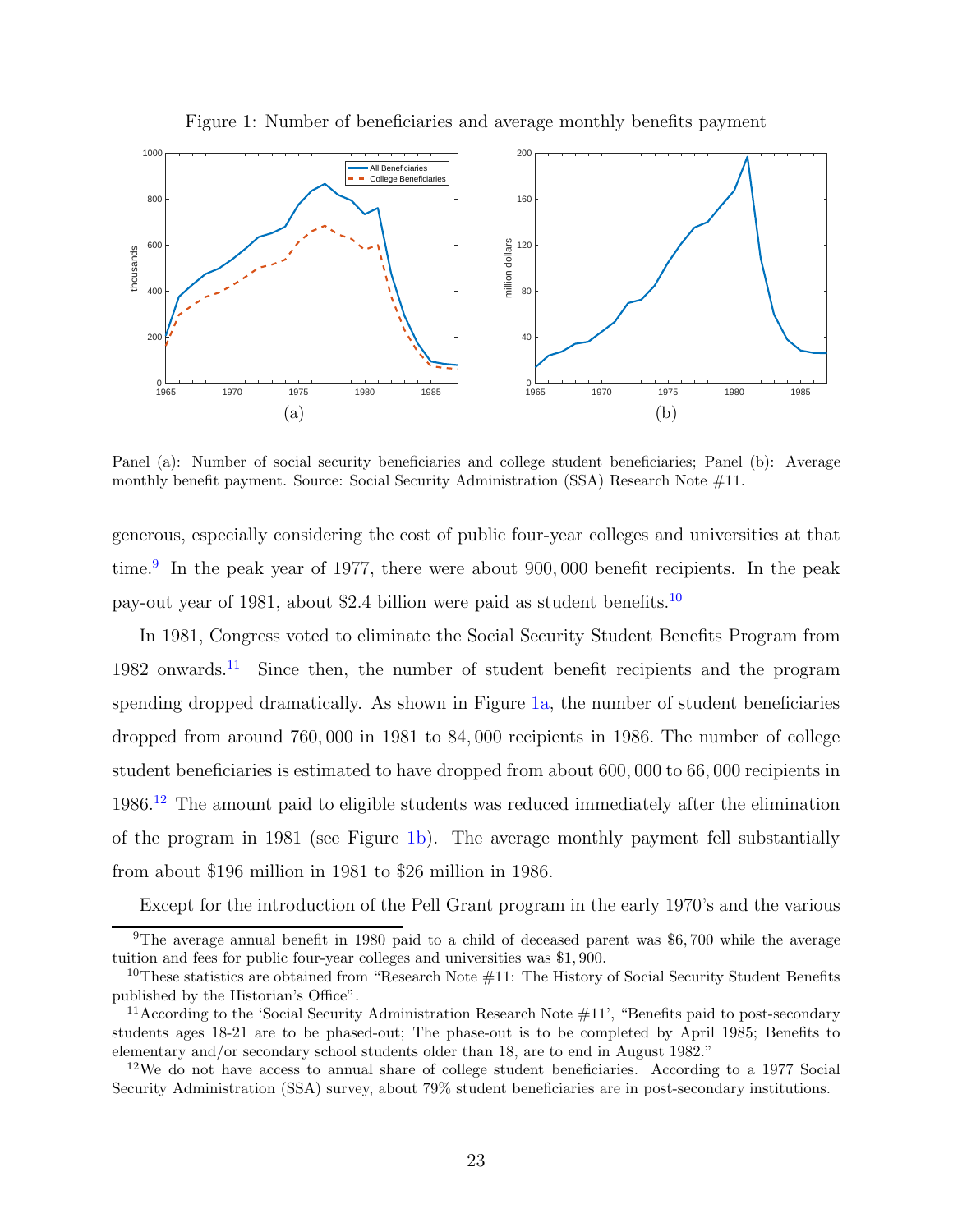Figure 1: Number of beneficiaries and average monthly benefits payment

1000
800
600
400
200
0
thousands
1965
1970
1975
1980
1985
All Beneficiaries
College Beneficiaries

(a)

200
160
120
80
40
0
million dollars
1965
1970
1975
1980
1985

(b)

Panel (a): Number of social security beneficiaries and college student beneficiaries; Panel (b): Average monthly benefit payment. Source: Social Security Administration (SSA) Research Note #11.

generous, especially considering the cost of public four-year colleges and universities at that time.[9] In the peak year of 1977, there were about 900,000 benefit recipients. In the peak pay-out year of 1981, about \$2.4 billion were paid as student benefits.[10]

In 1981, Congress voted to eliminate the Social Security Student Benefits Program from 1982 onwards.[11] Since then, the number of student benefit recipients and the program spending dropped dramatically. As shown in Figure 1a, the number of student beneficiaries dropped from around 760,000 in 1981 to 84,000 recipients in 1986. The number of college student beneficiaries is estimated to have dropped from about 600,000 to 66,000 recipients in 1986.[12] The amount paid to eligible students was reduced immediately after the elimination of the program in 1981 (see Figure 1b). The average monthly payment fell substantially from about \$196 million in 1981 to \$26 million in 1986.

Except for the introduction of the Pell Grant program in the early 1970's and the various

[9]The average annual benefit in 1980 paid to a child of deceased parent was \$6,700 while the average tuition and fees for public four-year colleges and universities was \$1,900.

[10]These statistics are obtained from "Research Note #11: The History of Social Security Student Benefits published by the Historian's Office".

[11]According to the 'Social Security Administration Research Note #11', "Benefits paid to post-secondary students ages 18-21 are to be phased-out; The phase-out is to be completed by April 1985; Benefits to elementary and/or secondary school students older than 18, are to end in August 1982."

[12]We do not have access to annual share of college student beneficiaries. According to a 1977 Social Security Administration (SSA) survey, about 79% student beneficiaries are in post-secondary institutions.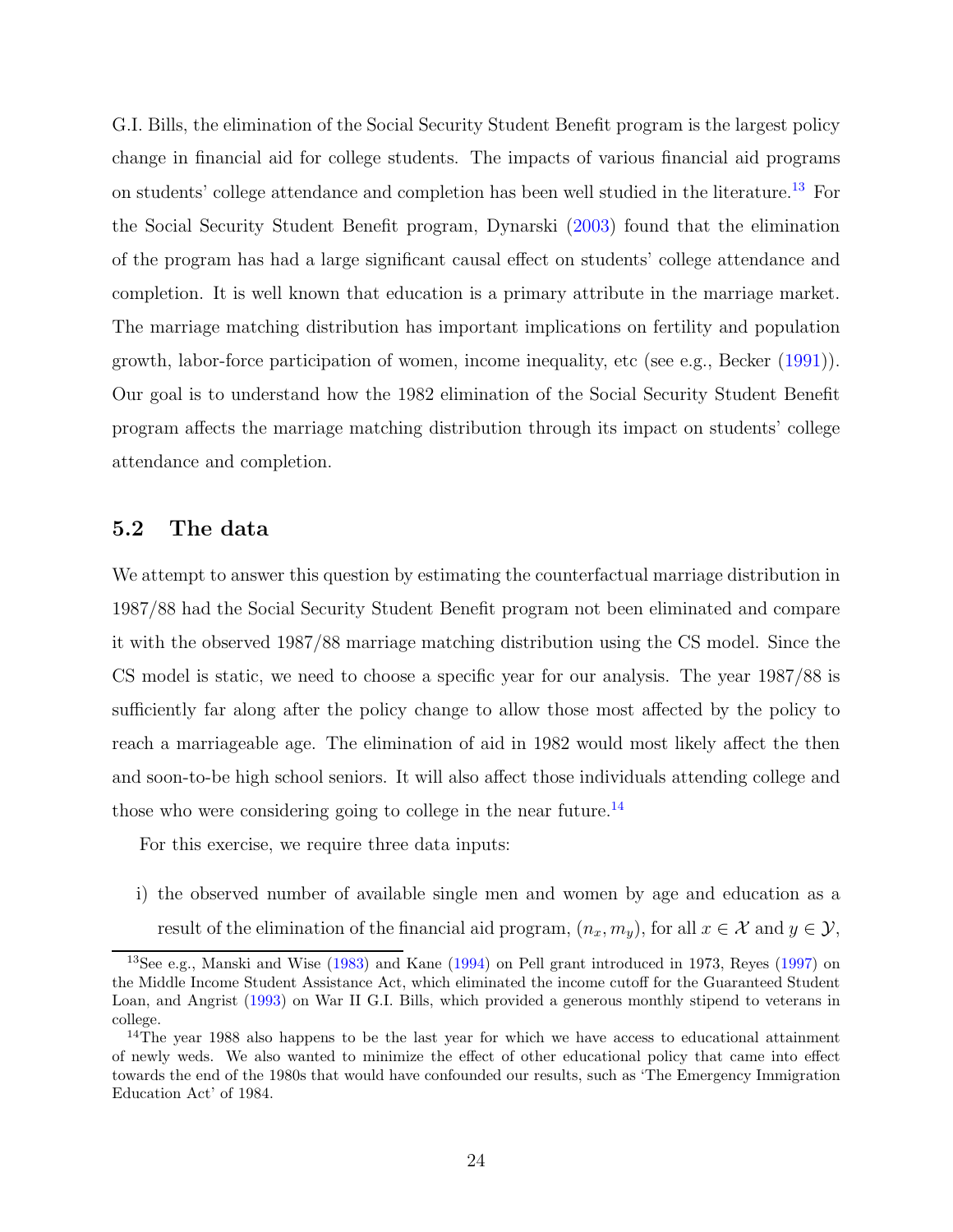G.I. Bills, the elimination of the Social Security Student Benefit program is the largest policy change in financial aid for college students. The impacts of various financial aid programs on students' college attendance and completion has been well studied in the literature.[13] For the Social Security Student Benefit program, Dynarski (2003) found that the elimination of the program has had a large significant causal effect on students' college attendance and completion. It is well known that education is a primary attribute in the marriage market. The marriage matching distribution has important implications on fertility and population growth, labor-force participation of women, income inequality, etc (see e.g., Becker (1991)). Our goal is to understand how the 1982 elimination of the Social Security Student Benefit program affects the marriage matching distribution through its impact on students' college attendance and completion.

### 5.2 The data

We attempt to answer this question by estimating the counterfactual marriage distribution in 1987/88 had the Social Security Student Benefit program not been eliminated and compare it with the observed 1987/88 marriage matching distribution using the CS model. Since the CS model is static, we need to choose a specific year for our analysis. The year 1987/88 is sufficiently far along after the policy change to allow those most affected by the policy to reach a marriageable age. The elimination of aid in 1982 would most likely affect the then and soon-to-be high school seniors. It will also affect those individuals attending college and those who were considering going to college in the near future.[14]

For this exercise, we require three data inputs:

i) the observed number of available single men and women by age and education as a result of the elimination of the financial aid program, $(n_x, m_y)$, for all $x \in \mathcal{X}$ and $y \in \mathcal{Y}$,

---

[13] See e.g., Manski and Wise (1983) and Kane (1994) on Pell grant introduced in 1973, Reyes (1997) on the Middle Income Student Assistance Act, which eliminated the income cutoff for the Guaranteed Student Loan, and Angrist (1993) on War II G.I. Bills, which provided a generous monthly stipend to veterans in college.

[14] The year 1988 also happens to be the last year for which we have access to educational attainment of newly weds. We also wanted to minimize the effect of other educational policy that came into effect towards the end of the 1980s that would have confounded our results, such as 'The Emergency Immigration Education Act' of 1984.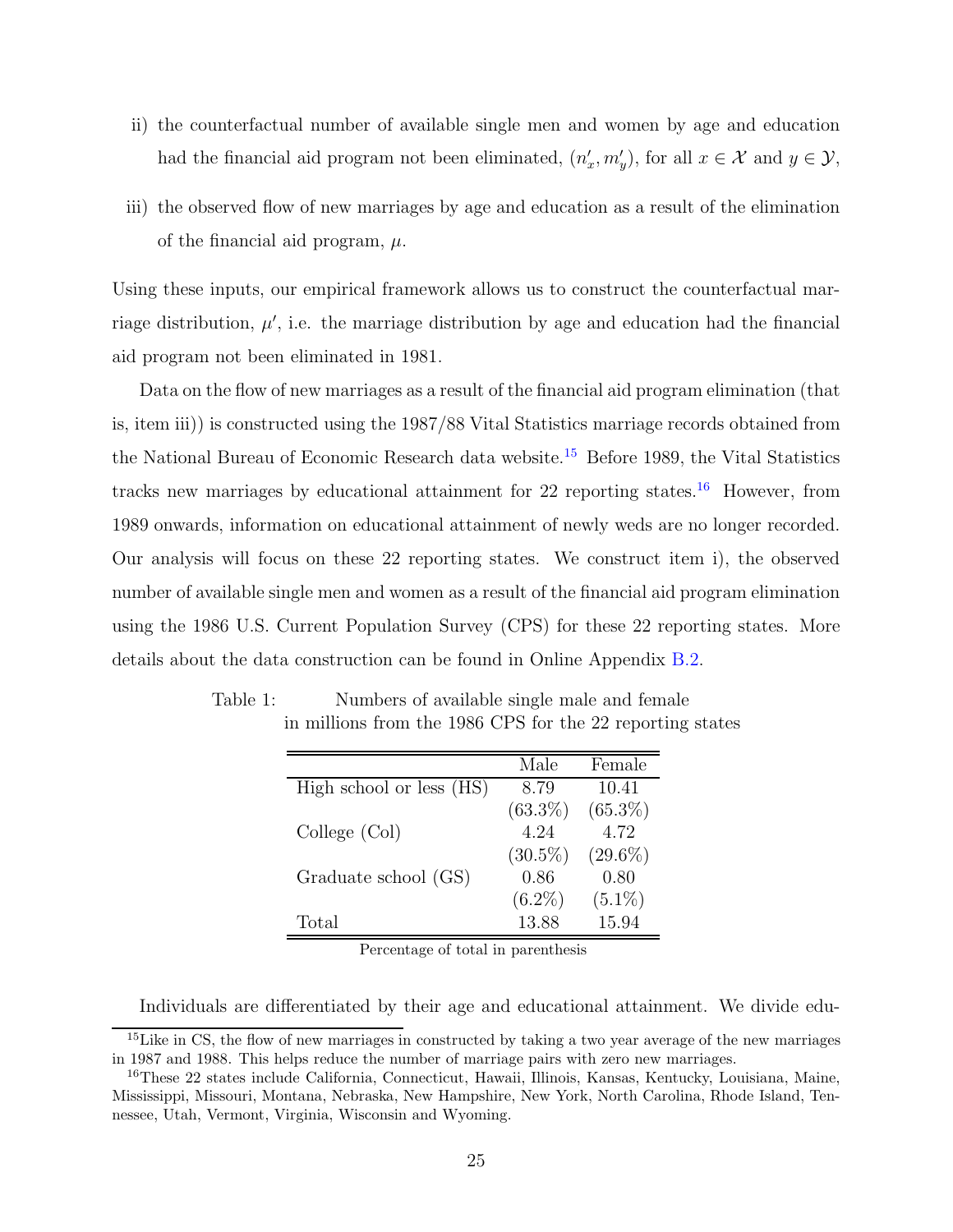ii) the counterfactual number of available single men and women by age and education had the financial aid program not been eliminated, $(n'_x, m'_y)$, for all $x \in \mathcal{X}$ and $y \in \mathcal{Y}$,

iii) the observed flow of new marriages by age and education as a result of the elimination of the financial aid program, $\mu$.

Using these inputs, our empirical framework allows us to construct the counterfactual marriage distribution, $\mu'$, i.e. the marriage distribution by age and education had the financial aid program not been eliminated in 1981.

Data on the flow of new marriages as a result of the financial aid program elimination (that is, item iii)) is constructed using the 1987/88 Vital Statistics marriage records obtained from the National Bureau of Economic Research data website.[15] Before 1989, the Vital Statistics tracks new marriages by educational attainment for 22 reporting states.[16] However, from 1989 onwards, information on educational attainment of newly weds are no longer recorded. Our analysis will focus on these 22 reporting states. We construct item i), the observed number of available single men and women as a result of the financial aid program elimination using the 1986 U.S. Current Population Survey (CPS) for these 22 reporting states. More details about the data construction can be found in Online Appendix B.2.

Table 1: Numbers of available single male and female in millions from the 1986 CPS for the 22 reporting states

| | Male | Female |
|---|---|---|
| High school or less (HS) | 8.79 | 10.41 |
| | (63.3%) | (65.3%) |
| College (Col) | 4.24 | 4.72 |
| | (30.5%) | (29.6%) |
| Graduate school (GS) | 0.86 | 0.80 |
| | (6.2%) | (5.1%) |
| Total | 13.88 | 15.94 |

Percentage of total in parenthesis

Individuals are differentiated by their age and educational attainment. We divide edu-

[15] Like in CS, the flow of new marriages in constructed by taking a two year average of the new marriages in 1987 and 1988. This helps reduce the number of marriage pairs with zero new marriages.

[16] These 22 states include California, Connecticut, Hawaii, Illinois, Kansas, Kentucky, Louisiana, Maine, Mississippi, Missouri, Montana, Nebraska, New Hampshire, New York, North Carolina, Rhode Island, Tennessee, Utah, Vermont, Virginia, Wisconsin and Wyoming.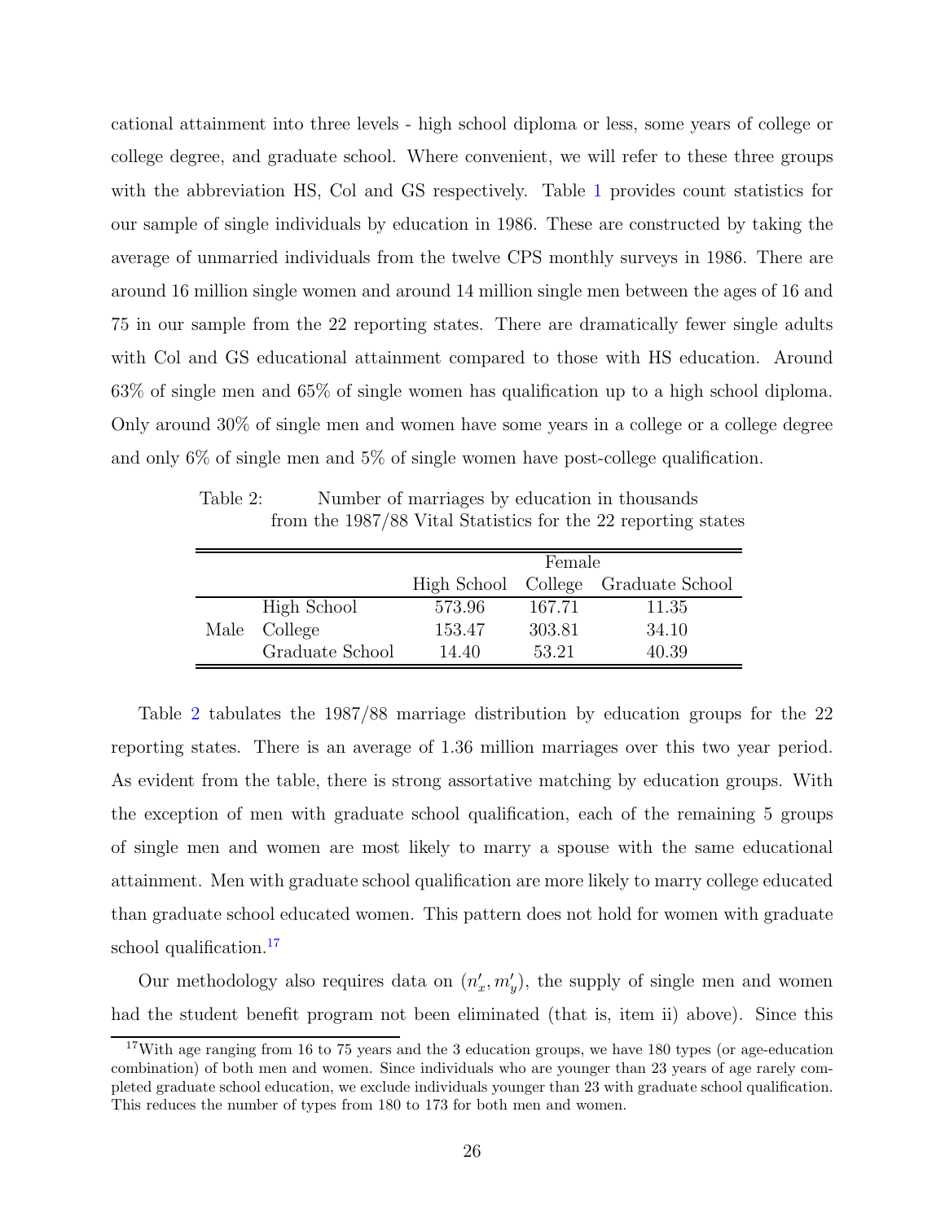cational attainment into three levels - high school diploma or less, some years of college or college degree, and graduate school. Where convenient, we will refer to these three groups with the abbreviation HS, Col and GS respectively. Table 1 provides count statistics for our sample of single individuals by education in 1986. These are constructed by taking the average of unmarried individuals from the twelve CPS monthly surveys in 1986. There are around 16 million single women and around 14 million single men between the ages of 16 and 75 in our sample from the 22 reporting states. There are dramatically fewer single adults with Col and GS educational attainment compared to those with HS education. Around 63% of single men and 65% of single women has qualification up to a high school diploma. Only around 30% of single men and women have some years in a college or a college degree and only 6% of single men and 5% of single women have post-college qualification.

Table 2: Number of marriages by education in thousands from the 1987/88 Vital Statistics for the 22 reporting states

| | | Female | | |
|---|---|---|---|---|
| | | High School | College | Graduate School |
| Male | High School | 573.96 | 167.71 | 11.35 |
| | College | 153.47 | 303.81 | 34.10 |
| | Graduate School | 14.40 | 53.21 | 40.39 |

Table 2 tabulates the 1987/88 marriage distribution by education groups for the 22 reporting states. There is an average of 1.36 million marriages over this two year period. As evident from the table, there is strong assortative matching by education groups. With the exception of men with graduate school qualification, each of the remaining 5 groups of single men and women are most likely to marry a spouse with the same educational attainment. Men with graduate school qualification are more likely to marry college educated than graduate school educated women. This pattern does not hold for women with graduate school qualification.[17]

Our methodology also requires data on $(n'_x, m'_y)$, the supply of single men and women had the student benefit program not been eliminated (that is, item ii) above). Since this

[17] With age ranging from 16 to 75 years and the 3 education groups, we have 180 types (or age-education combination) of both men and women. Since individuals who are younger than 23 years of age rarely completed graduate school education, we exclude individuals younger than 23 with graduate school qualification. This reduces the number of types from 180 to 173 for both men and women.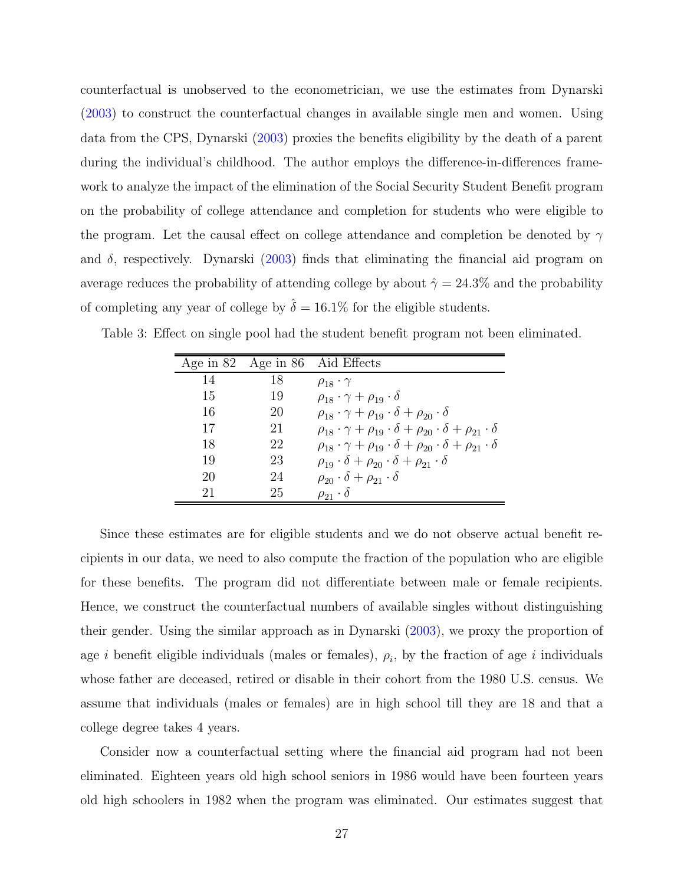counterfactual is unobserved to the econometrician, we use the estimates from Dynarski (2003) to construct the counterfactual changes in available single men and women. Using data from the CPS, Dynarski (2003) proxies the benefits eligibility by the death of a parent during the individual's childhood. The author employs the difference-in-differences framework to analyze the impact of the elimination of the Social Security Student Benefit program on the probability of college attendance and completion for students who were eligible to the program. Let the causal effect on college attendance and completion be denoted by $\gamma$ and $\delta$, respectively. Dynarski (2003) finds that eliminating the financial aid program on average reduces the probability of attending college by about $\hat{\gamma} = 24.3\%$ and the probability of completing any year of college by $\hat{\delta} = 16.1\%$ for the eligible students.

Table 3: Effect on single pool had the student benefit program not been eliminated.

| Age in 82 | Age in 86 | Aid Effects |
|---|---|---|
| 14 | 18 | $\rho_{18} \cdot \gamma$ |
| 15 | 19 | $\rho_{18} \cdot \gamma + \rho_{19} \cdot \delta$ |
| 16 | 20 | $\rho_{18} \cdot \gamma + \rho_{19} \cdot \delta + \rho_{20} \cdot \delta$ |
| 17 | 21 | $\rho_{18} \cdot \gamma + \rho_{19} \cdot \delta + \rho_{20} \cdot \delta + \rho_{21} \cdot \delta$ |
| 18 | 22 | $\rho_{18} \cdot \gamma + \rho_{19} \cdot \delta + \rho_{20} \cdot \delta + \rho_{21} \cdot \delta$ |
| 19 | 23 | $\rho_{19} \cdot \delta + \rho_{20} \cdot \delta + \rho_{21} \cdot \delta$ |
| 20 | 24 | $\rho_{20} \cdot \delta + \rho_{21} \cdot \delta$ |
| 21 | 25 | $\rho_{21} \cdot \delta$ |

Since these estimates are for eligible students and we do not observe actual benefit recipients in our data, we need to also compute the fraction of the population who are eligible for these benefits. The program did not differentiate between male or female recipients. Hence, we construct the counterfactual numbers of available singles without distinguishing their gender. Using the similar approach as in Dynarski (2003), we proxy the proportion of age $i$ benefit eligible individuals (males or females), $\rho_i$, by the fraction of age $i$ individuals whose father are deceased, retired or disable in their cohort from the 1980 U.S. census. We assume that individuals (males or females) are in high school till they are 18 and that a college degree takes 4 years.

Consider now a counterfactual setting where the financial aid program had not been eliminated. Eighteen years old high school seniors in 1986 would have been fourteen years old high schoolers in 1982 when the program was eliminated. Our estimates suggest that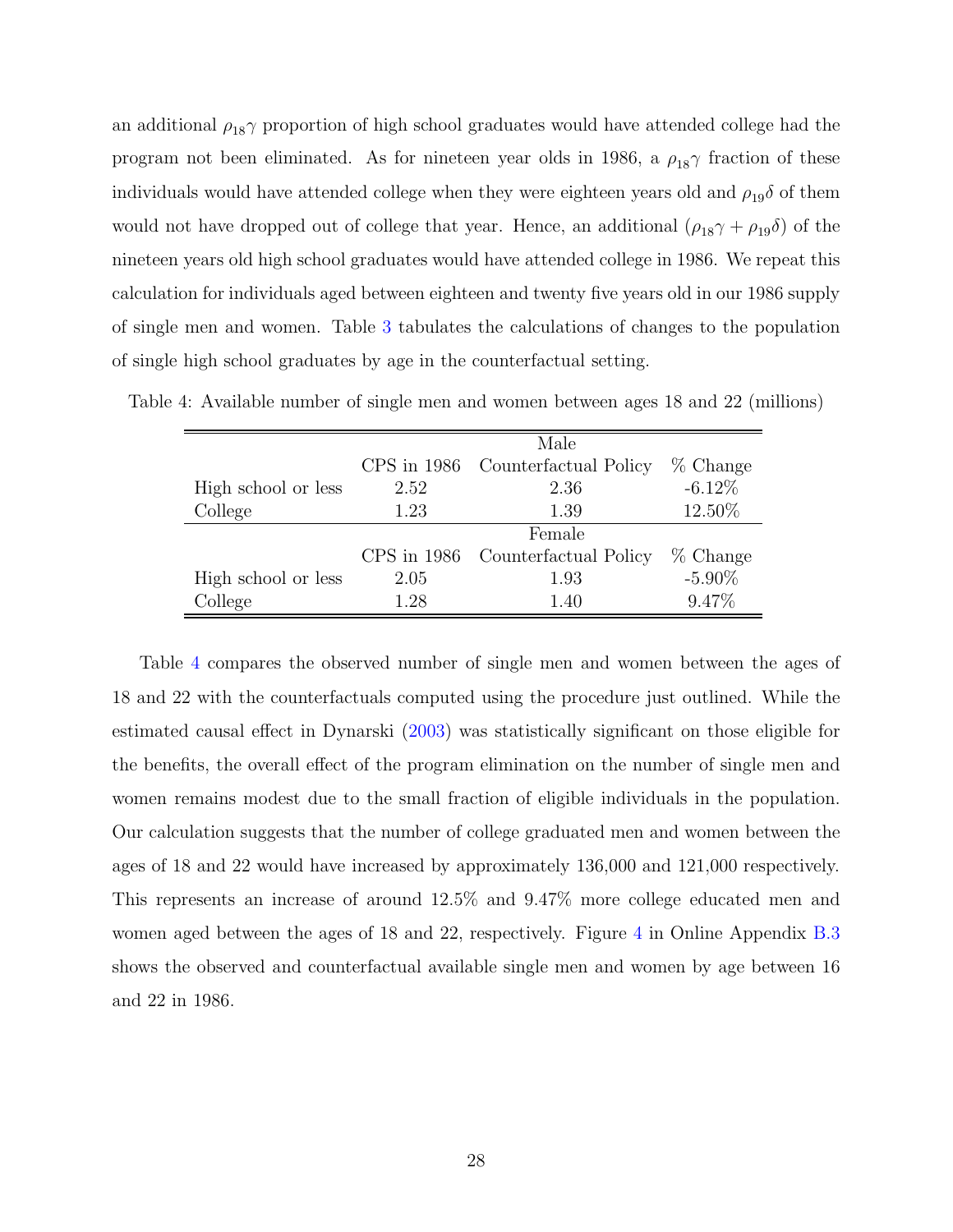an additional $\rho_{18}\gamma$ proportion of high school graduates would have attended college had the program not been eliminated. As for nineteen year olds in 1986, a $\rho_{18}\gamma$ fraction of these individuals would have attended college when they were eighteen years old and $\rho_{19}\delta$ of them would not have dropped out of college that year. Hence, an additional $(\rho_{18}\gamma + \rho_{19}\delta)$ of the nineteen years old high school graduates would have attended college in 1986. We repeat this calculation for individuals aged between eighteen and twenty five years old in our 1986 supply of single men and women. Table 3 tabulates the calculations of changes to the population of single high school graduates by age in the counterfactual setting.

Table 4: Available number of single men and women between ages 18 and 22 (millions)

| | Male | | |
|---|---|---|---|
| | CPS in 1986 | Counterfactual Policy | % Change |
| High school or less | 2.52 | 2.36 | -6.12% |
| College | 1.23 | 1.39 | 12.50% |
| | **Female** | | |
| | CPS in 1986 | Counterfactual Policy | % Change |
| High school or less | 2.05 | 1.93 | -5.90% |
| College | 1.28 | 1.40 | 9.47% |

Table 4 compares the observed number of single men and women between the ages of 18 and 22 with the counterfactuals computed using the procedure just outlined. While the estimated causal effect in Dynarski (2003) was statistically significant on those eligible for the benefits, the overall effect of the program elimination on the number of single men and women remains modest due to the small fraction of eligible individuals in the population. Our calculation suggests that the number of college graduated men and women between the ages of 18 and 22 would have increased by approximately 136,000 and 121,000 respectively. This represents an increase of around 12.5% and 9.47% more college educated men and women aged between the ages of 18 and 22, respectively. Figure 4 in Online Appendix B.3 shows the observed and counterfactual available single men and women by age between 16 and 22 in 1986.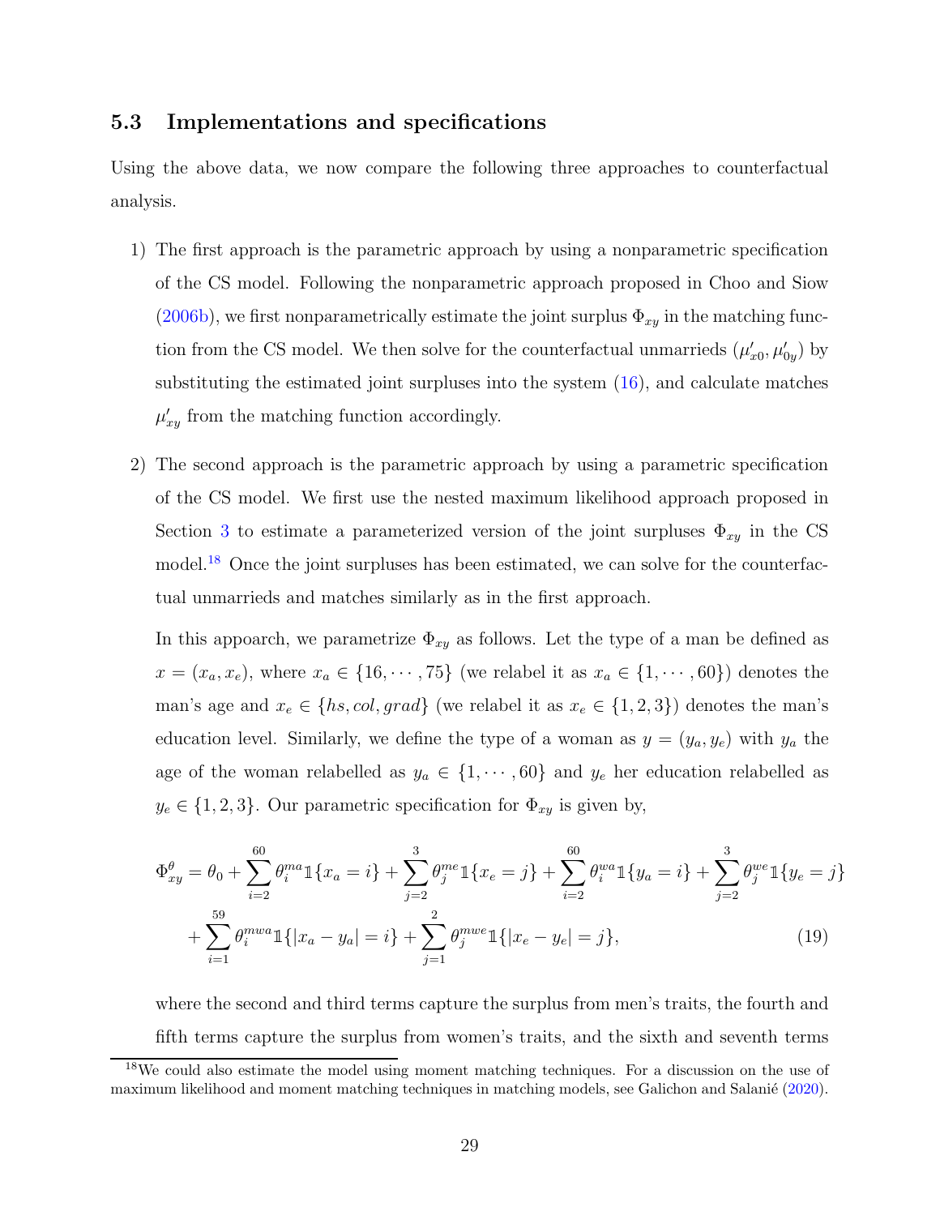### 5.3 Implementations and specifications

Using the above data, we now compare the following three approaches to counterfactual analysis.

1) The first approach is the parametric approach by using a nonparametric specification of the CS model. Following the nonparametric approach proposed in Choo and Siow (2006b), we first nonparametrically estimate the joint surplus $\Phi_{xy}$ in the matching function from the CS model. We then solve for the counterfactual unmarrieds $(\mu'_{x0}, \mu'_{0y})$ by substituting the estimated joint surpluses into the system (16), and calculate matches $\mu'_{xy}$ from the matching function accordingly.

2) The second approach is the parametric approach by using a parametric specification of the CS model. We first use the nested maximum likelihood approach proposed in Section 3 to estimate a parameterized version of the joint surpluses $\Phi_{xy}$ in the CS model.[18] Once the joint surpluses has been estimated, we can solve for the counterfactual unmarrieds and matches similarly as in the first approach.

   In this appoach, we parametrize $\Phi_{xy}$ as follows. Let the type of a man be defined as $x = (x_a, x_e)$, where $x_a \in \{16, \cdots, 75\}$ (we relabel it as $x_a \in \{1, \cdots, 60\}$) denotes the man's age and $x_e \in \{hs, col, grad\}$ (we relabel it as $x_e \in \{1, 2, 3\}$) denotes the man's education level. Similarly, we define the type of a woman as $y = (y_a, y_e)$ with $y_a$ the age of the woman relabelled as $y_a \in \{1, \cdots, 60\}$ and $y_e$ her education relabelled as $y_e \in \{1, 2, 3\}$. Our parametric specification for $\Phi_{xy}$ is given by,

$$
\begin{aligned}
\Phi^{\theta}_{xy} = \theta_0 &+ \sum_{i=2}^{60} \theta^{ma}_i \mathbb{1}\{x_a = i\} + \sum_{j=2}^{3} \theta^{me}_j \mathbb{1}\{x_e = j\} + \sum_{i=2}^{60} \theta^{wa}_i \mathbb{1}\{y_a = i\} + \sum_{j=2}^{3} \theta^{we}_j \mathbb{1}\{y_e = j\} \\
&+ \sum_{i=1}^{59} \theta^{mwa}_i \mathbb{1}\{|x_a - y_a| = i\} + \sum_{j=1}^{2} \theta^{mwe}_j \mathbb{1}\{|x_e - y_e| = j\}, \qquad (19)
\end{aligned}
$$

   where the second and third terms capture the surplus from men's traits, the fourth and fifth terms capture the surplus from women's traits, and the sixth and seventh terms

[18] We could also estimate the model using moment matching techniques. For a discussion on the use of maximum likelihood and moment matching techniques in matching models, see Galichon and Salanié (2020).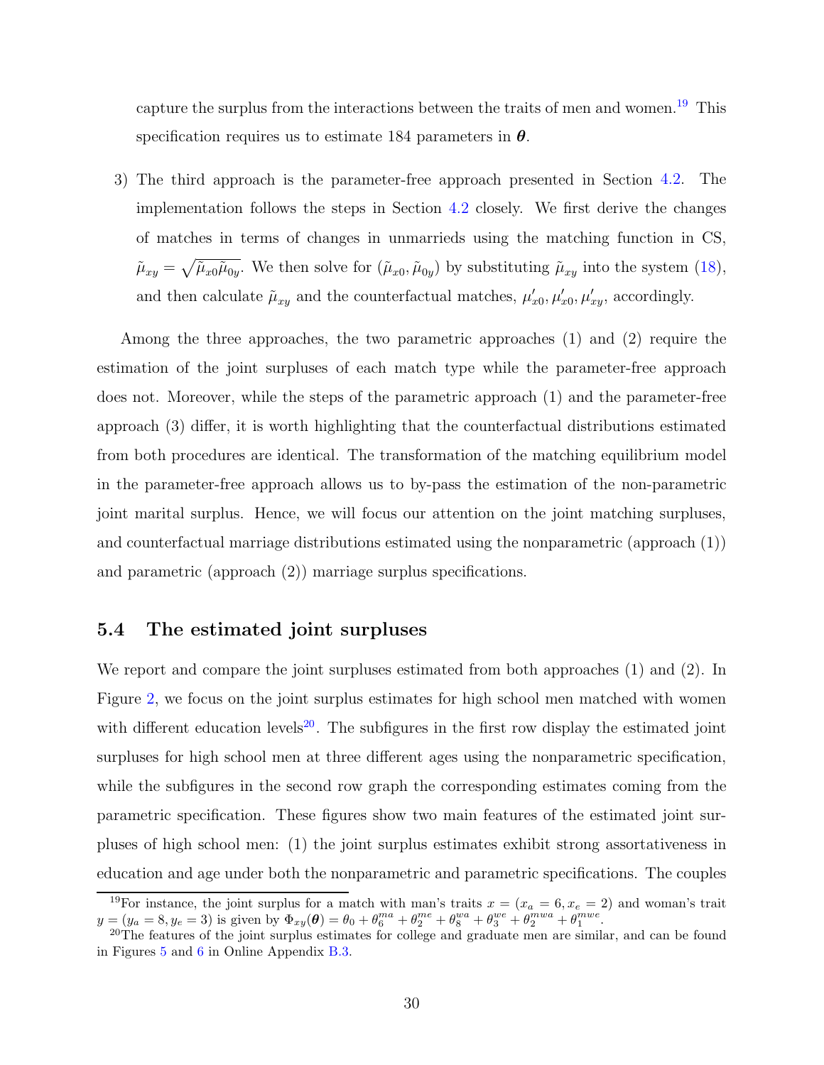capture the surplus from the interactions between the traits of men and women.[19] This specification requires us to estimate 184 parameters in $\boldsymbol{\theta}$.

3) The third approach is the parameter-free approach presented in Section 4.2. The implementation follows the steps in Section 4.2 closely. We first derive the changes of matches in terms of changes in unmarrieds using the matching function in CS, $\tilde{\mu}_{xy} = \sqrt{\tilde{\mu}_{x0}\tilde{\mu}_{0y}}$. We then solve for $(\tilde{\mu}_{x0}, \tilde{\mu}_{0y})$ by substituting $\tilde{\mu}_{xy}$ into the system (18), and then calculate $\tilde{\mu}_{xy}$ and the counterfactual matches, $\mu'_{x0}, \mu'_{x0}, \mu'_{xy}$, accordingly.

Among the three approaches, the two parametric approaches (1) and (2) require the estimation of the joint surpluses of each match type while the parameter-free approach does not. Moreover, while the steps of the parametric approach (1) and the parameter-free approach (3) differ, it is worth highlighting that the counterfactual distributions estimated from both procedures are identical. The transformation of the matching equilibrium model in the parameter-free approach allows us to by-pass the estimation of the non-parametric joint marital surplus. Hence, we will focus our attention on the joint matching surpluses, and counterfactual marriage distributions estimated using the nonparametric (approach (1)) and parametric (approach (2)) marriage surplus specifications.

## 5.4 The estimated joint surpluses

We report and compare the joint surpluses estimated from both approaches (1) and (2). In Figure 2, we focus on the joint surplus estimates for high school men matched with women with different education levels[20]. The subfigures in the first row display the estimated joint surpluses for high school men at three different ages using the nonparametric specification, while the subfigures in the second row graph the corresponding estimates coming from the parametric specification. These figures show two main features of the estimated joint surpluses of high school men: (1) the joint surplus estimates exhibit strong assortativeness in education and age under both the nonparametric and parametric specifications. The couples

---

[19] For instance, the joint surplus for a match with man's traits $x = (x_a = 6, x_e = 2)$ and woman's trait $y = (y_a = 8, y_e = 3)$ is given by $\Phi_{xy}(\boldsymbol{\theta}) = \theta_0 + \theta_6^{ma} + \theta_2^{me} + \theta_8^{wa} + \theta_3^{we} + \theta_2^{mwa} + \theta_1^{mwe}$.

[20] The features of the joint surplus estimates for college and graduate men are similar, and can be found in Figures 5 and 6 in Online Appendix B.3.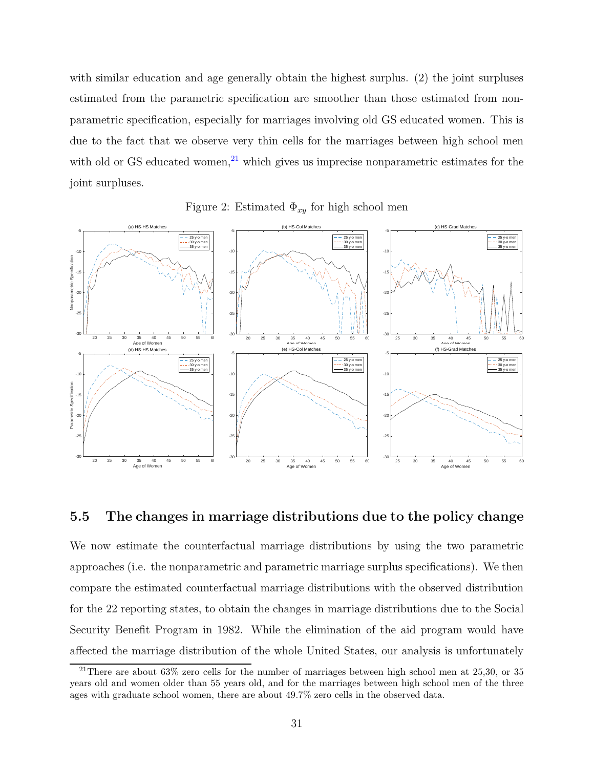with similar education and age generally obtain the highest surplus. (2) the joint surpluses estimated from the parametric specification are smoother than those estimated from nonparametric specification, especially for marriages involving old GS educated women. This is due to the fact that we observe very thin cells for the marriages between high school men with old or GS educated women,[21] which gives us imprecise nonparametric estimates for the joint surpluses.

Figure 2: Estimated $\Phi_{xy}$ for high school men

## 5.5 The changes in marriage distributions due to the policy change

We now estimate the counterfactual marriage distributions by using the two parametric approaches (i.e. the nonparametric and parametric marriage surplus specifications). We then compare the estimated counterfactual marriage distributions with the observed distribution for the 22 reporting states, to obtain the changes in marriage distributions due to the Social Security Benefit Program in 1982. While the elimination of the aid program would have affected the marriage distribution of the whole United States, our analysis is unfortunately

[21]There are about 63% zero cells for the number of marriages between high school men at 25,30, or 35 years old and women older than 55 years old, and for the marriages between high school men of the three ages with graduate school women, there are about 49.7% zero cells in the observed data.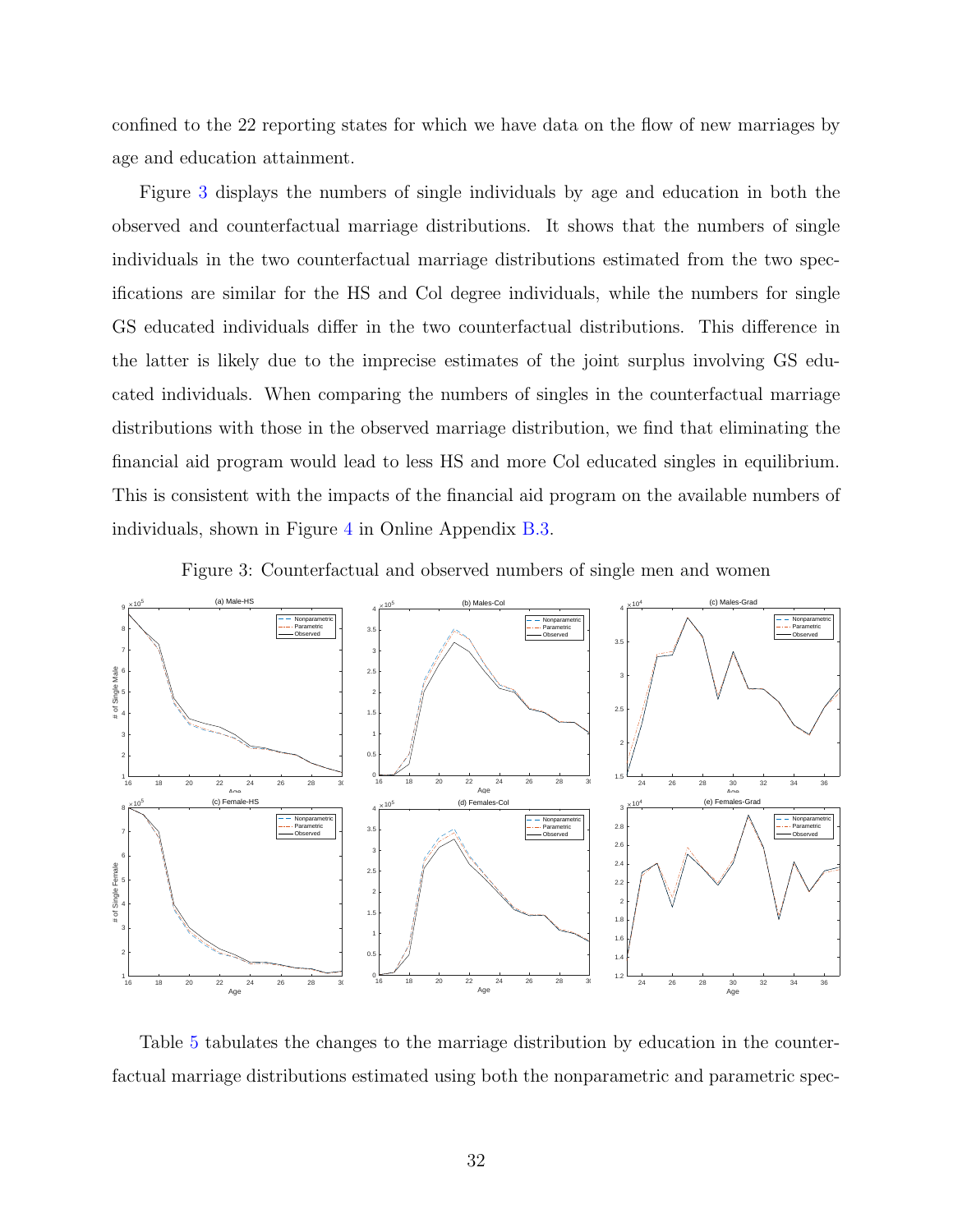confined to the 22 reporting states for which we have data on the flow of new marriages by age and education attainment.

Figure 3 displays the numbers of single individuals by age and education in both the observed and counterfactual marriage distributions. It shows that the numbers of single individuals in the two counterfactual marriage distributions estimated from the two specifications are similar for the HS and Col degree individuals, while the numbers for single GS educated individuals differ in the two counterfactual distributions. This difference in the latter is likely due to the imprecise estimates of the joint surplus involving GS educated individuals. When comparing the numbers of singles in the counterfactual marriage distributions with those in the observed marriage distribution, we find that eliminating the financial aid program would lead to less HS and more Col educated singles in equilibrium. This is consistent with the impacts of the financial aid program on the available numbers of individuals, shown in Figure 4 in Online Appendix B.3.

Figure 3: Counterfactual and observed numbers of single men and women

(a) Male-HS
$\times 10^5$
# of Single Male
Age
Nonparametric
Parametric
Observed

(b) Males-Col
$\times 10^5$
Age
Nonparametric
Parametric
Observed

(c) Males-Grad
$\times 10^4$
Age
Nonparametric
Parametric
Observed

(c) Female-HS
$\times 10^5$
# of Single Female
Age
Nonparametric
Parametric
Observed

(d) Females-Col
$\times 10^5$
Age
Nonparametric
Parametric
Observed

(e) Females-Grad
$\times 10^4$
Age
Nonparametric
Parametric
Observed

Table 5 tabulates the changes to the marriage distribution by education in the counterfactual marriage distributions estimated using both the nonparametric and parametric spec-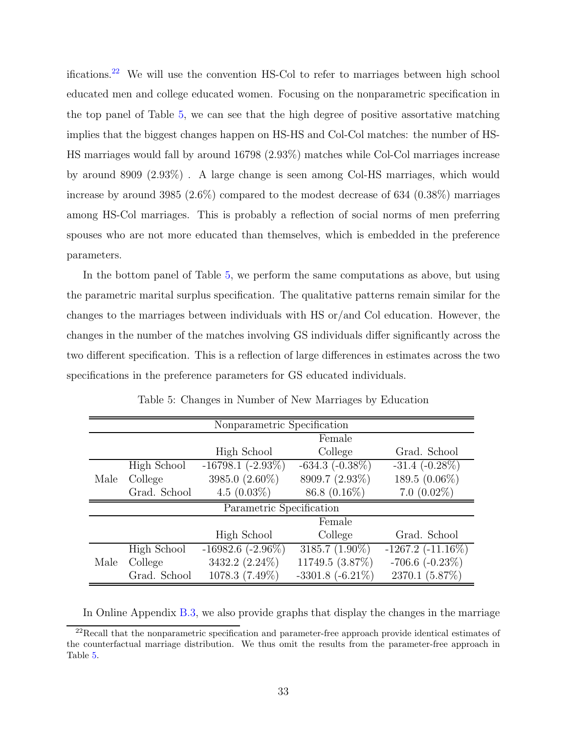ifications.[22] We will use the convention HS-Col to refer to marriages between high school educated men and college educated women. Focusing on the nonparametric specification in the top panel of Table 5, we can see that the high degree of positive assortative matching implies that the biggest changes happen on HS-HS and Col-Col matches: the number of HS-HS marriages would fall by around 16798 (2.93%) matches while Col-Col marriages increase by around 8909 (2.93%) . A large change is seen among Col-HS marriages, which would increase by around 3985 (2.6%) compared to the modest decrease of 634 (0.38%) marriages among HS-Col marriages. This is probably a reflection of social norms of men preferring spouses who are not more educated than themselves, which is embedded in the preference parameters.

In the bottom panel of Table 5, we perform the same computations as above, but using the parametric marital surplus specification. The qualitative patterns remain similar for the changes to the marriages between individuals with HS or/and Col education. However, the changes in the number of the matches involving GS individuals differ significantly across the two different specification. This is a reflection of large differences in estimates across the two specifications in the preference parameters for GS educated individuals.

Table 5: Changes in Number of New Marriages by Education

| Nonparametric Specification | | | | |
|---|---|---|---|---|
| | | Female | | |
| | | High School | College | Grad. School |
| Male | High School | -16798.1 (-2.93%) | -634.3 (-0.38%) | -31.4 (-0.28%) |
| | College | 3985.0 (2.60%) | 8909.7 (2.93%) | 189.5 (0.06%) |
| | Grad. School | 4.5 (0.03%) | 86.8 (0.16%) | 7.0 (0.02%) |
| **Parametric Specification** | | | | |
| | | Female | | |
| | | High School | College | Grad. School |
| Male | High School | -16982.6 (-2.96%) | 3185.7 (1.90%) | -1267.2 (-11.16%) |
| | College | 3432.2 (2.24%) | 11749.5 (3.87%) | -706.6 (-0.23%) |
| | Grad. School | 1078.3 (7.49%) | -3301.8 (-6.21%) | 2370.1 (5.87%) |

In Online Appendix B.3, we also provide graphs that display the changes in the marriage

[22] Recall that the nonparametric specification and parameter-free approach provide identical estimates of the counterfactual marriage distribution. We thus omit the results from the parameter-free approach in Table 5.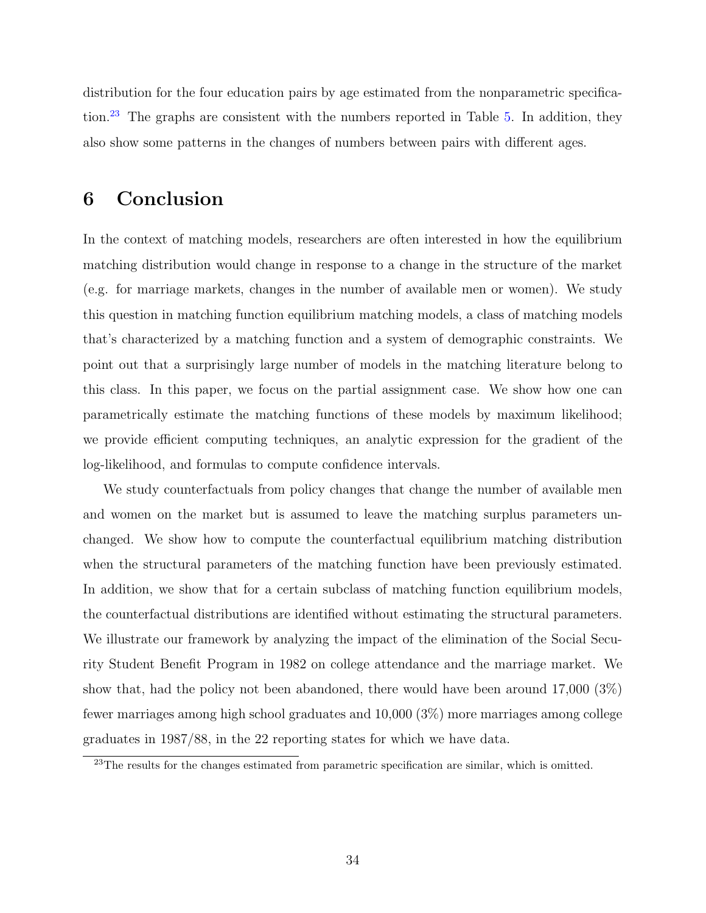distribution for the four education pairs by age estimated from the nonparametric specification.[23] The graphs are consistent with the numbers reported in Table 5. In addition, they also show some patterns in the changes of numbers between pairs with different ages.

## 6 Conclusion

In the context of matching models, researchers are often interested in how the equilibrium matching distribution would change in response to a change in the structure of the market (e.g. for marriage markets, changes in the number of available men or women). We study this question in matching function equilibrium matching models, a class of matching models that's characterized by a matching function and a system of demographic constraints. We point out that a surprisingly large number of models in the matching literature belong to this class. In this paper, we focus on the partial assignment case. We show how one can parametrically estimate the matching functions of these models by maximum likelihood; we provide efficient computing techniques, an analytic expression for the gradient of the log-likelihood, and formulas to compute confidence intervals.

We study counterfactuals from policy changes that change the number of available men and women on the market but is assumed to leave the matching surplus parameters unchanged. We show how to compute the counterfactual equilibrium matching distribution when the structural parameters of the matching function have been previously estimated. In addition, we show that for a certain subclass of matching function equilibrium models, the counterfactual distributions are identified without estimating the structural parameters. We illustrate our framework by analyzing the impact of the elimination of the Social Security Student Benefit Program in 1982 on college attendance and the marriage market. We show that, had the policy not been abandoned, there would have been around 17,000 (3%) fewer marriages among high school graduates and 10,000 (3%) more marriages among college graduates in 1987/88, in the 22 reporting states for which we have data.

[23] The results for the changes estimated from parametric specification are similar, which is omitted.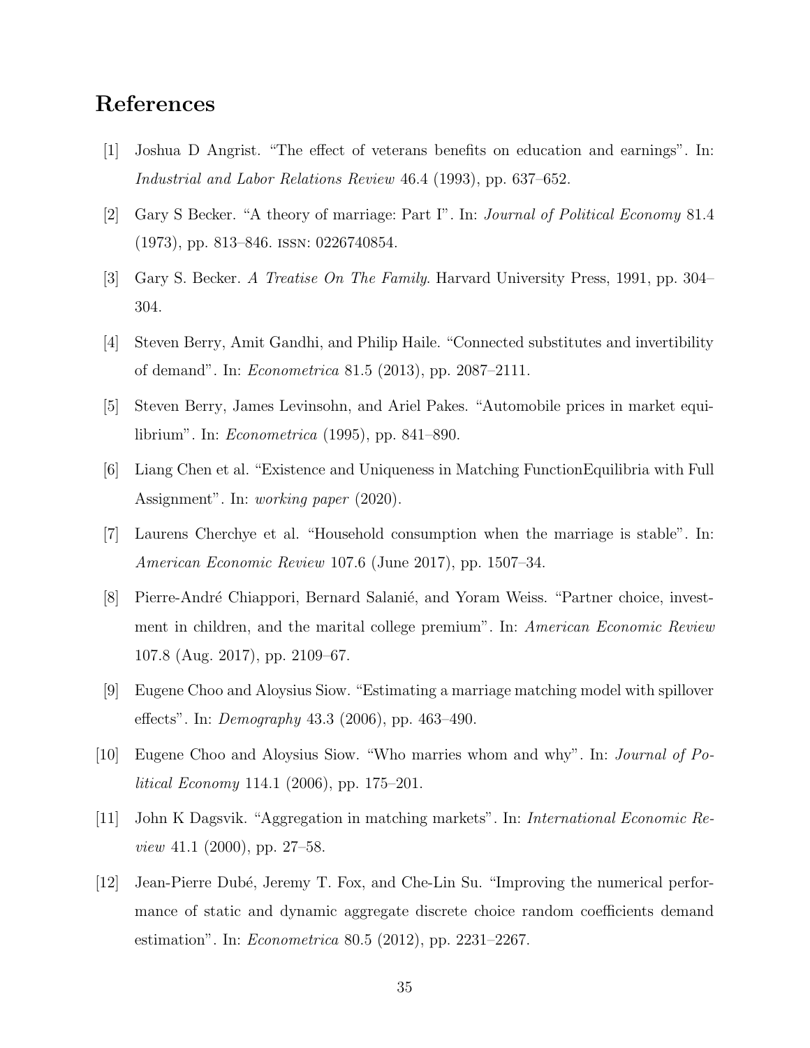# References

[1] Joshua D Angrist. "The effect of veterans benefits on education and earnings". In: *Industrial and Labor Relations Review* 46.4 (1993), pp. 637–652.

[2] Gary S Becker. "A theory of marriage: Part I". In: *Journal of Political Economy* 81.4 (1973), pp. 813–846. ISSN: 0226740854.

[3] Gary S. Becker. *A Treatise On The Family*. Harvard University Press, 1991, pp. 304–304.

[4] Steven Berry, Amit Gandhi, and Philip Haile. "Connected substitutes and invertibility of demand". In: *Econometrica* 81.5 (2013), pp. 2087–2111.

[5] Steven Berry, James Levinsohn, and Ariel Pakes. "Automobile prices in market equilibrium". In: *Econometrica* (1995), pp. 841–890.

[6] Liang Chen et al. "Existence and Uniqueness in Matching FunctionEquilibria with Full Assignment". In: *working paper* (2020).

[7] Laurens Cherchye et al. "Household consumption when the marriage is stable". In: *American Economic Review* 107.6 (June 2017), pp. 1507–34.

[8] Pierre-André Chiappori, Bernard Salanié, and Yoram Weiss. "Partner choice, investment in children, and the marital college premium". In: *American Economic Review* 107.8 (Aug. 2017), pp. 2109–67.

[9] Eugene Choo and Aloysius Siow. "Estimating a marriage matching model with spillover effects". In: *Demography* 43.3 (2006), pp. 463–490.

[10] Eugene Choo and Aloysius Siow. "Who marries whom and why". In: *Journal of Political Economy* 114.1 (2006), pp. 175–201.

[11] John K Dagsvik. "Aggregation in matching markets". In: *International Economic Review* 41.1 (2000), pp. 27–58.

[12] Jean-Pierre Dubé, Jeremy T. Fox, and Che-Lin Su. "Improving the numerical performance of static and dynamic aggregate discrete choice random coefficients demand estimation". In: *Econometrica* 80.5 (2012), pp. 2231–2267.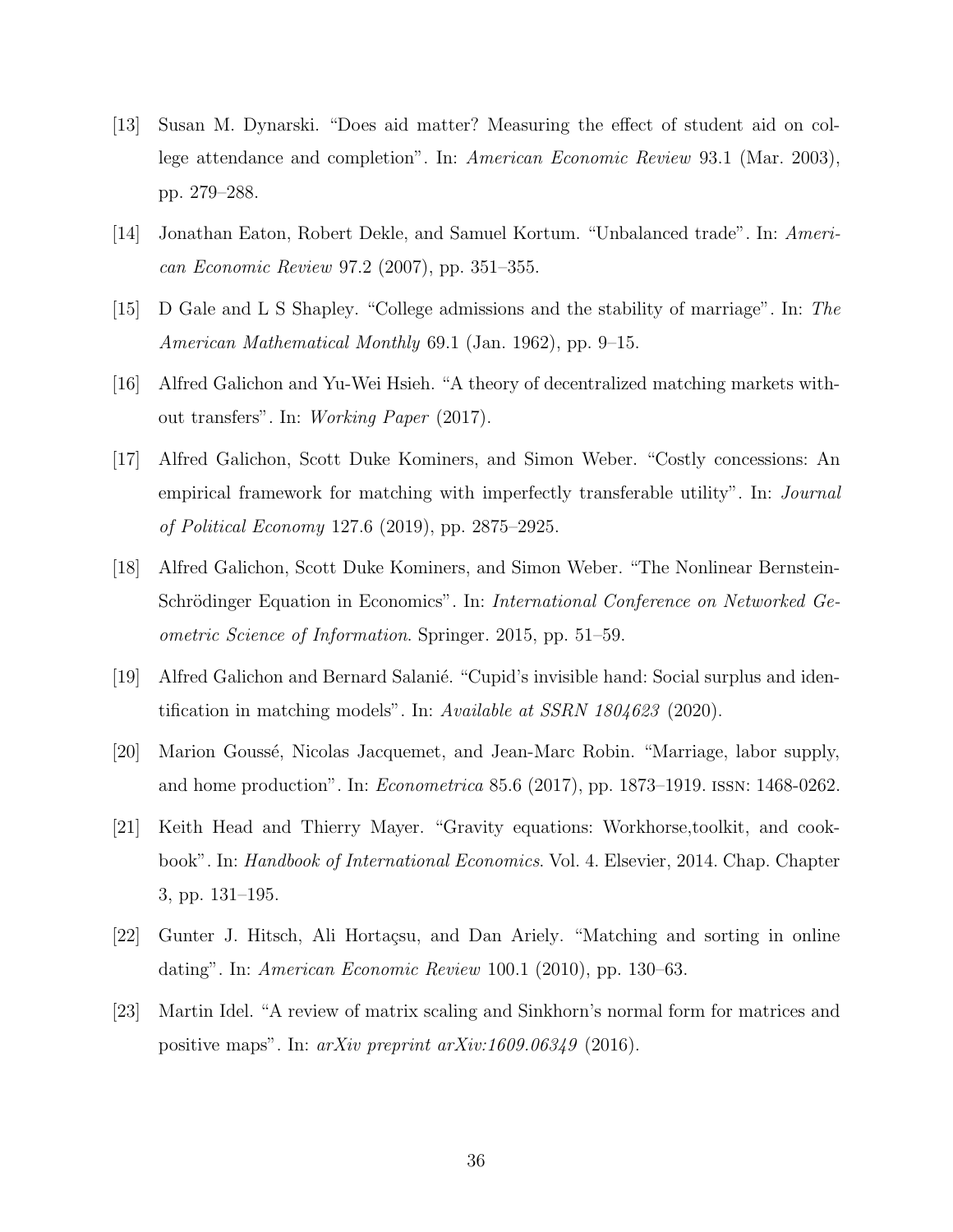[13] Susan M. Dynarski. "Does aid matter? Measuring the effect of student aid on college attendance and completion". In: *American Economic Review* 93.1 (Mar. 2003), pp. 279–288.

[14] Jonathan Eaton, Robert Dekle, and Samuel Kortum. "Unbalanced trade". In: *American Economic Review* 97.2 (2007), pp. 351–355.

[15] D Gale and L S Shapley. "College admissions and the stability of marriage". In: *The American Mathematical Monthly* 69.1 (Jan. 1962), pp. 9–15.

[16] Alfred Galichon and Yu-Wei Hsieh. "A theory of decentralized matching markets without transfers". In: *Working Paper* (2017).

[17] Alfred Galichon, Scott Duke Kominers, and Simon Weber. "Costly concessions: An empirical framework for matching with imperfectly transferable utility". In: *Journal of Political Economy* 127.6 (2019), pp. 2875–2925.

[18] Alfred Galichon, Scott Duke Kominers, and Simon Weber. "The Nonlinear Bernstein-Schrödinger Equation in Economics". In: *International Conference on Networked Geometric Science of Information*. Springer. 2015, pp. 51–59.

[19] Alfred Galichon and Bernard Salanié. "Cupid's invisible hand: Social surplus and identification in matching models". In: *Available at SSRN 1804623* (2020).

[20] Marion Goussé, Nicolas Jacquemet, and Jean-Marc Robin. "Marriage, labor supply, and home production". In: *Econometrica* 85.6 (2017), pp. 1873–1919. ISSN: 1468-0262.

[21] Keith Head and Thierry Mayer. "Gravity equations: Workhorse,toolkit, and cookbook". In: *Handbook of International Economics*. Vol. 4. Elsevier, 2014. Chap. Chapter 3, pp. 131–195.

[22] Gunter J. Hitsch, Ali Hortaçsu, and Dan Ariely. "Matching and sorting in online dating". In: *American Economic Review* 100.1 (2010), pp. 130–63.

[23] Martin Idel. "A review of matrix scaling and Sinkhorn's normal form for matrices and positive maps". In: *arXiv preprint arXiv:1609.06349* (2016).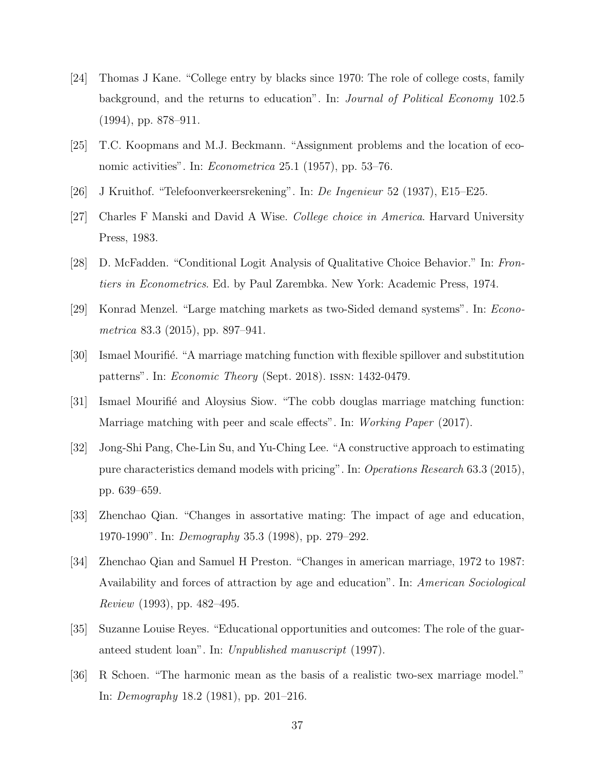[24] Thomas J Kane. "College entry by blacks since 1970: The role of college costs, family background, and the returns to education". In: *Journal of Political Economy* 102.5 (1994), pp. 878–911.

[25] T.C. Koopmans and M.J. Beckmann. "Assignment problems and the location of economic activities". In: *Econometrica* 25.1 (1957), pp. 53–76.

[26] J Kruithof. "Telefoonverkeersrekening". In: *De Ingenieur* 52 (1937), E15–E25.

[27] Charles F Manski and David A Wise. *College choice in America*. Harvard University Press, 1983.

[28] D. McFadden. "Conditional Logit Analysis of Qualitative Choice Behavior." In: *Frontiers in Econometrics*. Ed. by Paul Zarembka. New York: Academic Press, 1974.

[29] Konrad Menzel. "Large matching markets as two-Sided demand systems". In: *Econometrica* 83.3 (2015), pp. 897–941.

[30] Ismael Mourifié. "A marriage matching function with flexible spillover and substitution patterns". In: *Economic Theory* (Sept. 2018). ISSN: 1432-0479.

[31] Ismael Mourifié and Aloysius Siow. "The cobb douglas marriage matching function: Marriage matching with peer and scale effects". In: *Working Paper* (2017).

[32] Jong-Shi Pang, Che-Lin Su, and Yu-Ching Lee. "A constructive approach to estimating pure characteristics demand models with pricing". In: *Operations Research* 63.3 (2015), pp. 639–659.

[33] Zhenchao Qian. "Changes in assortative mating: The impact of age and education, 1970-1990". In: *Demography* 35.3 (1998), pp. 279–292.

[34] Zhenchao Qian and Samuel H Preston. "Changes in american marriage, 1972 to 1987: Availability and forces of attraction by age and education". In: *American Sociological Review* (1993), pp. 482–495.

[35] Suzanne Louise Reyes. "Educational opportunities and outcomes: The role of the guaranteed student loan". In: *Unpublished manuscript* (1997).

[36] R Schoen. "The harmonic mean as the basis of a realistic two-sex marriage model." In: *Demography* 18.2 (1981), pp. 201–216.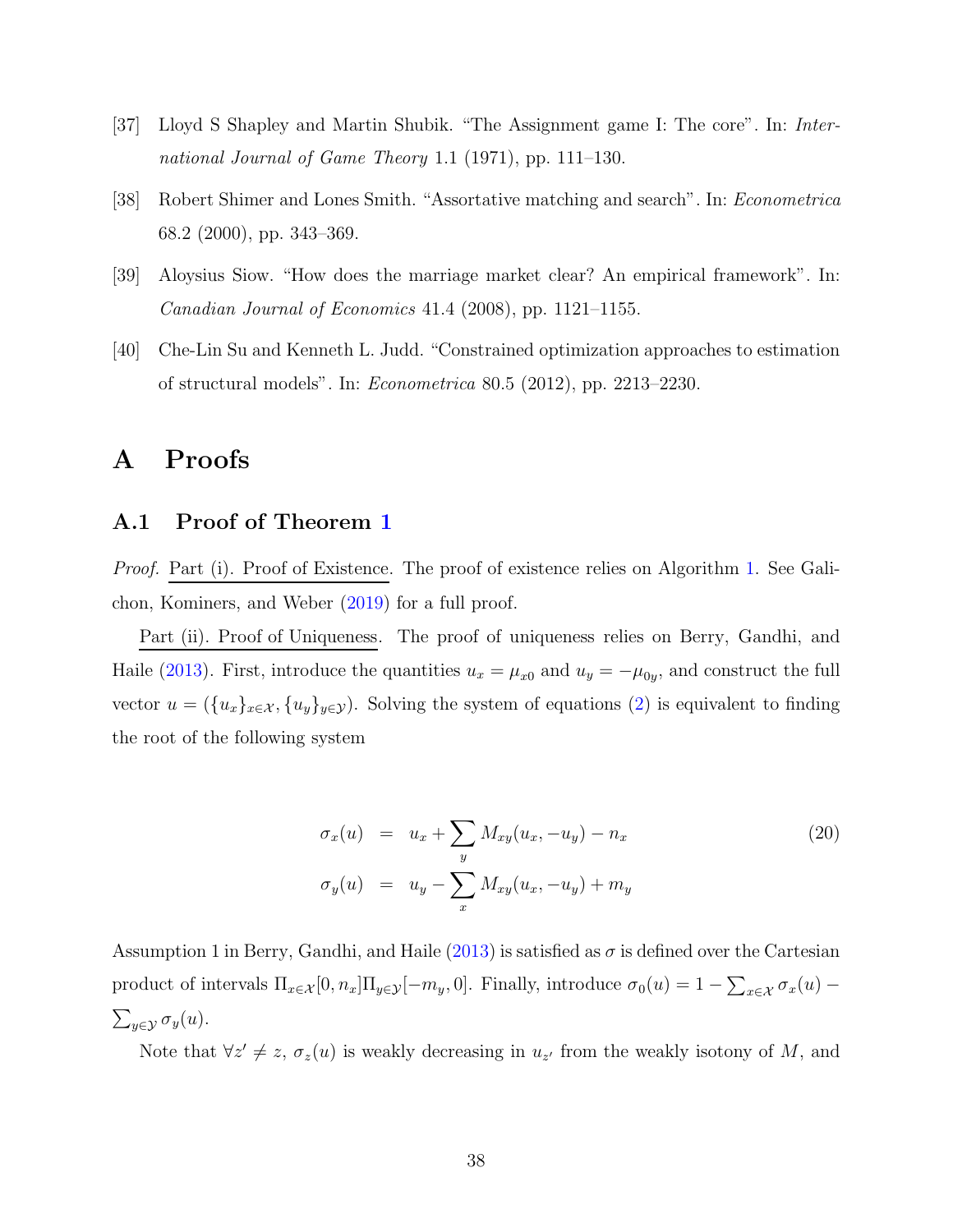[37] Lloyd S Shapley and Martin Shubik. "The Assignment game I: The core". In: *International Journal of Game Theory* 1.1 (1971), pp. 111–130.

[38] Robert Shimer and Lones Smith. "Assortative matching and search". In: *Econometrica* 68.2 (2000), pp. 343–369.

[39] Aloysius Siow. "How does the marriage market clear? An empirical framework". In: *Canadian Journal of Economics* 41.4 (2008), pp. 1121–1155.

[40] Che-Lin Su and Kenneth L. Judd. "Constrained optimization approaches to estimation of structural models". In: *Econometrica* 80.5 (2012), pp. 2213–2230.

# A Proofs

## A.1 Proof of Theorem 1

*Proof.* Part (i). Proof of Existence. The proof of existence relies on Algorithm 1. See Galichon, Kominers, and Weber (2019) for a full proof.

Part (ii). Proof of Uniqueness. The proof of uniqueness relies on Berry, Gandhi, and Haile (2013). First, introduce the quantities $u_x = \mu_{x0}$ and $u_y = -\mu_{0y}$, and construct the full vector $u = (\{u_x\}_{x\in\mathcal{X}}, \{u_y\}_{y\in\mathcal{Y}})$. Solving the system of equations (2) is equivalent to finding the root of the following system

$$
\begin{aligned}
\sigma_x(u) &= u_x + \sum_y M_{xy}(u_x, -u_y) - n_x \\
\sigma_y(u) &= u_y - \sum_x M_{xy}(u_x, -u_y) + m_y
\end{aligned}
\tag{20}
$$

Assumption 1 in Berry, Gandhi, and Haile (2013) is satisfied as $\sigma$ is defined over the Cartesian product of intervals $\Pi_{x\in\mathcal{X}}[0, n_x]\Pi_{y\in\mathcal{Y}}[-m_y, 0]$. Finally, introduce $\sigma_0(u) = 1 - \sum_{x\in\mathcal{X}} \sigma_x(u) - \sum_{y\in\mathcal{Y}} \sigma_y(u)$.

Note that $\forall z' \neq z$, $\sigma_z(u)$ is weakly decreasing in $u_{z'}$ from the weakly isotony of $M$, and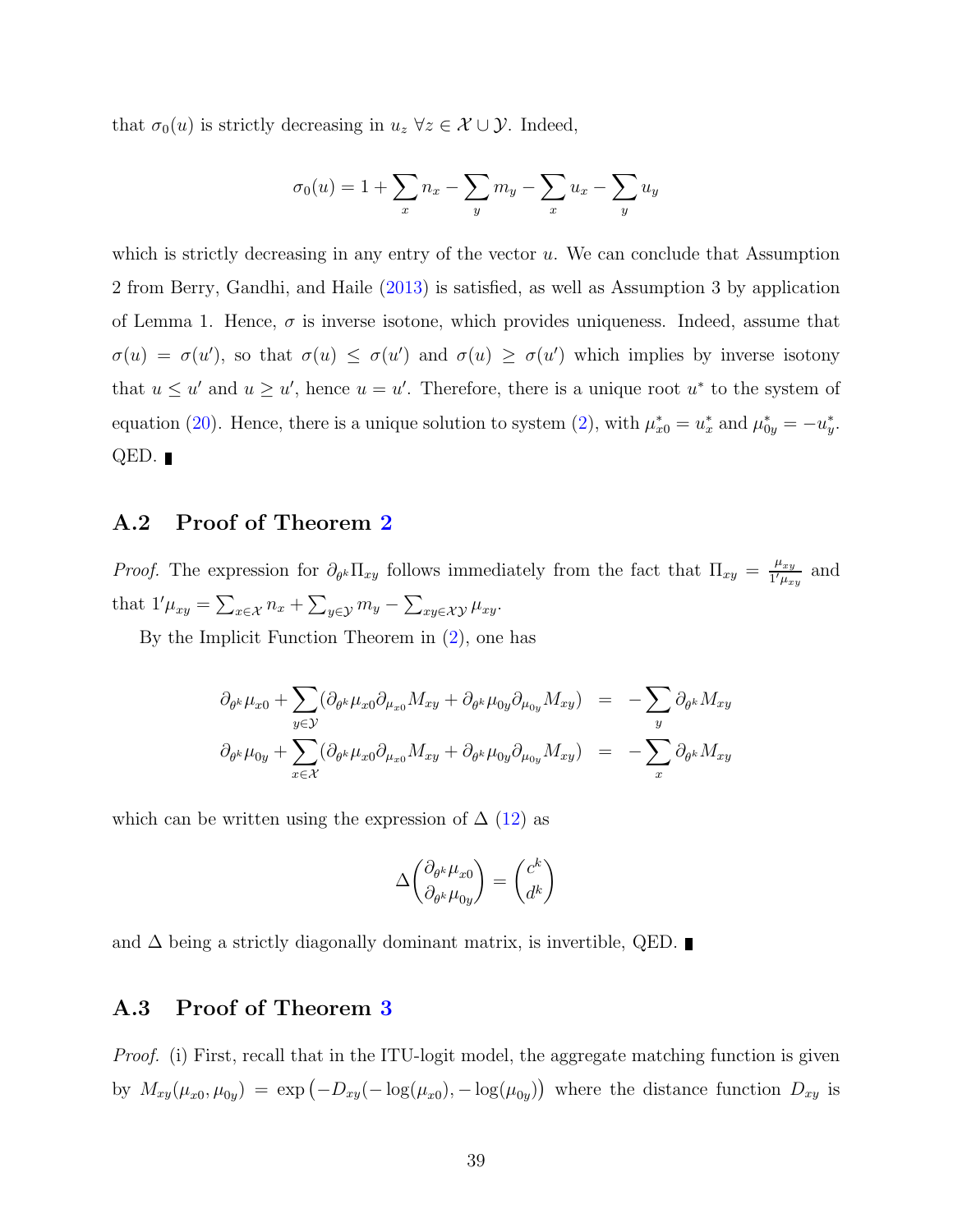that $\sigma_0(u)$ is strictly decreasing in $u_z$ $\forall z \in \mathcal{X} \cup \mathcal{Y}$. Indeed,

$$\sigma_0(u) = 1 + \sum_x n_x - \sum_y m_y - \sum_x u_x - \sum_y u_y$$

which is strictly decreasing in any entry of the vector $u$. We can conclude that Assumption 2 from Berry, Gandhi, and Haile (2013) is satisfied, as well as Assumption 3 by application of Lemma 1. Hence, $\sigma$ is inverse isotone, which provides uniqueness. Indeed, assume that $\sigma(u) = \sigma(u')$, so that $\sigma(u) \leq \sigma(u')$ and $\sigma(u) \geq \sigma(u')$ which implies by inverse isotony that $u \leq u'$ and $u \geq u'$, hence $u = u'$. Therefore, there is a unique root $u^*$ to the system of equation (20). Hence, there is a unique solution to system (2), with $\mu^*_{x0} = u^*_x$ and $\mu^*_{0y} = -u^*_y$. QED. ∎

## A.2 Proof of Theorem 2

*Proof.* The expression for $\partial_{\theta^k} \Pi_{xy}$ follows immediately from the fact that $\Pi_{xy} = \frac{\mu_{xy}}{1'\mu_{xy}}$ and that $1'\mu_{xy} = \sum_{x \in \mathcal{X}} n_x + \sum_{y \in \mathcal{Y}} m_y - \sum_{xy \in \mathcal{XY}} \mu_{xy}$.

By the Implicit Function Theorem in (2), one has

$$\begin{aligned}
\partial_{\theta^k} \mu_{x0} + \sum_{y \in \mathcal{Y}} (\partial_{\theta^k} \mu_{x0} \partial_{\mu_{x0}} M_{xy} + \partial_{\theta^k} \mu_{0y} \partial_{\mu_{0y}} M_{xy}) &= -\sum_y \partial_{\theta^k} M_{xy} \\
\partial_{\theta^k} \mu_{0y} + \sum_{x \in \mathcal{X}} (\partial_{\theta^k} \mu_{x0} \partial_{\mu_{x0}} M_{xy} + \partial_{\theta^k} \mu_{0y} \partial_{\mu_{0y}} M_{xy}) &= -\sum_x \partial_{\theta^k} M_{xy}
\end{aligned}$$

which can be written using the expression of $\Delta$ (12) as

$$\Delta \begin{pmatrix} \partial_{\theta^k} \mu_{x0} \\ \partial_{\theta^k} \mu_{0y} \end{pmatrix} = \begin{pmatrix} c^k \\ d^k \end{pmatrix}$$

and $\Delta$ being a strictly diagonally dominant matrix, is invertible, QED. ∎

## A.3 Proof of Theorem 3

*Proof.* (i) First, recall that in the ITU-logit model, the aggregate matching function is given by $M_{xy}(\mu_{x0}, \mu_{0y}) = \exp\left(-D_{xy}(-\log(\mu_{x0}), -\log(\mu_{0y})\right)$ where the distance function $D_{xy}$ is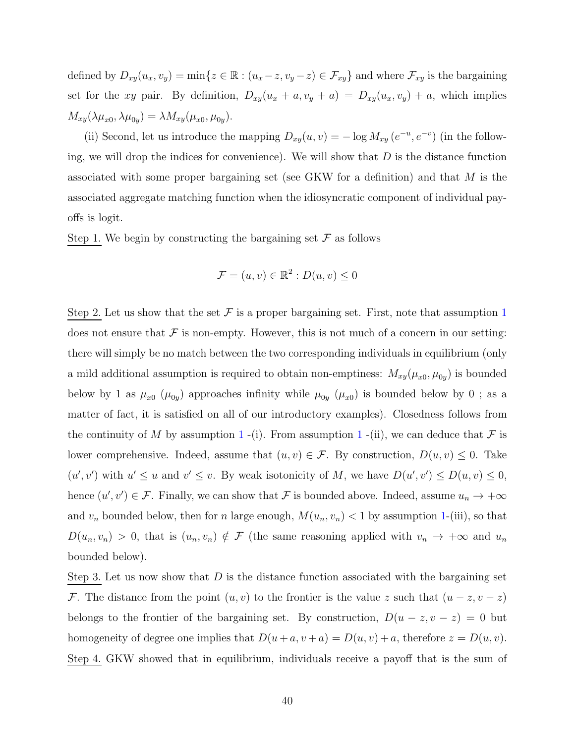defined by $D_{xy}(u_x, v_y) = \min\{z \in \mathbb{R} : (u_x - z, v_y - z) \in \mathcal{F}_{xy}\}$ and where $\mathcal{F}_{xy}$ is the bargaining set for the $xy$ pair. By definition, $D_{xy}(u_x + a, v_y + a) = D_{xy}(u_x, v_y) + a$, which implies $M_{xy}(\lambda\mu_{x0}, \lambda\mu_{0y}) = \lambda M_{xy}(\mu_{x0}, \mu_{0y})$.

(ii) Second, let us introduce the mapping $D_{xy}(u, v) = -\log M_{xy}\left(e^{-u}, e^{-v}\right)$ (in the following, we will drop the indices for convenience). We will show that $D$ is the distance function associated with some proper bargaining set (see GKW for a definition) and that $M$ is the associated aggregate matching function when the idiosyncratic component of individual payoffs is logit.

Step 1. We begin by constructing the bargaining set $\mathcal{F}$ as follows

$$\mathcal{F} = (u, v) \in \mathbb{R}^2 : D(u, v) \leq 0$$

Step 2. Let us show that the set $\mathcal{F}$ is a proper bargaining set. First, note that assumption 1 does not ensure that $\mathcal{F}$ is non-empty. However, this is not much of a concern in our setting: there will simply be no match between the two corresponding individuals in equilibrium (only a mild additional assumption is required to obtain non-emptiness: $M_{xy}(\mu_{x0}, \mu_{0y})$ is bounded below by 1 as $\mu_{x0}$ ($\mu_{0y}$) approaches infinity while $\mu_{0y}$ ($\mu_{x0}$) is bounded below by 0 ; as a matter of fact, it is satisfied on all of our introductory examples). Closedness follows from the continuity of $M$ by assumption 1 -(i). From assumption 1 -(ii), we can deduce that $\mathcal{F}$ is lower comprehensive. Indeed, assume that $(u, v) \in \mathcal{F}$. By construction, $D(u, v) \leq 0$. Take $(u', v')$ with $u' \leq u$ and $v' \leq v$. By weak isotonicity of $M$, we have $D(u', v') \leq D(u, v) \leq 0$, hence $(u', v') \in \mathcal{F}$. Finally, we can show that $\mathcal{F}$ is bounded above. Indeed, assume $u_n \to +\infty$ and $v_n$ bounded below, then for $n$ large enough, $M(u_n, v_n) < 1$ by assumption 1-(iii), so that $D(u_n, v_n) > 0$, that is $(u_n, v_n) \notin \mathcal{F}$ (the same reasoning applied with $v_n \to +\infty$ and $u_n$ bounded below).

Step 3. Let us now show that $D$ is the distance function associated with the bargaining set $\mathcal{F}$. The distance from the point $(u, v)$ to the frontier is the value $z$ such that $(u - z, v - z)$ belongs to the frontier of the bargaining set. By construction, $D(u - z, v - z) = 0$ but homogeneity of degree one implies that $D(u + a, v + a) = D(u, v) + a$, therefore $z = D(u, v)$.

Step 4. GKW showed that in equilibrium, individuals receive a payoff that is the sum of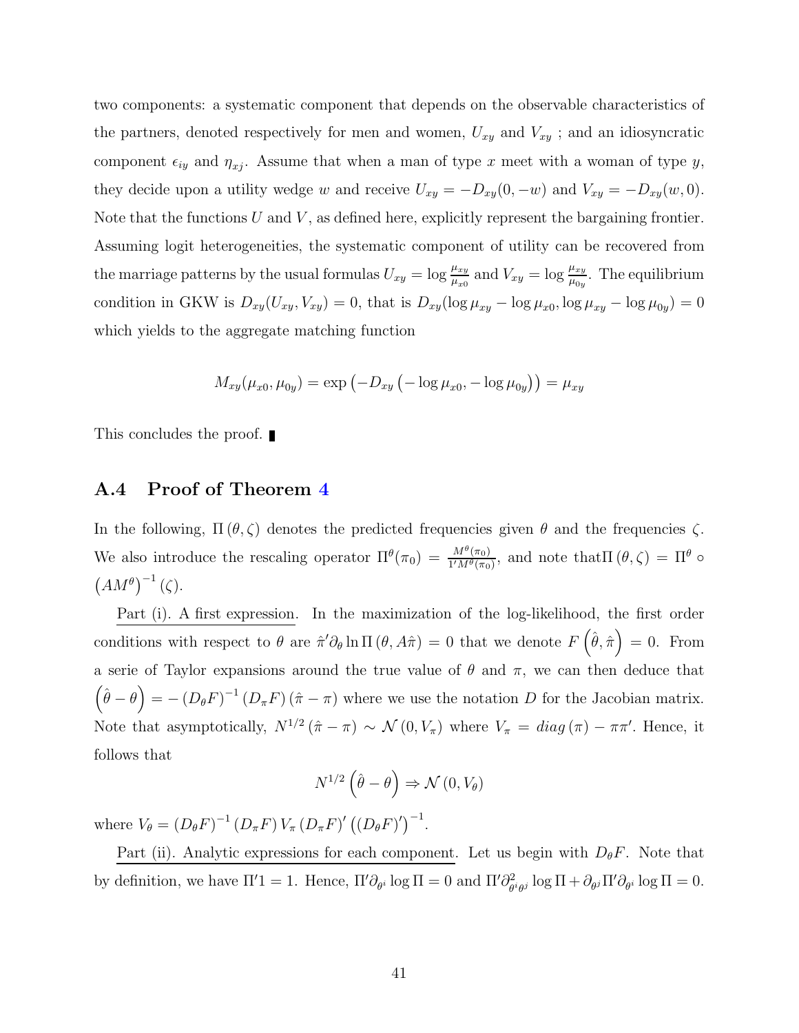two components: a systematic component that depends on the observable characteristics of the partners, denoted respectively for men and women, $U_{xy}$ and $V_{xy}$ ; and an idiosyncratic component $\epsilon_{iy}$ and $\eta_{xj}$. Assume that when a man of type $x$ meet with a woman of type $y$, they decide upon a utility wedge $w$ and receive $U_{xy} = -D_{xy}(0, -w)$ and $V_{xy} = -D_{xy}(w, 0)$. Note that the functions $U$ and $V$, as defined here, explicitly represent the bargaining frontier. Assuming logit heterogeneities, the systematic component of utility can be recovered from the marriage patterns by the usual formulas $U_{xy} = \log \frac{\mu_{xy}}{\mu_{x0}}$ and $V_{xy} = \log \frac{\mu_{xy}}{\mu_{0y}}$. The equilibrium condition in GKW is $D_{xy}(U_{xy}, V_{xy}) = 0$, that is $D_{xy}(\log \mu_{xy} - \log \mu_{x0}, \log \mu_{xy} - \log \mu_{0y}) = 0$ which yields to the aggregate matching function

$$M_{xy}(\mu_{x0}, \mu_{0y}) = \exp\left(-D_{xy}\left(-\log \mu_{x0}, -\log \mu_{0y}\right)\right) = \mu_{xy}$$

This concludes the proof. ∎

## A.4 Proof of Theorem 4

In the following, $\Pi(\theta, \zeta)$ denotes the predicted frequencies given $\theta$ and the frequencies $\zeta$. We also introduce the rescaling operator $\Pi^\theta(\pi_0) = \frac{M^\theta(\pi_0)}{1' M^\theta(\pi_0)}$, and note that$\Pi(\theta, \zeta) = \Pi^\theta \circ \left(AM^\theta\right)^{-1}(\zeta)$.

Part (i). A first expression. In the maximization of the log-likelihood, the first order conditions with respect to $\theta$ are $\hat{\pi}' \partial_\theta \ln \Pi(\theta, A\hat{\pi}) = 0$ that we denote $F\left(\hat{\theta}, \hat{\pi}\right) = 0$. From a serie of Taylor expansions around the true value of $\theta$ and $\pi$, we can then deduce that $\left(\hat{\theta} - \theta\right) = -\left(D_\theta F\right)^{-1}\left(D_\pi F\right)\left(\hat{\pi} - \pi\right)$ where we use the notation $D$ for the Jacobian matrix. Note that asymptotically, $N^{1/2}\left(\hat{\pi} - \pi\right) \sim \mathcal{N}\left(0, V_\pi\right)$ where $V_\pi = diag\left(\pi\right) - \pi\pi'$. Hence, it follows that

$$N^{1/2}\left(\hat{\theta} - \theta\right) \Rightarrow \mathcal{N}\left(0, V_\theta\right)$$

where $V_\theta = \left(D_\theta F\right)^{-1}\left(D_\pi F\right) V_\pi \left(D_\pi F\right)' \left(\left(D_\theta F\right)'\right)^{-1}$.

Part (ii). Analytic expressions for each component. Let us begin with $D_\theta F$. Note that by definition, we have $\Pi' 1 = 1$. Hence, $\Pi' \partial_{\theta^i} \log \Pi = 0$ and $\Pi' \partial^2_{\theta^i \theta^j} \log \Pi + \partial_{\theta^j} \Pi' \partial_{\theta^i} \log \Pi = 0$.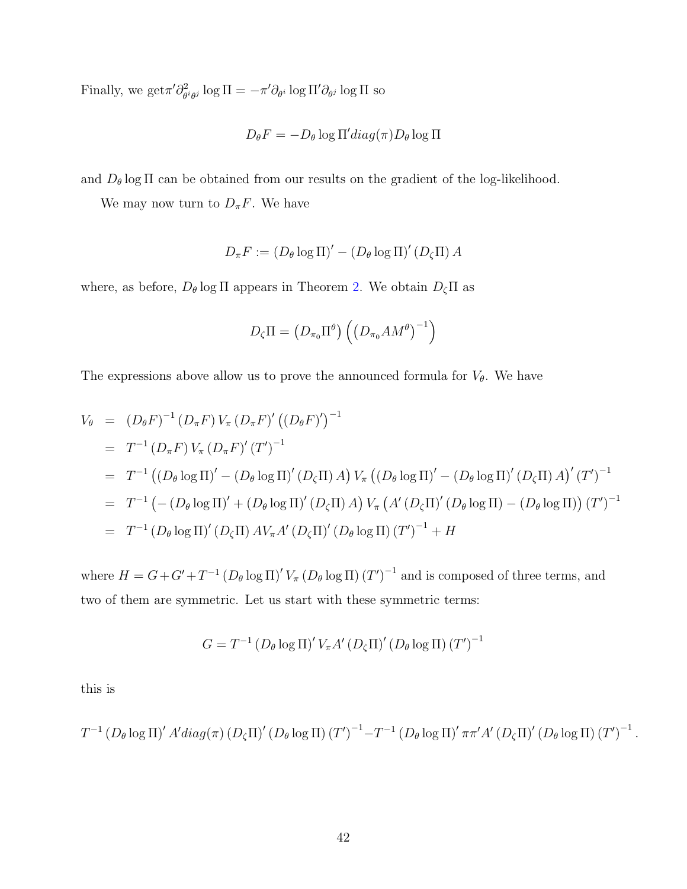Finally, we get $\pi' \partial^2_{\theta^i \theta^j} \log \Pi = -\pi' \partial_{\theta^i} \log \Pi' \partial_{\theta^j} \log \Pi$ so

$$D_\theta F = -D_\theta \log \Pi' diag(\pi) D_\theta \log \Pi$$

and $D_\theta \log \Pi$ can be obtained from our results on the gradient of the log-likelihood.

We may now turn to $D_\pi F$. We have

$$D_\pi F := (D_\theta \log \Pi)' - (D_\theta \log \Pi)' (D_\zeta \Pi) A$$

where, as before, $D_\theta \log \Pi$ appears in Theorem 2. We obtain $D_\zeta \Pi$ as

$$D_\zeta \Pi = \left(D_{\pi_0} \Pi^\theta\right) \left(\left(D_{\pi_0} A M^\theta\right)^{-1}\right)$$

The expressions above allow us to prove the announced formula for $V_\theta$. We have

$$\begin{aligned}
V_\theta &= (D_\theta F)^{-1} (D_\pi F) V_\pi (D_\pi F)' \left((D_\theta F)'\right)^{-1} \\
&= T^{-1} (D_\pi F) V_\pi (D_\pi F)' (T')^{-1} \\
&= T^{-1} \left((D_\theta \log \Pi)' - (D_\theta \log \Pi)' (D_\zeta \Pi) A\right) V_\pi \left((D_\theta \log \Pi)' - (D_\theta \log \Pi)' (D_\zeta \Pi) A\right)' (T')^{-1} \\
&= T^{-1} \left(-(D_\theta \log \Pi)' + (D_\theta \log \Pi)' (D_\zeta \Pi) A\right) V_\pi \left(A' (D_\zeta \Pi)' (D_\theta \log \Pi) - (D_\theta \log \Pi)\right) (T')^{-1} \\
&= T^{-1} (D_\theta \log \Pi)' (D_\zeta \Pi) A V_\pi A' (D_\zeta \Pi)' (D_\theta \log \Pi) (T')^{-1} + H
\end{aligned}$$

where $H = G + G' + T^{-1} (D_\theta \log \Pi)' V_\pi (D_\theta \log \Pi) (T')^{-1}$ and is composed of three terms, and two of them are symmetric. Let us start with these symmetric terms:

$$G = T^{-1} (D_\theta \log \Pi)' V_\pi A' (D_\zeta \Pi)' (D_\theta \log \Pi) (T')^{-1}$$

this is

$$T^{-1} (D_\theta \log \Pi)' A' diag(\pi) (D_\zeta \Pi)' (D_\theta \log \Pi) (T')^{-1} - T^{-1} (D_\theta \log \Pi)' \pi \pi' A' (D_\zeta \Pi)' (D_\theta \log \Pi) (T')^{-1}.$$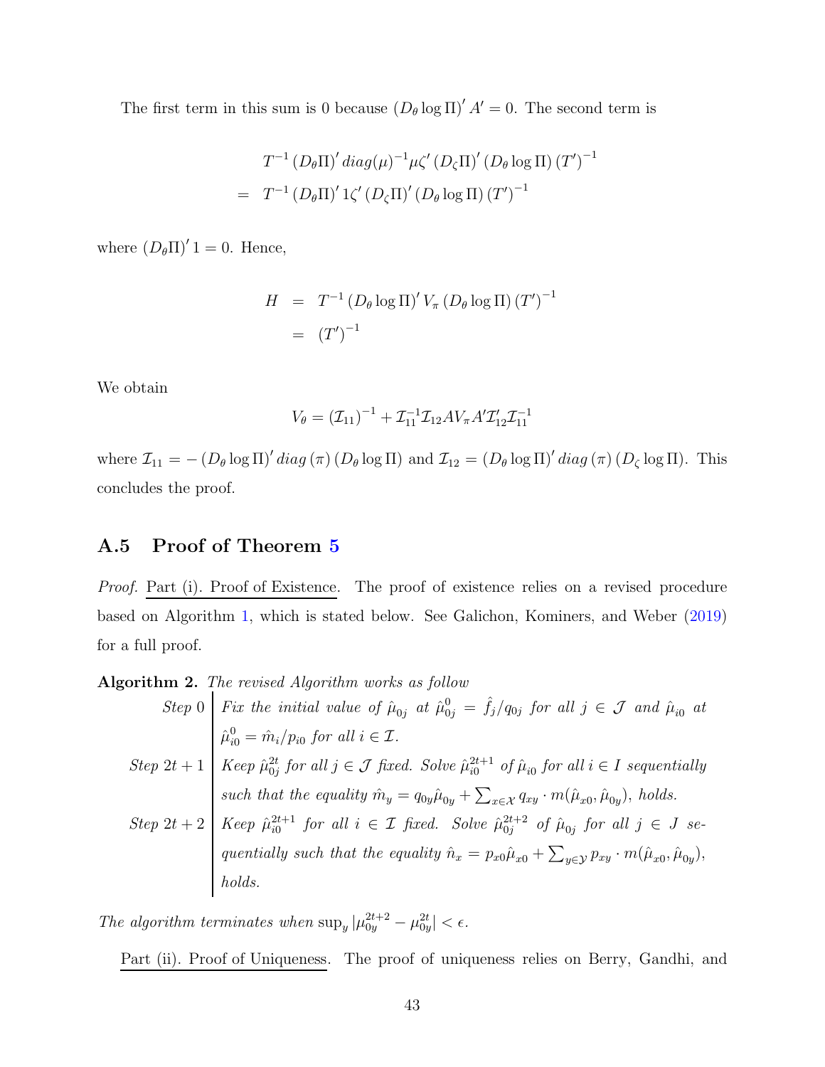The first term in this sum is 0 because $(D_\theta \log \Pi)' A' = 0$. The second term is

$$
\begin{aligned}
& T^{-1} (D_\theta \Pi)' \, diag(\mu)^{-1} \mu \zeta' (D_\zeta \Pi)' (D_\theta \log \Pi) (T')^{-1} \\
= \; & T^{-1} (D_\theta \Pi)' \, 1 \zeta' (D_\zeta \Pi)' (D_\theta \log \Pi) (T')^{-1}
\end{aligned}
$$

where $(D_\theta \Pi)' 1 = 0$. Hence,

$$
\begin{aligned}
H &= T^{-1} (D_\theta \log \Pi)' V_\pi (D_\theta \log \Pi) (T')^{-1} \\
&= (T')^{-1}
\end{aligned}
$$

We obtain

$$
V_\theta = (\mathcal{I}_{11})^{-1} + \mathcal{I}_{11}^{-1} \mathcal{I}_{12} A V_\pi A' \mathcal{I}_{12}' \mathcal{I}_{11}^{-1}
$$

where $\mathcal{I}_{11} = -(D_\theta \log \Pi)' \, diag(\pi) (D_\theta \log \Pi)$ and $\mathcal{I}_{12} = (D_\theta \log \Pi)' \, diag(\pi) (D_\zeta \log \Pi)$. This concludes the proof.

## A.5 Proof of Theorem 5

*Proof.* Part (i). Proof of Existence. The proof of existence relies on a revised procedure based on Algorithm 1, which is stated below. See Galichon, Kominers, and Weber (2019) for a full proof.

**Algorithm 2.** *The revised Algorithm works as follow*

- *Step 0* — *Fix the initial value of $\hat{\mu}_{0j}$ at $\hat{\mu}_{0j}^0 = \hat{f}_j / q_{0j}$ for all $j \in \mathcal{J}$ and $\hat{\mu}_{i0}$ at $\hat{\mu}_{i0}^0 = \hat{m}_i / p_{i0}$ for all $i \in \mathcal{I}$.*
- *Step $2t+1$* — *Keep $\hat{\mu}_{0j}^{2t}$ for all $j \in \mathcal{J}$ fixed. Solve $\hat{\mu}_{i0}^{2t+1}$ of $\hat{\mu}_{i0}$ for all $i \in I$ sequentially such that the equality $\hat{m}_y = q_{0y} \hat{\mu}_{0y} + \sum_{x \in \mathcal{X}} q_{xy} \cdot m(\hat{\mu}_{x0}, \hat{\mu}_{0y})$, holds.*
- *Step $2t+2$* — *Keep $\hat{\mu}_{i0}^{2t+1}$ for all $i \in \mathcal{I}$ fixed. Solve $\hat{\mu}_{0j}^{2t+2}$ of $\hat{\mu}_{0j}$ for all $j \in J$ sequentially such that the equality $\hat{n}_x = p_{x0} \hat{\mu}_{x0} + \sum_{y \in \mathcal{Y}} p_{xy} \cdot m(\hat{\mu}_{x0}, \hat{\mu}_{0y})$, holds.*

*The algorithm terminates when $\sup_y |\mu_{0y}^{2t+2} - \mu_{0y}^{2t}| < \epsilon$.*

Part (ii). Proof of Uniqueness. The proof of uniqueness relies on Berry, Gandhi, and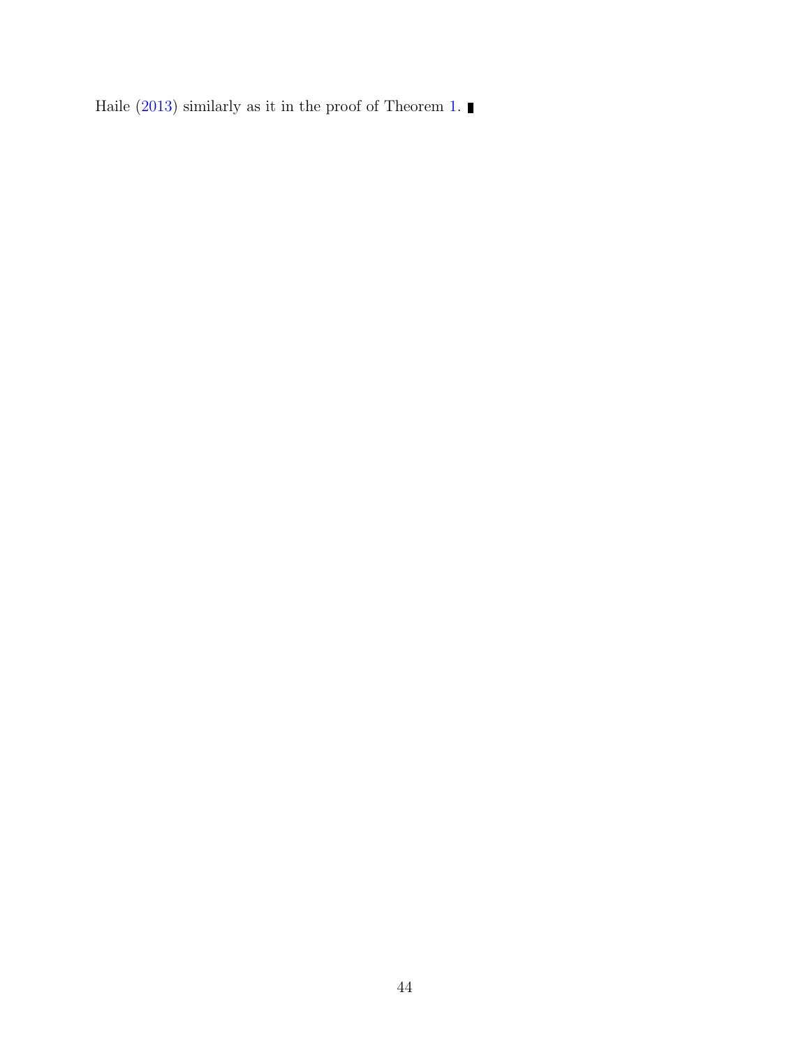Haile (2013) similarly as it in the proof of Theorem 1. ∎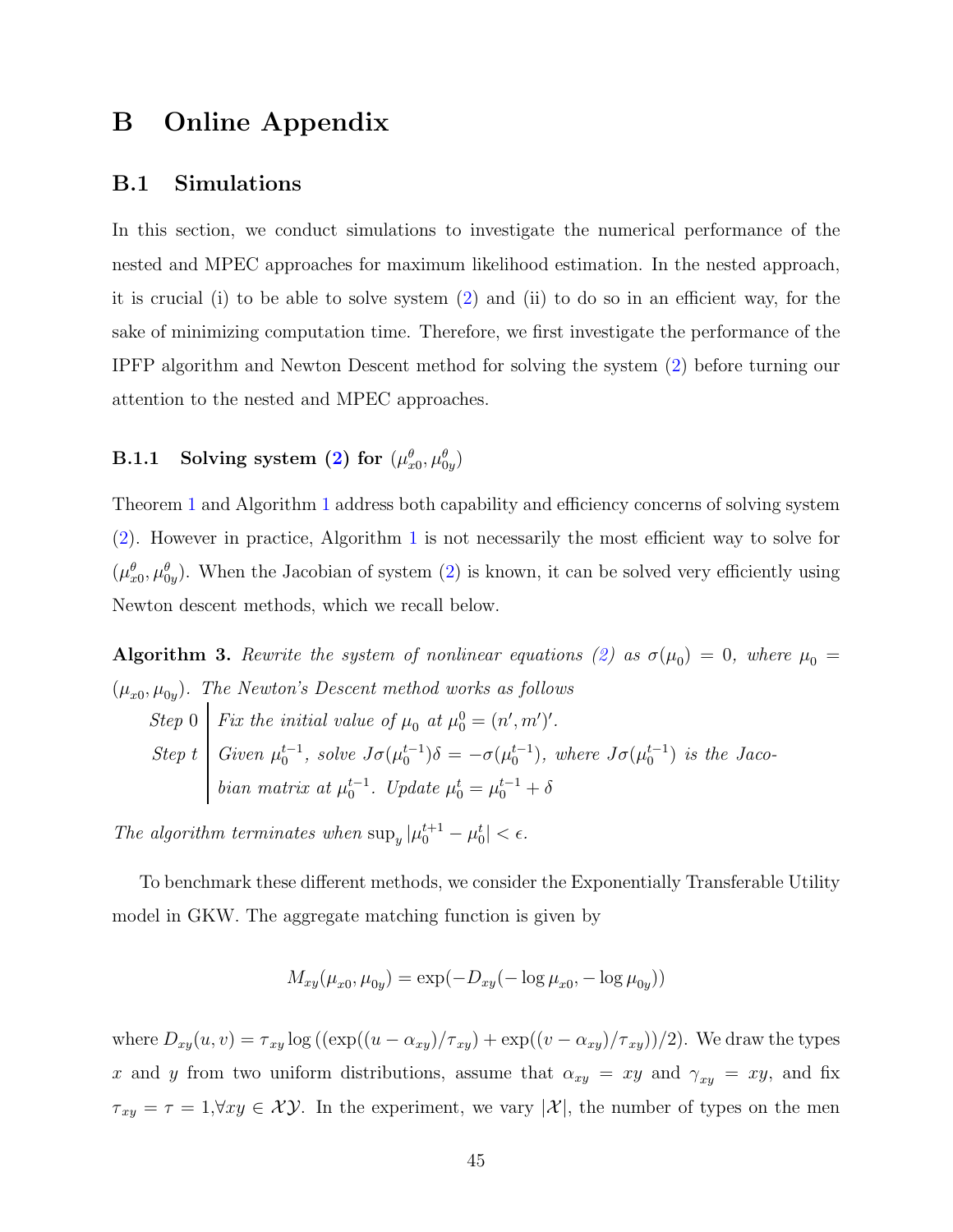# B Online Appendix

## B.1 Simulations

In this section, we conduct simulations to investigate the numerical performance of the nested and MPEC approaches for maximum likelihood estimation. In the nested approach, it is crucial (i) to be able to solve system (2) and (ii) to do so in an efficient way, for the sake of minimizing computation time. Therefore, we first investigate the performance of the IPFP algorithm and Newton Descent method for solving the system (2) before turning our attention to the nested and MPEC approaches.

### B.1.1 Solving system (2) for $(\mu^{\theta}_{x0}, \mu^{\theta}_{0y})$

Theorem 1 and Algorithm 1 address both capability and efficiency concerns of solving system (2). However in practice, Algorithm 1 is not necessarily the most efficient way to solve for $(\mu^{\theta}_{x0}, \mu^{\theta}_{0y})$. When the Jacobian of system (2) is known, it can be solved very efficiently using Newton descent methods, which we recall below.

**Algorithm 3.** *Rewrite the system of nonlinear equations (2) as $\sigma(\mu_0) = 0$, where $\mu_0 = (\mu_{x0}, \mu_{0y})$. The Newton's Descent method works as follows*

*Step 0* | *Fix the initial value of $\mu_0$ at $\mu_0^0 = (n', m')'$.*

*Step t* | *Given $\mu_0^{t-1}$, solve $J\sigma(\mu_0^{t-1})\delta = -\sigma(\mu_0^{t-1})$, where $J\sigma(\mu_0^{t-1})$ is the Jacobian matrix at $\mu_0^{t-1}$. Update $\mu_0^t = \mu_0^{t-1} + \delta$*

*The algorithm terminates when* $\sup_y |\mu_0^{t+1} - \mu_0^t| < \epsilon$.

To benchmark these different methods, we consider the Exponentially Transferable Utility model in GKW. The aggregate matching function is given by

$$M_{xy}(\mu_{x0}, \mu_{0y}) = \exp(-D_{xy}(-\log \mu_{x0}, -\log \mu_{0y}))$$

where $D_{xy}(u, v) = \tau_{xy} \log\left((\exp((u - \alpha_{xy})/\tau_{xy}) + \exp((v - \alpha_{xy})/\tau_{xy}))/2\right)$. We draw the types $x$ and $y$ from two uniform distributions, assume that $\alpha_{xy} = xy$ and $\gamma_{xy} = xy$, and fix $\tau_{xy} = \tau = 1, \forall xy \in \mathcal{XY}$. In the experiment, we vary $|\mathcal{X}|$, the number of types on the men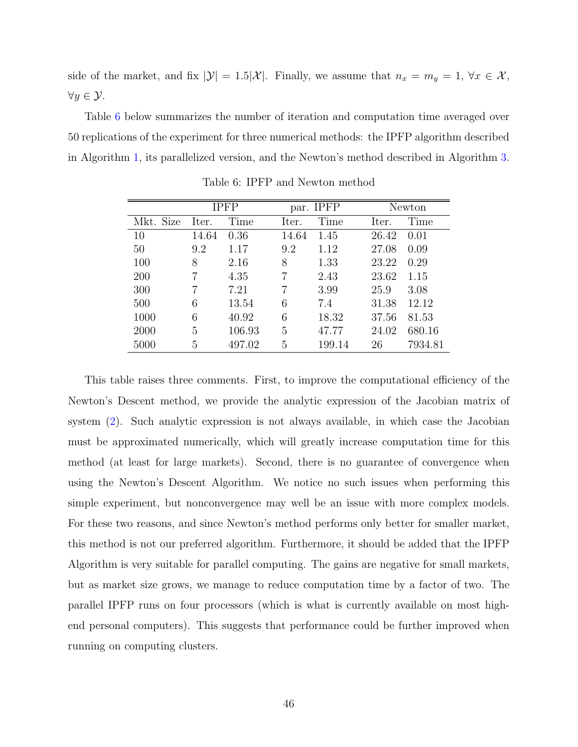side of the market, and fix $|\mathcal{Y}| = 1.5|\mathcal{X}|$. Finally, we assume that $n_x = m_y = 1$, $\forall x \in \mathcal{X}$, $\forall y \in \mathcal{Y}$.

Table 6 below summarizes the number of iteration and computation time averaged over 50 replications of the experiment for three numerical methods: the IPFP algorithm described in Algorithm 1, its parallelized version, and the Newton's method described in Algorithm 3.

Table 6: IPFP and Newton method

| | IPFP | | par. IPFP | | Newton | |
|---|---|---|---|---|---|---|
| Mkt. Size | Iter. | Time | Iter. | Time | Iter. | Time |
| 10 | 14.64 | 0.36 | 14.64 | 1.45 | 26.42 | 0.01 |
| 50 | 9.2 | 1.17 | 9.2 | 1.12 | 27.08 | 0.09 |
| 100 | 8 | 2.16 | 8 | 1.33 | 23.22 | 0.29 |
| 200 | 7 | 4.35 | 7 | 2.43 | 23.62 | 1.15 |
| 300 | 7 | 7.21 | 7 | 3.99 | 25.9 | 3.08 |
| 500 | 6 | 13.54 | 6 | 7.4 | 31.38 | 12.12 |
| 1000 | 6 | 40.92 | 6 | 18.32 | 37.56 | 81.53 |
| 2000 | 5 | 106.93 | 5 | 47.77 | 24.02 | 680.16 |
| 5000 | 5 | 497.02 | 5 | 199.14 | 26 | 7934.81 |

This table raises three comments. First, to improve the computational efficiency of the Newton's Descent method, we provide the analytic expression of the Jacobian matrix of system (2). Such analytic expression is not always available, in which case the Jacobian must be approximated numerically, which will greatly increase computation time for this method (at least for large markets). Second, there is no guarantee of convergence when using the Newton's Descent Algorithm. We notice no such issues when performing this simple experiment, but nonconvergence may well be an issue with more complex models. For these two reasons, and since Newton's method performs only better for smaller market, this method is not our preferred algorithm. Furthermore, it should be added that the IPFP Algorithm is very suitable for parallel computing. The gains are negative for small markets, but as market size grows, we manage to reduce computation time by a factor of two. The parallel IPFP runs on four processors (which is what is currently available on most high-end personal computers). This suggests that performance could be further improved when running on computing clusters.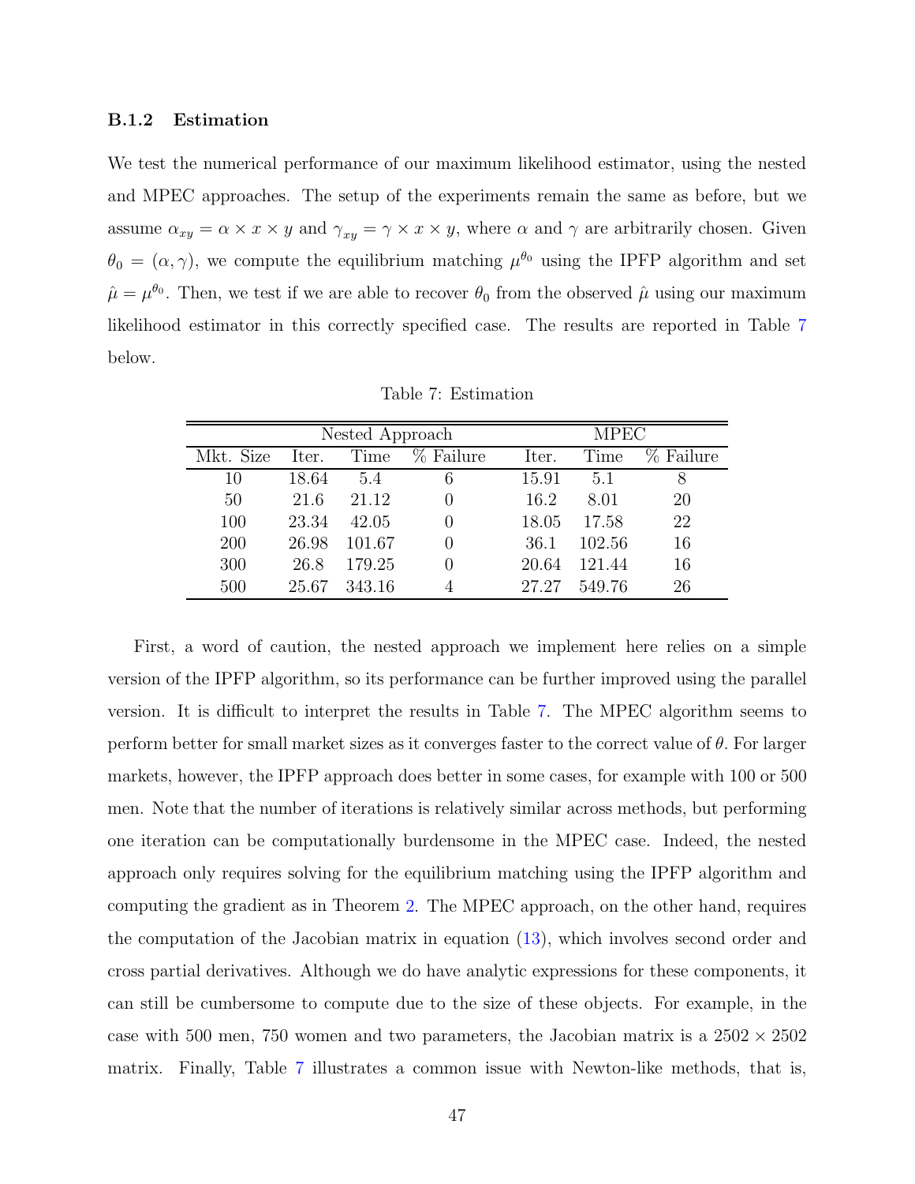#### B.1.2 Estimation

We test the numerical performance of our maximum likelihood estimator, using the nested and MPEC approaches. The setup of the experiments remain the same as before, but we assume $\alpha_{xy} = \alpha \times x \times y$ and $\gamma_{xy} = \gamma \times x \times y$, where $\alpha$ and $\gamma$ are arbitrarily chosen. Given $\theta_0 = (\alpha, \gamma)$, we compute the equilibrium matching $\mu^{\theta_0}$ using the IPFP algorithm and set $\hat{\mu} = \mu^{\theta_0}$. Then, we test if we are able to recover $\theta_0$ from the observed $\hat{\mu}$ using our maximum likelihood estimator in this correctly specified case. The results are reported in Table 7 below.

Table 7: Estimation

| | Nested Approach | | | MPEC | | |
|---|---|---|---|---|---|---|
| Mkt. Size | Iter. | Time | % Failure | Iter. | Time | % Failure |
| 10 | 18.64 | 5.4 | 6 | 15.91 | 5.1 | 8 |
| 50 | 21.6 | 21.12 | 0 | 16.2 | 8.01 | 20 |
| 100 | 23.34 | 42.05 | 0 | 18.05 | 17.58 | 22 |
| 200 | 26.98 | 101.67 | 0 | 36.1 | 102.56 | 16 |
| 300 | 26.8 | 179.25 | 0 | 20.64 | 121.44 | 16 |
| 500 | 25.67 | 343.16 | 4 | 27.27 | 549.76 | 26 |

First, a word of caution, the nested approach we implement here relies on a simple version of the IPFP algorithm, so its performance can be further improved using the parallel version. It is difficult to interpret the results in Table 7. The MPEC algorithm seems to perform better for small market sizes as it converges faster to the correct value of $\theta$. For larger markets, however, the IPFP approach does better in some cases, for example with 100 or 500 men. Note that the number of iterations is relatively similar across methods, but performing one iteration can be computationally burdensome in the MPEC case. Indeed, the nested approach only requires solving for the equilibrium matching using the IPFP algorithm and computing the gradient as in Theorem 2. The MPEC approach, on the other hand, requires the computation of the Jacobian matrix in equation (13), which involves second order and cross partial derivatives. Although we do have analytic expressions for these components, it can still be cumbersome to compute due to the size of these objects. For example, in the case with 500 men, 750 women and two parameters, the Jacobian matrix is a $2502 \times 2502$ matrix. Finally, Table 7 illustrates a common issue with Newton-like methods, that is,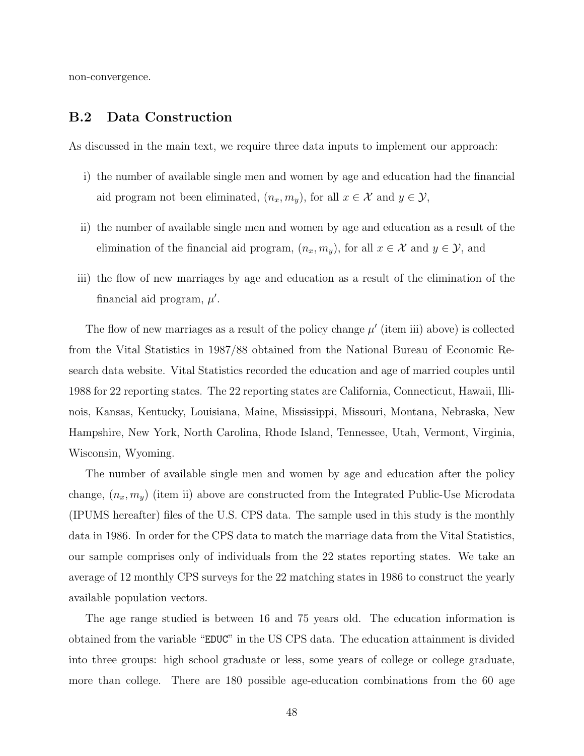non-convergence.

## B.2 Data Construction

As discussed in the main text, we require three data inputs to implement our approach:

i) the number of available single men and women by age and education had the financial aid program not been eliminated, $(n_x, m_y)$, for all $x \in \mathcal{X}$ and $y \in \mathcal{Y}$,

ii) the number of available single men and women by age and education as a result of the elimination of the financial aid program, $(n_x, m_y)$, for all $x \in \mathcal{X}$ and $y \in \mathcal{Y}$, and

iii) the flow of new marriages by age and education as a result of the elimination of the financial aid program, $\mu'$.

The flow of new marriages as a result of the policy change $\mu'$ (item iii) above) is collected from the Vital Statistics in 1987/88 obtained from the National Bureau of Economic Research data website. Vital Statistics recorded the education and age of married couples until 1988 for 22 reporting states. The 22 reporting states are California, Connecticut, Hawaii, Illinois, Kansas, Kentucky, Louisiana, Maine, Mississippi, Missouri, Montana, Nebraska, New Hampshire, New York, North Carolina, Rhode Island, Tennessee, Utah, Vermont, Virginia, Wisconsin, Wyoming.

The number of available single men and women by age and education after the policy change, $(n_x, m_y)$ (item ii) above are constructed from the Integrated Public-Use Microdata (IPUMS hereafter) files of the U.S. CPS data. The sample used in this study is the monthly data in 1986. In order for the CPS data to match the marriage data from the Vital Statistics, our sample comprises only of individuals from the 22 states reporting states. We take an average of 12 monthly CPS surveys for the 22 matching states in 1986 to construct the yearly available population vectors.

The age range studied is between 16 and 75 years old. The education information is obtained from the variable "`EDUC`" in the US CPS data. The education attainment is divided into three groups: high school graduate or less, some years of college or college graduate, more than college. There are 180 possible age-education combinations from the 60 age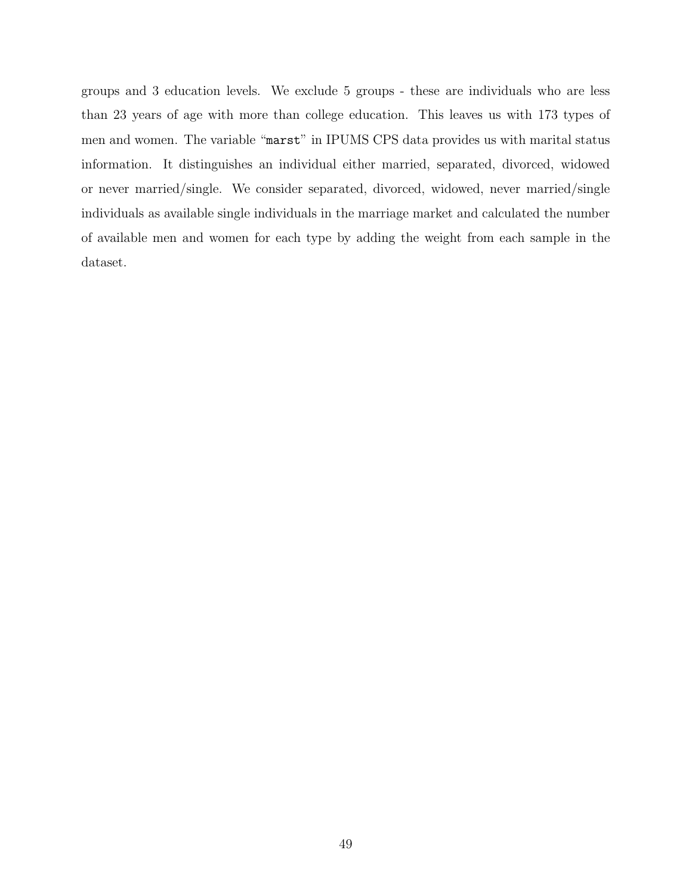groups and 3 education levels. We exclude 5 groups - these are individuals who are less than 23 years of age with more than college education. This leaves us with 173 types of men and women. The variable "`marst`" in IPUMS CPS data provides us with marital status information. It distinguishes an individual either married, separated, divorced, widowed or never married/single. We consider separated, divorced, widowed, never married/single individuals as available single individuals in the marriage market and calculated the number of available men and women for each type by adding the weight from each sample in the dataset.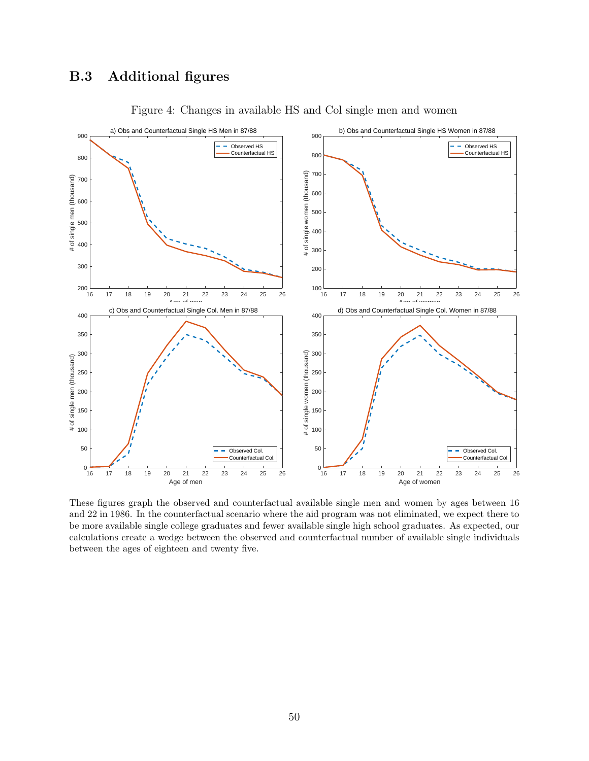## B.3 Additional figures

Figure 4: Changes in available HS and Col single men and women

a) Obs and Counterfactual Single HS Men in 87/88

Observed HS
Counterfactual HS

\# of single men (thousand)

900
800
700
600
500
400
300
200

16 17 18 19 20 21 22 23 24 25 26

Age of men

b) Obs and Counterfactual Single HS Women in 87/88

Observed HS
Counterfactual HS

\# of single women (thousand)

900
800
700
600
500
400
300
200
100

16 17 18 19 20 21 22 23 24 25 26

Age of women

c) Obs and Counterfactual Single Col. Men in 87/88

Observed Col.
Counterfactual Col.

\# of single men (thousand)

400
350
300
250
200
150
100
50
0

16 17 18 19 20 21 22 23 24 25 26

Age of men

d) Obs and Counterfactual Single Col. Women in 87/88

Observed Col.
Counterfactual Col.

\# of single women (thousand)

400
350
300
250
200
150
100
50
0

16 17 18 19 20 21 22 23 24 25 26

Age of women

These figures graph the observed and counterfactual available single men and women by ages between 16 and 22 in 1986. In the counterfactual scenario where the aid program was not eliminated, we expect there to be more available single college graduates and fewer available single high school graduates. As expected, our calculations create a wedge between the observed and counterfactual number of available single individuals between the ages of eighteen and twenty five.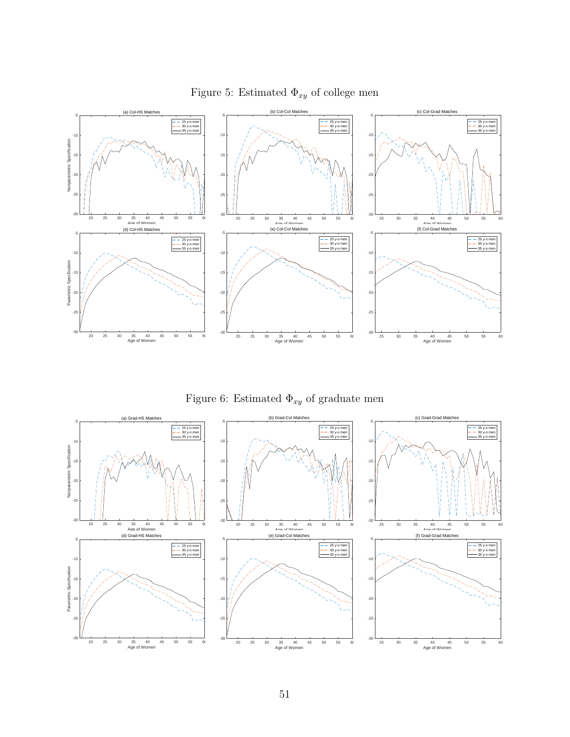Figure 5: Estimated $\Phi_{xy}$ of college men

(a) Col-HS Matches

(b) Col-Col Matches

(c) Col-Grad Matches

Nonparametric Specification

25 y-o men
30 y-o men
35 y-o men

Age of Women

(d) Col-HS Matches

(e) Col-Col Matches

(f) Col-Grad Matches

Parametric Specification

Age of Women

Figure 6: Estimated $\Phi_{xy}$ of graduate men

(a) Grad-HS Matches

(b) Grad-Col Matches

(c) Grad-Grad Matches

Nonparametric Specification

25 y-o men
30 y-o men
35 y-o men

Age of Women

(d) Grad-HS Matches

(e) Grad-Col Matches

(f) Grad-Grad Matches

Parametric Specification

Age of Women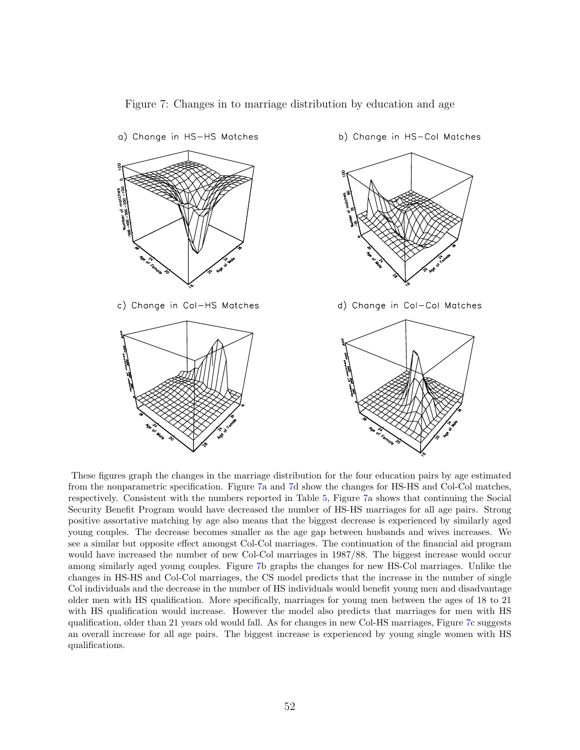Figure 7: Changes in to marriage distribution by education and age

a) Change in HS−HS Matches

b) Change in HS−Col Matches

c) Change in Col−HS Matches

d) Change in Col−Col Matches

These figures graph the changes in the marriage distribution for the four education pairs by age estimated from the nonparametric specification. Figure 7a and 7d show the changes for HS-HS and Col-Col matches, respectively. Consistent with the numbers reported in Table 5, Figure 7a shows that continuing the Social Security Benefit Program would have decreased the number of HS-HS marriages for all age pairs. Strong positive assortative matching by age also means that the biggest decrease is experienced by similarly aged young couples. The decrease becomes smaller as the age gap between husbands and wives increases. We see a similar but opposite effect amongst Col-Col marriages. The continuation of the financial aid program would have increased the number of new Col-Col marriages in 1987/88. The biggest increase would occur among similarly aged young couples. Figure 7b graphs the changes for new HS-Col marriages. Unlike the changes in HS-HS and Col-Col marriages, the CS model predicts that the increase in the number of single Col individuals and the decrease in the number of HS individuals would benefit young men and disadvantage older men with HS qualification. More specifically, marriages for young men between the ages of 18 to 21 with HS qualification would increase. However the model also predicts that marriages for men with HS qualification, older than 21 years old would fall. As for changes in new Col-HS marriages, Figure 7c suggests an overall increase for all age pairs. The biggest increase is experienced by young single women with HS qualifications.